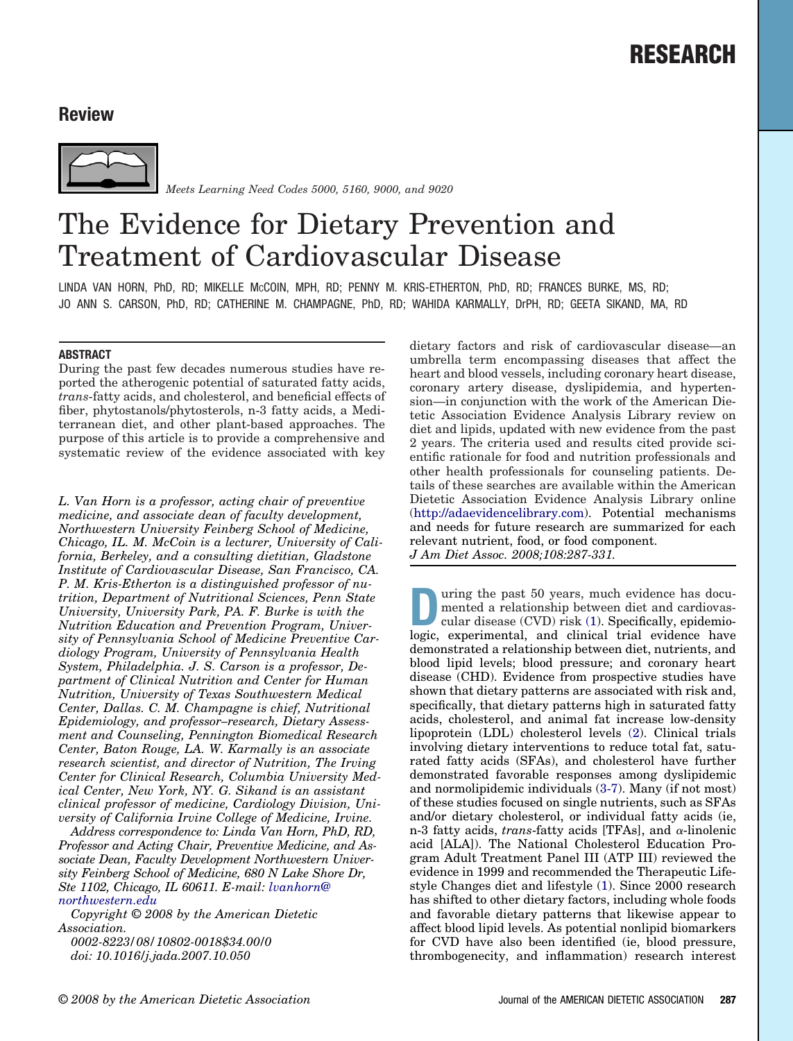RESEARCH

## Review

*Meets Learning Need Codes 5000, 5160, 9000, and 9020*

# The Evidence for Dietary Prevention and Treatment of Cardiovascular Disease

LINDA VAN HORN, PhD, RD; MIKELLE McCOIN, MPH, RD; PENNY M. KRIS-ETHERTON, PhD, RD; FRANCES BURKE, MS, RD; JO ANN S. CARSON, PhD, RD; CATHERINE M. CHAMPAGNE, PhD, RD; WAHIDA KARMALLY, DrPH, RD; GEETA SIKAND, MA, RD

### ABSTRACT

During the past few decades numerous studies have reported the atherogenic potential of saturated fatty acids, *trans*-fatty acids, and cholesterol, and beneficial effects of fiber, phytostanols/phytosterols, n-3 fatty acids, a Mediterranean diet, and other plant-based approaches. The purpose of this article is to provide a comprehensive and systematic review of the evidence associated with key dietary factors and risk of cardiovascular disease—an umbrella term encompassing diseases that affect the heart and blood vessels, including coronary heart disease, coronary artery disease, dyslipidemia, and hypertension—in conjunction with the work of the American Dietetic Association Evidence Analysis Library review on diet and lipids, updated with new evidence from the past 2 years. The criteria used and results cited provide scientific rationale for food and nutrition professionals and other health professionals for counseling patients. Details of these searches are available within the American Dietetic Association Evidence Analysis Library online (http://adaevidencelibrary.com). Potential mechanisms and needs for future research are summarized for each relevant nutrient, food, or food component.
*J Am Diet Assoc. 2008;108:287-331.*

*L. Van Horn is a professor, acting chair of preventive medicine, and associate dean of faculty development, Northwestern University Feinberg School of Medicine, Chicago, IL. M. McCoin is a lecturer, University of California, Berkeley, and a consulting dietitian, Gladstone Institute of Cardiovascular Disease, San Francisco, CA. P. M. Kris-Etherton is a distinguished professor of nutrition, Department of Nutritional Sciences, Penn State University, University Park, PA. F. Burke is with the Nutrition Education and Prevention Program, University of Pennsylvania School of Medicine Preventive Cardiology Program, University of Pennsylvania Health System, Philadelphia. J. S. Carson is a professor, Department of Clinical Nutrition and Center for Human Nutrition, University of Texas Southwestern Medical Center, Dallas. C. M. Champagne is chief, Nutritional Epidemiology, and professor–research, Dietary Assessment and Counseling, Pennington Biomedical Research Center, Baton Rouge, LA. W. Karmally is an associate research scientist, and director of Nutrition, The Irving Center for Clinical Research, Columbia University Medical Center, New York, NY. G. Sikand is an assistant clinical professor of medicine, Cardiology Division, University of California Irvine College of Medicine, Irvine.*

*Address correspondence to: Linda Van Horn, PhD, RD, Professor and Acting Chair, Preventive Medicine, and Associate Dean, Faculty Development Northwestern University Feinberg School of Medicine, 680 N Lake Shore Dr, Ste 1102, Chicago, IL 60611. E-mail: lvanhorn@northwestern.edu*

*Copyright © 2008 by the American Dietetic Association.*
*0002-8223/08/10802-0018$34.00/0*
*doi: 10.1016/j.jada.2007.10.050*

During the past 50 years, much evidence has documented a relationship between diet and cardiovascular disease (CVD) risk (1). Specifically, epidemiologic, experimental, and clinical trial evidence have demonstrated a relationship between diet, nutrients, and blood lipid levels; blood pressure; and coronary heart disease (CHD). Evidence from prospective studies have shown that dietary patterns are associated with risk and, specifically, that dietary patterns high in saturated fatty acids, cholesterol, and animal fat increase low-density lipoprotein (LDL) cholesterol levels (2). Clinical trials involving dietary interventions to reduce total fat, saturated fatty acids (SFAs), and cholesterol have further demonstrated favorable responses among dyslipidemic and normolipidemic individuals (3-7). Many (if not most) of these studies focused on single nutrients, such as SFAs and/or dietary cholesterol, or individual fatty acids (ie, n-3 fatty acids, *trans*-fatty acids [TFAs], and α-linolenic acid [ALA]). The National Cholesterol Education Program Adult Treatment Panel III (ATP III) reviewed the evidence in 1999 and recommended the Therapeutic Lifestyle Changes diet and lifestyle (1). Since 2000 research has shifted to other dietary factors, including whole foods and favorable dietary patterns that likewise appear to affect blood lipid levels. As potential nonlipid biomarkers for CVD have also been identified (ie, blood pressure, thrombogenecity, and inflammation) research interest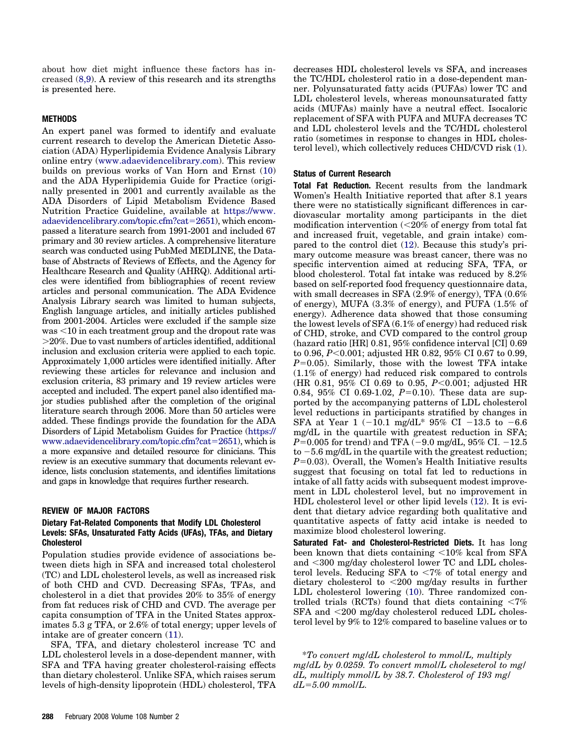about how diet might influence these factors has increased (8,9). A review of this research and its strengths is presented here.

## METHODS

An expert panel was formed to identify and evaluate current research to develop the American Dietetic Association (ADA) Hyperlipidemia Evidence Analysis Library online entry (www.adaevidencelibrary.com). This review builds on previous works of Van Horn and Ernst (10) and the ADA Hyperlipidemia Guide for Practice (originally presented in 2001 and currently available as the ADA Disorders of Lipid Metabolism Evidence Based Nutrition Practice Guideline, available at https://www.adaevidencelibrary.com/topic.cfm?cat=2651), which encompassed a literature search from 1991-2001 and included 67 primary and 30 review articles. A comprehensive literature search was conducted using PubMed MEDLINE, the Database of Abstracts of Reviews of Effects, and the Agency for Healthcare Research and Quality (AHRQ). Additional articles were identified from bibliographies of recent review articles and personal communication. The ADA Evidence Analysis Library search was limited to human subjects, English language articles, and initially articles published from 2001-2004. Articles were excluded if the sample size was <10 in each treatment group and the dropout rate was >20%. Due to vast numbers of articles identified, additional inclusion and exclusion criteria were applied to each topic. Approximately 1,000 articles were identified initially. After reviewing these articles for relevance and inclusion and exclusion criteria, 83 primary and 19 review articles were accepted and included. The expert panel also identified major studies published after the completion of the original literature search through 2006. More than 50 articles were added. These findings provide the foundation for the ADA Disorders of Lipid Metabolism Guides for Practice (https://www.adaevidencelibrary.com/topic.cfm?cat=2651), which is a more expansive and detailed resource for clinicians. This review is an executive summary that documents relevant evidence, lists conclusion statements, and identifies limitations and gaps in knowledge that requires further research.

## REVIEW OF MAJOR FACTORS

### Dietary Fat-Related Components that Modify LDL Cholesterol Levels: SFAs, Unsaturated Fatty Acids (UFAs), TFAs, and Dietary Cholesterol

Population studies provide evidence of associations between diets high in SFA and increased total cholesterol (TC) and LDL cholesterol levels, as well as increased risk of both CHD and CVD. Decreasing SFAs, TFAs, and cholesterol in a diet that provides 20% to 35% of energy from fat reduces risk of CHD and CVD. The average per capita consumption of TFA in the United States approximates 5.3 g TFA, or 2.6% of total energy; upper levels of intake are of greater concern (11).

SFA, TFA, and dietary cholesterol increase TC and LDL cholesterol levels in a dose-dependent manner, with SFA and TFA having greater cholesterol-raising effects than dietary cholesterol. Unlike SFA, which raises serum levels of high-density lipoprotein (HDL) cholesterol, TFA decreases HDL cholesterol levels vs SFA, and increases the TC/HDL cholesterol ratio in a dose-dependent manner. Polyunsaturated fatty acids (PUFAs) lower TC and LDL cholesterol levels, whereas monounsaturated fatty acids (MUFAs) mainly have a neutral effect. Isocaloric replacement of SFA with PUFA and MUFA decreases TC and LDL cholesterol levels and the TC/HDL cholesterol ratio (sometimes in response to changes in HDL cholesterol level), which collectively reduces CHD/CVD risk (1).

### Status of Current Research

**Total Fat Reduction.** Recent results from the landmark Women's Health Initiative reported that after 8.1 years there were no statistically significant differences in cardiovascular mortality among participants in the diet modification intervention (<20% of energy from total fat and increased fruit, vegetable, and grain intake) compared to the control diet (12). Because this study's primary outcome measure was breast cancer, there was no specific intervention aimed at reducing SFA, TFA, or blood cholesterol. Total fat intake was reduced by 8.2% based on self-reported food frequency questionnaire data, with small decreases in SFA (2.9% of energy), TFA (0.6% of energy), MUFA (3.3% of energy), and PUFA (1.5% of energy). Adherence data showed that those consuming the lowest levels of SFA (6.1% of energy) had reduced risk of CHD, stroke, and CVD compared to the control group (hazard ratio [HR] 0.81, 95% confidence interval [CI] 0.69 to 0.96, $P<0.001$; adjusted HR 0.82, 95% CI 0.67 to 0.99, $P=0.05$). Similarly, those with the lowest TFA intake (1.1% of energy) had reduced risk compared to controls (HR 0.81, 95% CI 0.69 to 0.95, $P<0.001$; adjusted HR 0.84, 95% CI 0.69-1.02, $P=0.10$). These data are supported by the accompanying patterns of LDL cholesterol level reductions in participants stratified by changes in SFA at Year 1 (−10.1 mg/dL* 95% CI −13.5 to −6.6 mg/dL in the quartile with greatest reduction in SFA; $P=0.005$ for trend) and TFA (−9.0 mg/dL, 95% CI. −12.5 to −5.6 mg/dL in the quartile with the greatest reduction; $P=0.03$). Overall, the Women's Health Initiative results suggest that focusing on total fat led to reductions in intake of all fatty acids with subsequent modest improvement in LDL cholesterol level, but no improvement in HDL cholesterol level or other lipid levels (12). It is evident that dietary advice regarding both qualitative and quantitative aspects of fatty acid intake is needed to maximize blood cholesterol lowering.

**Saturated Fat- and Cholesterol-Restricted Diets.** It has long been known that diets containing <10% kcal from SFA and <300 mg/day cholesterol lower TC and LDL cholesterol levels. Reducing SFA to <7% of total energy and dietary cholesterol to <200 mg/day results in further LDL cholesterol lowering (10). Three randomized controlled trials (RCTs) found that diets containing <7% SFA and <200 mg/day cholesterol reduced LDL cholesterol level by 9% to 12% compared to baseline values or to

*\*To convert mg/dL cholesterol to mmol/L, multiply mg/dL by 0.0259. To convert mmol/L choleseterol to mg/dL, multiply mmol/L by 38.7. Cholesterol of 193 mg/dL=5.00 mmol/L.*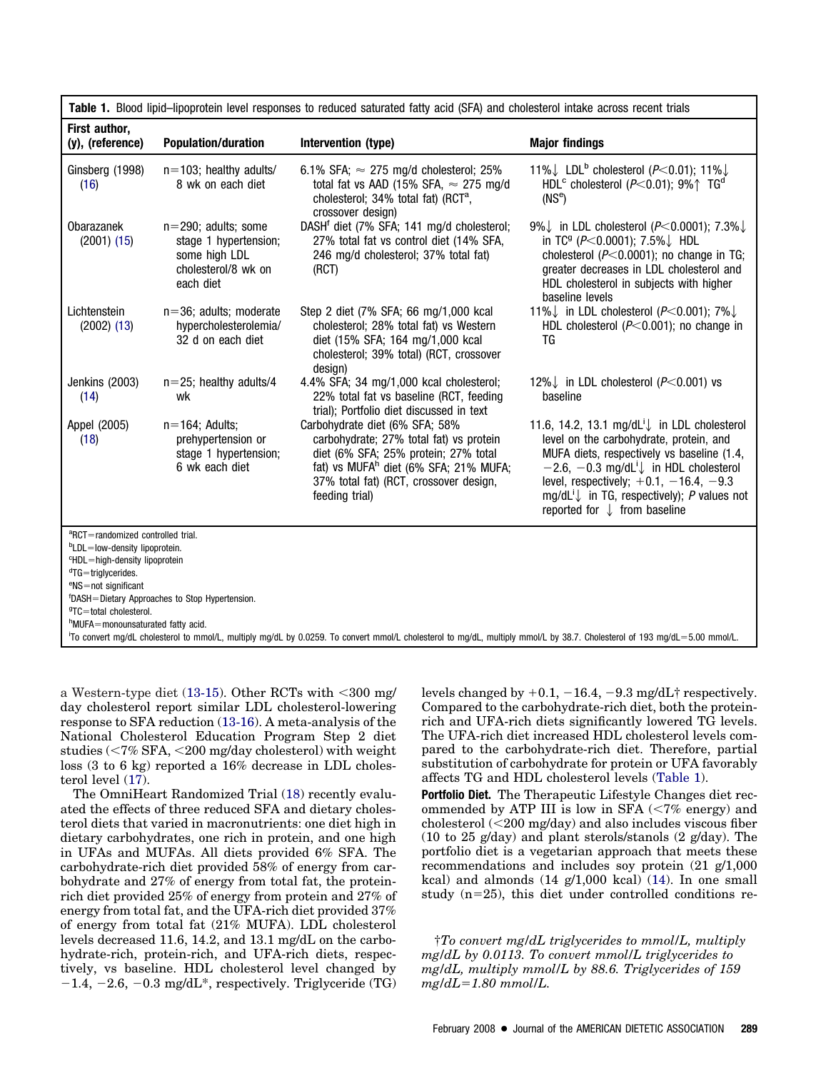**Table 1.** Blood lipid–lipoprotein level responses to reduced saturated fatty acid (SFA) and cholesterol intake across recent trials

| First author, (y), (reference) | Population/duration | Intervention (type) | Major findings |
| --- | --- | --- | --- |
| Ginsberg (1998) (16) | n=103; healthy adults/ 8 wk on each diet | 6.1% SFA; ≈ 275 mg/d cholesterol; 25% total fat vs AAD (15% SFA, ≈ 275 mg/d cholesterol; 34% total fat) (RCT[a], crossover design) | 11%↓ LDL[b] cholesterol ($P<0.01$); 11%↓ HDL[c] cholesterol ($P<0.01$); 9%↑ TG[d] (NS[e]) |
| Obarazanek (2001) (15) | n=290; adults; some stage 1 hypertension; some high LDL cholesterol/8 wk on each diet | DASH[f] diet (7% SFA; 141 mg/d cholesterol; 27% total fat vs control diet (14% SFA, 246 mg/d cholesterol; 37% total fat) (RCT) | 9%↓ in LDL cholesterol ($P<0.0001$); 7.3%↓ in TC[g] ($P<0.0001$); 7.5%↓ HDL cholesterol ($P<0.0001$); no change in TG; greater decreases in LDL cholesterol and HDL cholesterol in subjects with higher baseline levels |
| Lichtenstein (2002) (13) | n=36; adults; moderate hypercholesterolemia/ 32 d on each diet | Step 2 diet (7% SFA; 66 mg/1,000 kcal cholesterol; 28% total fat) vs Western diet (15% SFA; 164 mg/1,000 kcal cholesterol; 39% total) (RCT, crossover design) | 11%↓ in LDL cholesterol ($P<0.001$); 7%↓ HDL cholesterol ($P<0.001$); no change in TG |
| Jenkins (2003) (14) | n=25; healthy adults/4 wk | 4.4% SFA; 34 mg/1,000 kcal cholesterol; 22% total fat vs baseline (RCT, feeding trial); Portfolio diet discussed in text | 12%↓ in LDL cholesterol ($P<0.001$) vs baseline |
| Appel (2005) (18) | n=164; Adults; prehypertension or stage 1 hypertension; 6 wk each diet | Carbohydrate diet (6% SFA; 58% carbohydrate; 27% total fat) vs protein diet (6% SFA; 25% protein; 27% total fat) vs MUFA[h] diet (6% SFA; 21% MUFA; 37% total fat) (RCT, crossover design, feeding trial) | 11.6, 14.2, 13.1 mg/dL[i]↓ in LDL cholesterol level on the carbohydrate, protein, and MUFA diets, respectively vs baseline (1.4, −2.6, −0.3 mg/dL[i]↓ in HDL cholesterol level, respectively; +0.1, −16.4, −9.3 mg/dL[i]↓ in TG, respectively); P values not reported for ↓ from baseline |

[a]RCT=randomized controlled trial.
[b]LDL=low-density lipoprotein.
[c]HDL=high-density lipoprotein
[d]TG=triglycerides.
[e]NS=not significant
[f]DASH=Dietary Approaches to Stop Hypertension.
[g]TC=total cholesterol.
[h]MUFA=monounsaturated fatty acid.
[i]To convert mg/dL cholesterol to mmol/L, multiply mg/dL by 0.0259. To convert mmol/L cholesterol to mg/dL, multiply mmol/L by 38.7. Cholesterol of 193 mg/dL=5.00 mmol/L.

a Western-type diet (13-15). Other RCTs with <300 mg/day cholesterol report similar LDL cholesterol-lowering response to SFA reduction (13-16). A meta-analysis of the National Cholesterol Education Program Step 2 diet studies (<7% SFA, <200 mg/day cholesterol) with weight loss (3 to 6 kg) reported a 16% decrease in LDL cholesterol level (17).

The OmniHeart Randomized Trial (18) recently evaluated the effects of three reduced SFA and dietary cholesterol diets that varied in macronutrients: one diet high in dietary carbohydrates, one rich in protein, and one high in UFAs and MUFAs. All diets provided 6% SFA. The carbohydrate-rich diet provided 58% of energy from carbohydrate and 27% of energy from total fat, the protein-rich diet provided 25% of energy from protein and 27% of energy from total fat, and the UFA-rich diet provided 37% of energy from total fat (21% MUFA). LDL cholesterol levels decreased 11.6, 14.2, and 13.1 mg/dL on the carbohydrate-rich, protein-rich, and UFA-rich diets, respectively, vs baseline. HDL cholesterol level changed by −1.4, −2.6, −0.3 mg/dL*, respectively. Triglyceride (TG) levels changed by +0.1, −16.4, −9.3 mg/dL† respectively. Compared to the carbohydrate-rich diet, both the protein-rich and UFA-rich diets significantly lowered TG levels. The UFA-rich diet increased HDL cholesterol levels compared to the carbohydrate-rich diet. Therefore, partial substitution of carbohydrate for protein or UFA favorably affects TG and HDL cholesterol levels (Table 1).

**Portfolio Diet.** The Therapeutic Lifestyle Changes diet recommended by ATP III is low in SFA (<7% energy) and cholesterol (<200 mg/day) and also includes viscous fiber (10 to 25 g/day) and plant sterols/stanols (2 g/day). The portfolio diet is a vegetarian approach that meets these recommendations and includes soy protein (21 g/1,000 kcal) and almonds (14 g/1,000 kcal) (14). In one small study (n=25), this diet under controlled conditions re-

*†To convert mg/dL triglycerides to mmol/L, multiply mg/dL by 0.0113. To convert mmol/L triglycerides to mg/dL, multiply mmol/L by 88.6. Triglycerides of 159 mg/dL=1.80 mmol/L.*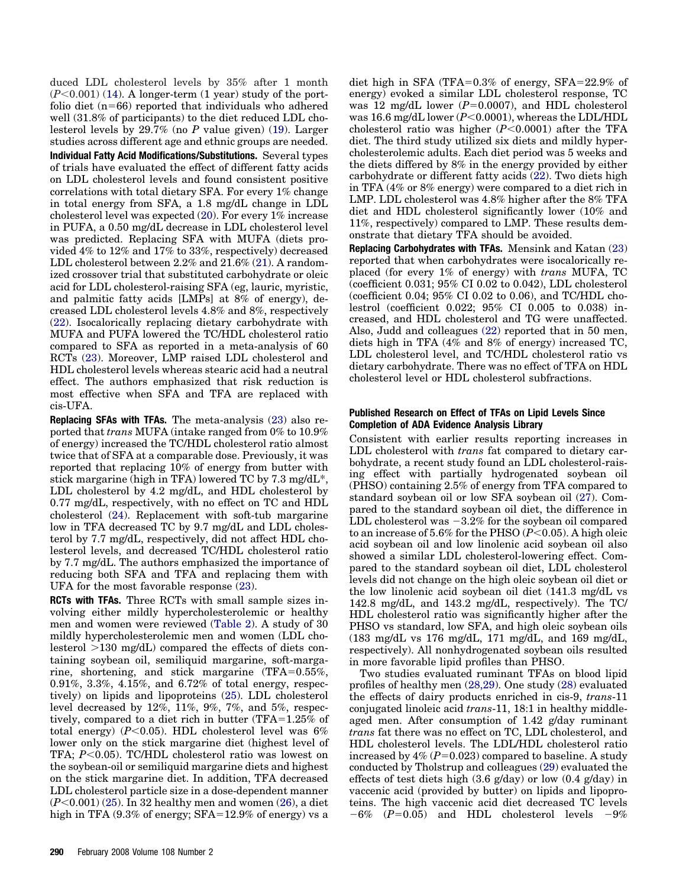duced LDL cholesterol levels by 35% after 1 month ($P<0.001$) (14). A longer-term (1 year) study of the portfolio diet (n=66) reported that individuals who adhered well (31.8% of participants) to the diet reduced LDL cholesterol levels by 29.7% (no $P$ value given) (19). Larger studies across different age and ethnic groups are needed.

**Individual Fatty Acid Modifications/Substitutions.** Several types of trials have evaluated the effect of different fatty acids on LDL cholesterol levels and found consistent positive correlations with total dietary SFA. For every 1% change in total energy from SFA, a 1.8 mg/dL change in LDL cholesterol level was expected (20). For every 1% increase in PUFA, a 0.50 mg/dL decrease in LDL cholesterol level was predicted. Replacing SFA with MUFA (diets provided 4% to 12% and 17% to 33%, respectively) decreased LDL cholesterol between 2.2% and 21.6% (21). A randomized crossover trial that substituted carbohydrate or oleic acid for LDL cholesterol-raising SFA (eg, lauric, myristic, and palmitic fatty acids [LMPs] at 8% of energy), decreased LDL cholesterol levels 4.8% and 8%, respectively (22). Isocalorically replacing dietary carbohydrate with MUFA and PUFA lowered the TC/HDL cholesterol ratio compared to SFA as reported in a meta-analysis of 60 RCTs (23). Moreover, LMP raised LDL cholesterol and HDL cholesterol levels whereas stearic acid had a neutral effect. The authors emphasized that risk reduction is most effective when SFA and TFA are replaced with cis-UFA.

**Replacing SFAs with TFAs.** The meta-analysis (23) also reported that *trans* MUFA (intake ranged from 0% to 10.9% of energy) increased the TC/HDL cholesterol ratio almost twice that of SFA at a comparable dose. Previously, it was reported that replacing 10% of energy from butter with stick margarine (high in TFA) lowered TC by 7.3 mg/dL*, LDL cholesterol by 4.2 mg/dL, and HDL cholesterol by 0.77 mg/dL, respectively, with no effect on TC and HDL cholesterol (24). Replacement with soft-tub margarine low in TFA decreased TC by 9.7 mg/dL and LDL cholesterol by 7.7 mg/dL, respectively, did not affect HDL cholesterol levels, and decreased TC/HDL cholesterol ratio by 7.7 mg/dL. The authors emphasized the importance of reducing both SFA and TFA and replacing them with UFA for the most favorable response (23).

**RCTs with TFAs.** Three RCTs with small sample sizes involving either mildly hypercholesterolemic or healthy men and women were reviewed (Table 2). A study of 30 mildly hypercholesterolemic men and women (LDL cholesterol >130 mg/dL) compared the effects of diets containing soybean oil, semiliquid margarine, soft-margarine, shortening, and stick margarine (TFA=0.55%, 0.91%, 3.3%, 4.15%, and 6.72% of total energy, respectively) on lipids and lipoproteins (25). LDL cholesterol level decreased by 12%, 11%, 9%, 7%, and 5%, respectively, compared to a diet rich in butter (TFA=1.25% of total energy) ($P<0.05$). HDL cholesterol level was 6% lower only on the stick margarine diet (highest level of TFA; $P<0.05$). TC/HDL cholesterol ratio was lowest on the soybean-oil or semiliquid margarine diets and highest on the stick margarine diet. In addition, TFA decreased LDL cholesterol particle size in a dose-dependent manner ($P<0.001$) (25). In 32 healthy men and women (26), a diet high in TFA (9.3% of energy; SFA=12.9% of energy) vs a diet high in SFA (TFA=0.3% of energy, SFA=22.9% of energy) evoked a similar LDL cholesterol response, TC was 12 mg/dL lower ($P=0.0007$), and HDL cholesterol was 16.6 mg/dL lower ($P<0.0001$), whereas the LDL/HDL cholesterol ratio was higher ($P<0.0001$) after the TFA diet. The third study utilized six diets and mildly hypercholesterolemic adults. Each diet period was 5 weeks and the diets differed by 8% in the energy provided by either carbohydrate or different fatty acids (22). Two diets high in TFA (4% or 8% energy) were compared to a diet rich in LMP. LDL cholesterol was 4.8% higher after the 8% TFA diet and HDL cholesterol significantly lower (10% and 11%, respectively) compared to LMP. These results demonstrate that dietary TFA should be avoided.

**Replacing Carbohydrates with TFAs.** Mensink and Katan (23) reported that when carbohydrates were isocalorically replaced (for every 1% of energy) with *trans* MUFA, TC (coefficient 0.031; 95% CI 0.02 to 0.042), LDL cholesterol (coefficient 0.04; 95% CI 0.02 to 0.06), and TC/HDL cholestrol (coefficient 0.022; 95% CI 0.005 to 0.038) increased, and HDL cholesterol and TG were unaffected. Also, Judd and colleagues (22) reported that in 50 men, diets high in TFA (4% and 8% of energy) increased TC, LDL cholesterol level, and TC/HDL cholesterol ratio vs dietary carbohydrate. There was no effect of TFA on HDL cholesterol level or HDL cholesterol subfractions.

### Published Research on Effect of TFAs on Lipid Levels Since Completion of ADA Evidence Analysis Library

Consistent with earlier results reporting increases in LDL cholesterol with *trans* fat compared to dietary carbohydrate, a recent study found an LDL cholesterol-raising effect with partially hydrogenated soybean oil (PHSO) containing 2.5% of energy from TFA compared to standard soybean oil or low SFA soybean oil (27). Compared to the standard soybean oil diet, the difference in LDL cholesterol was −3.2% for the soybean oil compared to an increase of 5.6% for the PHSO ($P<0.05$). A high oleic acid soybean oil and low linolenic acid soybean oil also showed a similar LDL cholesterol-lowering effect. Compared to the standard soybean oil diet, LDL cholesterol levels did not change on the high oleic soybean oil diet or the low linolenic acid soybean oil diet (141.3 mg/dL vs 142.8 mg/dL, and 143.2 mg/dL, respectively). The TC/HDL cholesterol ratio was significantly higher after the PHSO vs standard, low SFA, and high oleic soybean oils (183 mg/dL vs 176 mg/dL, 171 mg/dL, and 169 mg/dL, respectively). All nonhydrogenated soybean oils resulted in more favorable lipid profiles than PHSO.

Two studies evaluated ruminant TFAs on blood lipid profiles of healthy men (28,29). One study (28) evaluated the effects of dairy products enriched in cis-9, *trans*-11 conjugated linoleic acid *trans*-11, 18:1 in healthy middle-aged men. After consumption of 1.42 g/day ruminant *trans* fat there was no effect on TC, LDL cholesterol, and HDL cholesterol levels. The LDL/HDL cholesterol ratio increased by 4% ($P=0.023$) compared to baseline. A study conducted by Tholstrup and colleagues (29) evaluated the effects of test diets high (3.6 g/day) or low (0.4 g/day) in vaccenic acid (provided by butter) on lipids and lipoproteins. The high vaccenic acid diet decreased TC levels −6% ($P=0.05$) and HDL cholesterol levels −9%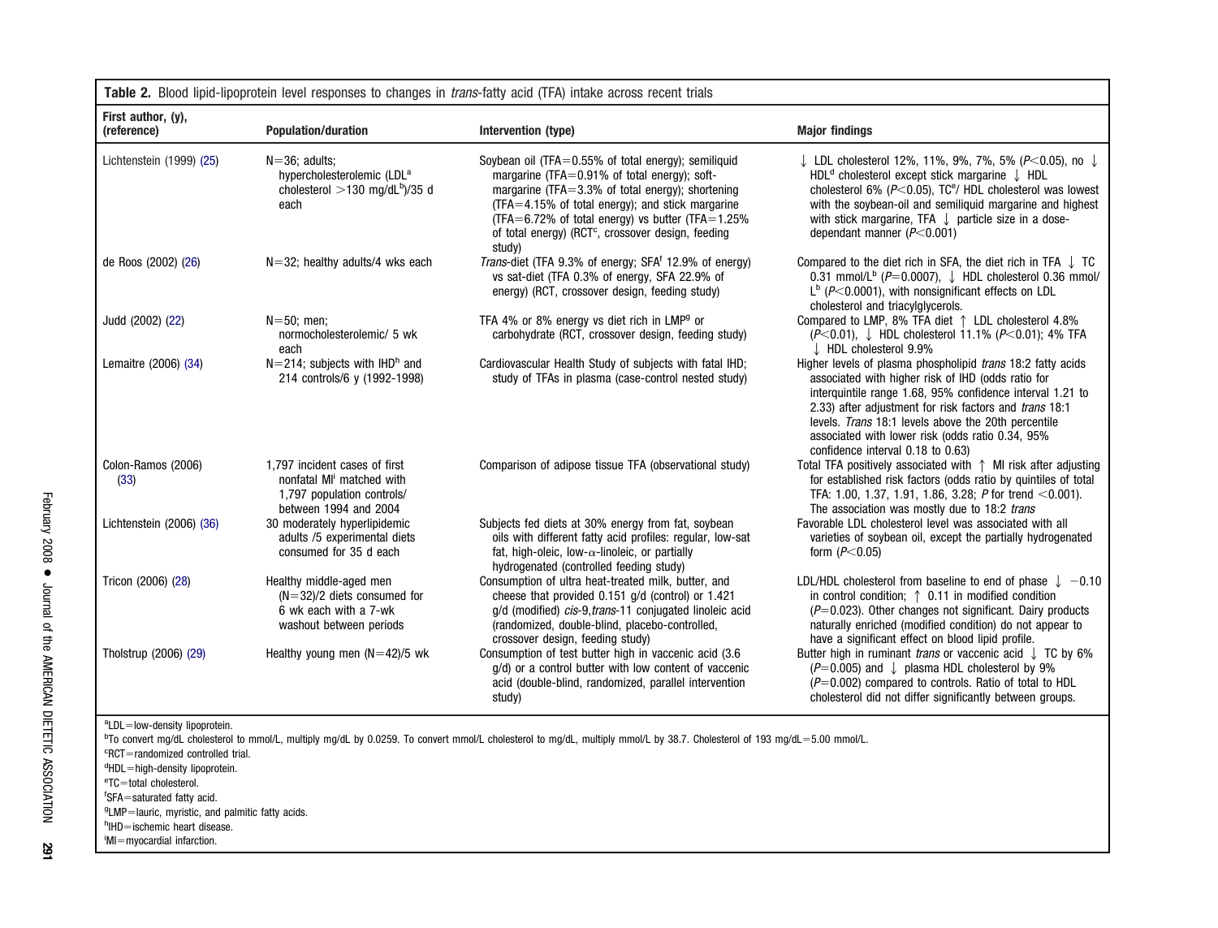**Table 2.** Blood lipid-lipoprotein level responses to changes in *trans*-fatty acid (TFA) intake across recent trials

| First author, (y), (reference) | Population/duration | Intervention (type) | Major findings |
|---|---|---|---|
| Lichtenstein (1999) (25) | N=36; adults; hypercholesterolemic (LDL[a] cholesterol >130 mg/dL[b])/35 d each | Soybean oil (TFA=0.55% of total energy); semiliquid margarine (TFA=0.91% of total energy); soft-margarine (TFA=3.3% of total energy); shortening (TFA=4.15% of total energy); and stick margarine (TFA=6.72% of total energy) vs butter (TFA=1.25% of total energy) (RCT[c], crossover design, feeding study) | ↓ LDL cholesterol 12%, 11%, 9%, 7%, 5% ($P<0.05$), no ↓ HDL[d] cholesterol except stick margarine ↓ HDL cholesterol 6% ($P<0.05$), TC[e]/ HDL cholesterol was lowest with the soybean-oil and semiliquid margarine and highest with stick margarine, TFA ↓ particle size in a dose-dependant manner ($P<0.001$) |
| de Roos (2002) (26) | N=32; healthy adults/4 wks each | *Trans*-diet (TFA 9.3% of energy; SFA[f] 12.9% of energy) vs sat-diet (TFA 0.3% of energy, SFA 22.9% of energy) (RCT, crossover design, feeding study) | Compared to the diet rich in SFA, the diet rich in TFA ↓ TC 0.31 mmol/L[b] ($P=0.0007$), ↓ HDL cholesterol 0.36 mmol/L[b] ($P<0.0001$), with nonsignificant effects on LDL cholesterol and triacylglycerols. |
| Judd (2002) (22) | N=50; men; normocholesterolemic/ 5 wk each | TFA 4% or 8% energy vs diet rich in LMP[g] or carbohydrate (RCT, crossover design, feeding study) | Compared to LMP, 8% TFA diet ↑ LDL cholesterol 4.8% ($P<0.01$), ↓ HDL cholesterol 11.1% ($P<0.01$); 4% TFA ↓ HDL cholesterol 9.9% |
| Lemaitre (2006) (34) | N=214; subjects with IHD[h] and 214 controls/6 y (1992-1998) | Cardiovascular Health Study of subjects with fatal IHD; study of TFAs in plasma (case-control nested study) | Higher levels of plasma phospholipid *trans* 18:2 fatty acids associated with higher risk of IHD (odds ratio for interquintile range 1.68, 95% confidence interval 1.21 to 2.33) after adjustment for risk factors and *trans* 18:1 levels. *Trans* 18:1 levels above the 20th percentile associated with lower risk (odds ratio 0.34, 95% confidence interval 0.18 to 0.63) |
| Colon-Ramos (2006) (33) | 1,797 incident cases of first nonfatal MI[i] matched with 1,797 population controls/ between 1994 and 2004 | Comparison of adipose tissue TFA (observational study) | Total TFA positively associated with ↑ MI risk after adjusting for established risk factors (odds ratio by quintiles of total TFA: 1.00, 1.37, 1.91, 1.86, 3.28; $P$ for trend <0.001). The association was mostly due to 18:2 *trans* |
| Lichtenstein (2006) (36) | 30 moderately hyperlipidemic adults /5 experimental diets consumed for 35 d each | Subjects fed diets at 30% energy from fat, soybean oils with different fatty acid profiles: regular, low-sat fat, high-oleic, low-$\alpha$-linoleic, or partially hydrogenated (controlled feeding study) | Favorable LDL cholesterol level was associated with all varieties of soybean oil, except the partially hydrogenated form ($P<0.05$) |
| Tricon (2006) (28) | Healthy middle-aged men (N=32)/2 diets consumed for 6 wk each with a 7-wk washout between periods | Consumption of ultra heat-treated milk, butter, and cheese that provided 0.151 g/d (control) or 1.421 g/d (modified) *cis*-9,*trans*-11 conjugated linoleic acid (randomized, double-blind, placebo-controlled, crossover design, feeding study) | LDL/HDL cholesterol from baseline to end of phase ↓ −0.10 in control condition; ↑ 0.11 in modified condition ($P=0.023$). Other changes not significant. Dairy products naturally enriched (modified condition) do not appear to have a significant effect on blood lipid profile. |
| Tholstrup (2006) (29) | Healthy young men (N=42)/5 wk | Consumption of test butter high in vaccenic acid (3.6 g/d) or a control butter with low content of vaccenic acid (double-blind, randomized, parallel intervention study) | Butter high in ruminant *trans* or vaccenic acid ↓ TC by 6% ($P=0.005$) and ↓ plasma HDL cholesterol by 9% ($P=0.002$) compared to controls. Ratio of total to HDL cholesterol did not differ significantly between groups. |

[a]LDL=low-density lipoprotein.
[b]To convert mg/dL cholesterol to mmol/L, multiply mg/dL by 0.0259. To convert mmol/L cholesterol to mg/dL, multiply mmol/L by 38.7. Cholesterol of 193 mg/dL=5.00 mmol/L.
[c]RCT=randomized controlled trial.
[d]HDL=high-density lipoprotein.
[e]TC=total cholesterol.
[f]SFA=saturated fatty acid.
[g]LMP=lauric, myristic, and palmitic fatty acids.
[h]IHD=ischemic heart disease.
[i]MI=myocardial infarction.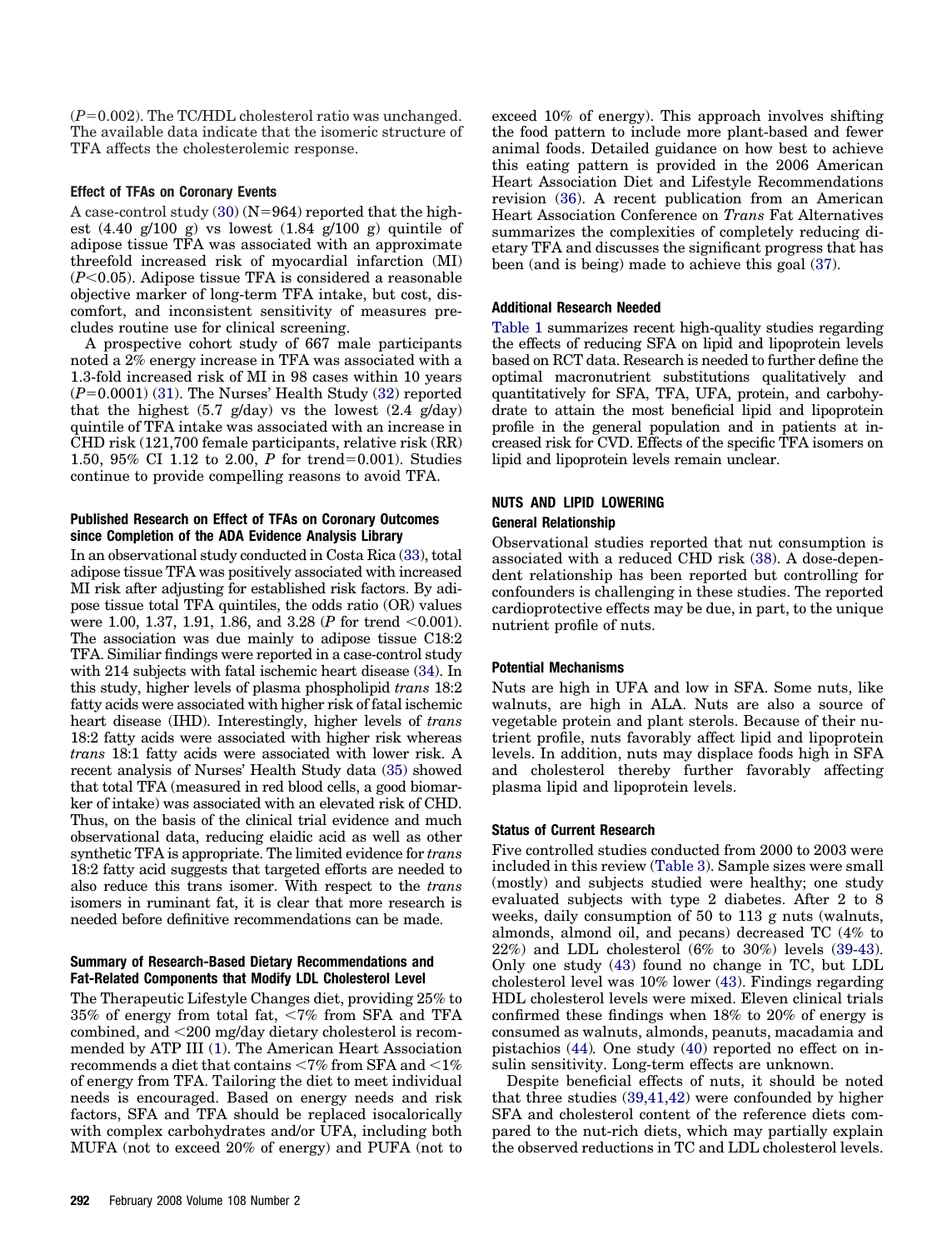($P$=0.002). The TC/HDL cholesterol ratio was unchanged. The available data indicate that the isomeric structure of TFA affects the cholesterolemic response.

### Effect of TFAs on Coronary Events

A case-control study (30) (N=964) reported that the highest (4.40 g/100 g) vs lowest (1.84 g/100 g) quintile of adipose tissue TFA was associated with an approximate threefold increased risk of myocardial infarction (MI) ($P$<0.05). Adipose tissue TFA is considered a reasonable objective marker of long-term TFA intake, but cost, discomfort, and inconsistent sensitivity of measures precludes routine use for clinical screening.

A prospective cohort study of 667 male participants noted a 2% energy increase in TFA was associated with a 1.3-fold increased risk of MI in 98 cases within 10 years ($P$=0.0001) (31). The Nurses' Health Study (32) reported that the highest (5.7 g/day) vs the lowest (2.4 g/day) quintile of TFA intake was associated with an increase in CHD risk (121,700 female participants, relative risk (RR) 1.50, 95% CI 1.12 to 2.00, $P$ for trend=0.001). Studies continue to provide compelling reasons to avoid TFA.

### Published Research on Effect of TFAs on Coronary Outcomes since Completion of the ADA Evidence Analysis Library

In an observational study conducted in Costa Rica (33), total adipose tissue TFA was positively associated with increased MI risk after adjusting for established risk factors. By adipose tissue total TFA quintiles, the odds ratio (OR) values were 1.00, 1.37, 1.91, 1.86, and 3.28 ($P$ for trend <0.001). The association was due mainly to adipose tissue C18:2 TFA. Similiar findings were reported in a case-control study with 214 subjects with fatal ischemic heart disease (34). In this study, higher levels of plasma phospholipid *trans* 18:2 fatty acids were associated with higher risk of fatal ischemic heart disease (IHD). Interestingly, higher levels of *trans* 18:2 fatty acids were associated with higher risk whereas *trans* 18:1 fatty acids were associated with lower risk. A recent analysis of Nurses' Health Study data (35) showed that total TFA (measured in red blood cells, a good biomarker of intake) was associated with an elevated risk of CHD. Thus, on the basis of the clinical trial evidence and much observational data, reducing elaidic acid as well as other synthetic TFA is appropriate. The limited evidence for *trans* 18:2 fatty acid suggests that targeted efforts are needed to also reduce this trans isomer. With respect to the *trans* isomers in ruminant fat, it is clear that more research is needed before definitive recommendations can be made.

### Summary of Research-Based Dietary Recommendations and Fat-Related Components that Modify LDL Cholesterol Level

The Therapeutic Lifestyle Changes diet, providing 25% to 35% of energy from total fat, <7% from SFA and TFA combined, and <200 mg/day dietary cholesterol is recommended by ATP III (1). The American Heart Association recommends a diet that contains <7% from SFA and <1% of energy from TFA. Tailoring the diet to meet individual needs is encouraged. Based on energy needs and risk factors, SFA and TFA should be replaced isocalorically with complex carbohydrates and/or UFA, including both MUFA (not to exceed 20% of energy) and PUFA (not to exceed 10% of energy). This approach involves shifting the food pattern to include more plant-based and fewer animal foods. Detailed guidance on how best to achieve this eating pattern is provided in the 2006 American Heart Association Diet and Lifestyle Recommendations revision (36). A recent publication from an American Heart Association Conference on *Trans* Fat Alternatives summarizes the complexities of completely reducing dietary TFA and discusses the significant progress that has been (and is being) made to achieve this goal (37).

### Additional Research Needed

Table 1 summarizes recent high-quality studies regarding the effects of reducing SFA on lipid and lipoprotein levels based on RCT data. Research is needed to further define the optimal macronutrient substitutions qualitatively and quantitatively for SFA, TFA, UFA, protein, and carbohydrate to attain the most beneficial lipid and lipoprotein profile in the general population and in patients at increased risk for CVD. Effects of the specific TFA isomers on lipid and lipoprotein levels remain unclear.

## NUTS AND LIPID LOWERING

### General Relationship

Observational studies reported that nut consumption is associated with a reduced CHD risk (38). A dose-dependent relationship has been reported but controlling for confounders is challenging in these studies. The reported cardioprotective effects may be due, in part, to the unique nutrient profile of nuts.

### Potential Mechanisms

Nuts are high in UFA and low in SFA. Some nuts, like walnuts, are high in ALA. Nuts are also a source of vegetable protein and plant sterols. Because of their nutrient profile, nuts favorably affect lipid and lipoprotein levels. In addition, nuts may displace foods high in SFA and cholesterol thereby further favorably affecting plasma lipid and lipoprotein levels.

### Status of Current Research

Five controlled studies conducted from 2000 to 2003 were included in this review (Table 3). Sample sizes were small (mostly) and subjects studied were healthy; one study evaluated subjects with type 2 diabetes. After 2 to 8 weeks, daily consumption of 50 to 113 g nuts (walnuts, almonds, almond oil, and pecans) decreased TC (4% to 22%) and LDL cholesterol (6% to 30%) levels (39-43). Only one study (43) found no change in TC, but LDL cholesterol level was 10% lower (43). Findings regarding HDL cholesterol levels were mixed. Eleven clinical trials confirmed these findings when 18% to 20% of energy is consumed as walnuts, almonds, peanuts, macadamia and pistachios (44). One study (40) reported no effect on insulin sensitivity. Long-term effects are unknown.

Despite beneficial effects of nuts, it should be noted that three studies (39,41,42) were confounded by higher SFA and cholesterol content of the reference diets compared to the nut-rich diets, which may partially explain the observed reductions in TC and LDL cholesterol levels.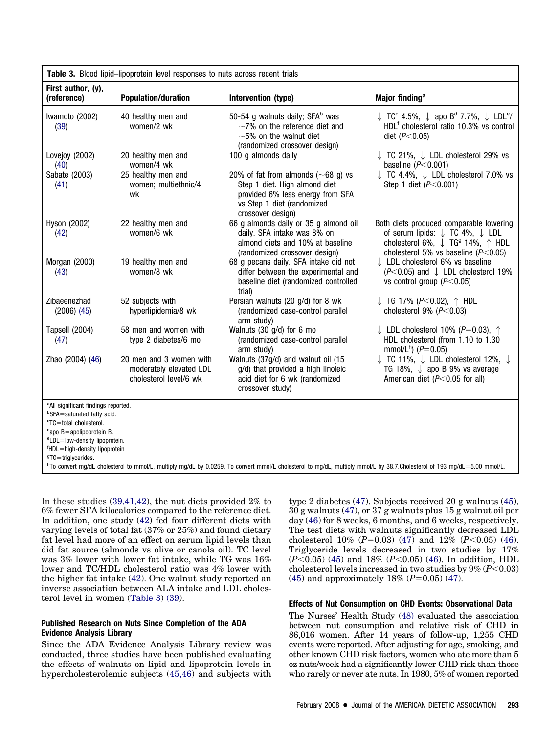**Table 3.** Blood lipid–lipoprotein level responses to nuts across recent trials

| First author, (y), (reference) | Population/duration | Intervention (type) | Major finding[a] |
|---|---|---|---|
| Iwamoto (2002) (39) | 40 healthy men and women/2 wk | 50-54 g walnuts daily; SFA[b] was ~7% on the reference diet and ~5% on the walnut diet (randomized crossover design) | ↓ TC[c] 4.5%, ↓ apo B[d] 7.7%, ↓ LDL[e]/HDL[f] cholesterol ratio 10.3% vs control diet ($P<0.05$) |
| Lovejoy (2002) (40) | 20 healthy men and women/4 wk | 100 g almonds daily | ↓ TC 21%, ↓ LDL cholesterol 29% vs baseline ($P<0.001$) |
| Sabate (2003) (41) | 25 healthy men and women; multiethnic/4 wk | 20% of fat from almonds (~68 g) vs Step 1 diet. High almond diet provided 6% less energy from SFA vs Step 1 diet (randomized crossover design) | ↓ TC 4.4%, ↓ LDL cholesterol 7.0% vs Step 1 diet ($P<0.001$) |
| Hyson (2002) (42) | 22 healthy men and women/6 wk | 66 g almonds daily or 35 g almond oil daily. SFA intake was 8% on almond diets and 10% at baseline (randomized crossover design) | Both diets produced comparable lowering of serum lipids: ↓ TC 4%, ↓ LDL cholesterol 6%, ↓ TG[g] 14%, ↑ HDL cholesterol 5% vs baseline ($P<0.05$) |
| Morgan (2000) (43) | 19 healthy men and women/8 wk | 68 g pecans daily. SFA intake did not differ between the experimental and baseline diet (randomized controlled trial) | ↓ LDL cholesterol 6% vs baseline ($P<0.05$) and ↓ LDL cholesterol 19% vs control group ($P<0.05$) |
| Zibaeenezhad (2006) (45) | 52 subjects with hyperlipidemia/8 wk | Persian walnuts (20 g/d) for 8 wk (randomized case-control parallel arm study) | ↓ TG 17% ($P<0.02$), ↑ HDL cholesterol 9% ($P<0.03$) |
| Tapsell (2004) (47) | 58 men and women with type 2 diabetes/6 mo | Walnuts (30 g/d) for 6 mo (randomized case-control parallel arm study) | ↓ LDL cholesterol 10% ($P=0.03$), ↑ HDL cholesterol (from 1.10 to 1.30 mmol/L[h]) ($P=0.05$) |
| Zhao (2004) (46) | 20 men and 3 women with moderately elevated LDL cholesterol level/6 wk | Walnuts (37g/d) and walnut oil (15 g/d) that provided a high linoleic acid diet for 6 wk (randomized crossover study) | ↓ TC 11%, ↓ LDL cholesterol 12%, ↓ TG 18%, ↓ apo B 9% vs average American diet ($P<0.05$ for all) |

[a]All significant findings reported.
[b]SFA=saturated fatty acid.
[c]TC=total cholesterol.
[d]apo B=apolipoprotein B.
[e]LDL=low-density lipoprotein.
[f]HDL=high-density lipoprotein
[g]TG=triglycerides.
[h]To convert mg/dL cholesterol to mmol/L, multiply mg/dL by 0.0259. To convert mmol/L cholesterol to mg/dL, multiply mmol/L by 38.7.Cholesterol of 193 mg/dL=5.00 mmol/L.

In these studies (39,41,42), the nut diets provided 2% to 6% fewer SFA kilocalories compared to the reference diet. In addition, one study (42) fed four different diets with varying levels of total fat (37% or 25%) and found dietary fat level had more of an effect on serum lipid levels than did fat source (almonds vs olive or canola oil). TC level was 3% lower with lower fat intake, while TG was 16% lower and TC/HDL cholesterol ratio was 4% lower with the higher fat intake (42). One walnut study reported an inverse association between ALA intake and LDL cholesterol level in women (Table 3) (39).

### Published Research on Nuts Since Completion of the ADA Evidence Analysis Library

Since the ADA Evidence Analysis Library review was conducted, three studies have been published evaluating the effects of walnuts on lipid and lipoprotein levels in hypercholesterolemic subjects (45,46) and subjects with type 2 diabetes (47). Subjects received 20 g walnuts (45), 30 g walnuts (47), or 37 g walnuts plus 15 g walnut oil per day (46) for 8 weeks, 6 months, and 6 weeks, respectively. The test diets with walnuts significantly decreased LDL cholesterol 10% ($P=0.03$) (47) and 12% ($P<0.05$) (46). Triglyceride levels decreased in two studies by 17% ($P<0.05$) (45) and 18% ($P<0.05$) (46). In addition, HDL cholesterol levels increased in two studies by 9% ($P<0.03$) (45) and approximately 18% ($P=0.05$) (47).

### Effects of Nut Consumption on CHD Events: Observational Data

The Nurses' Health Study (48) evaluated the association between nut consumption and relative risk of CHD in 86,016 women. After 14 years of follow-up, 1,255 CHD events were reported. After adjusting for age, smoking, and other known CHD risk factors, women who ate more than 5 oz nuts/week had a significantly lower CHD risk than those who rarely or never ate nuts. In 1980, 5% of women reported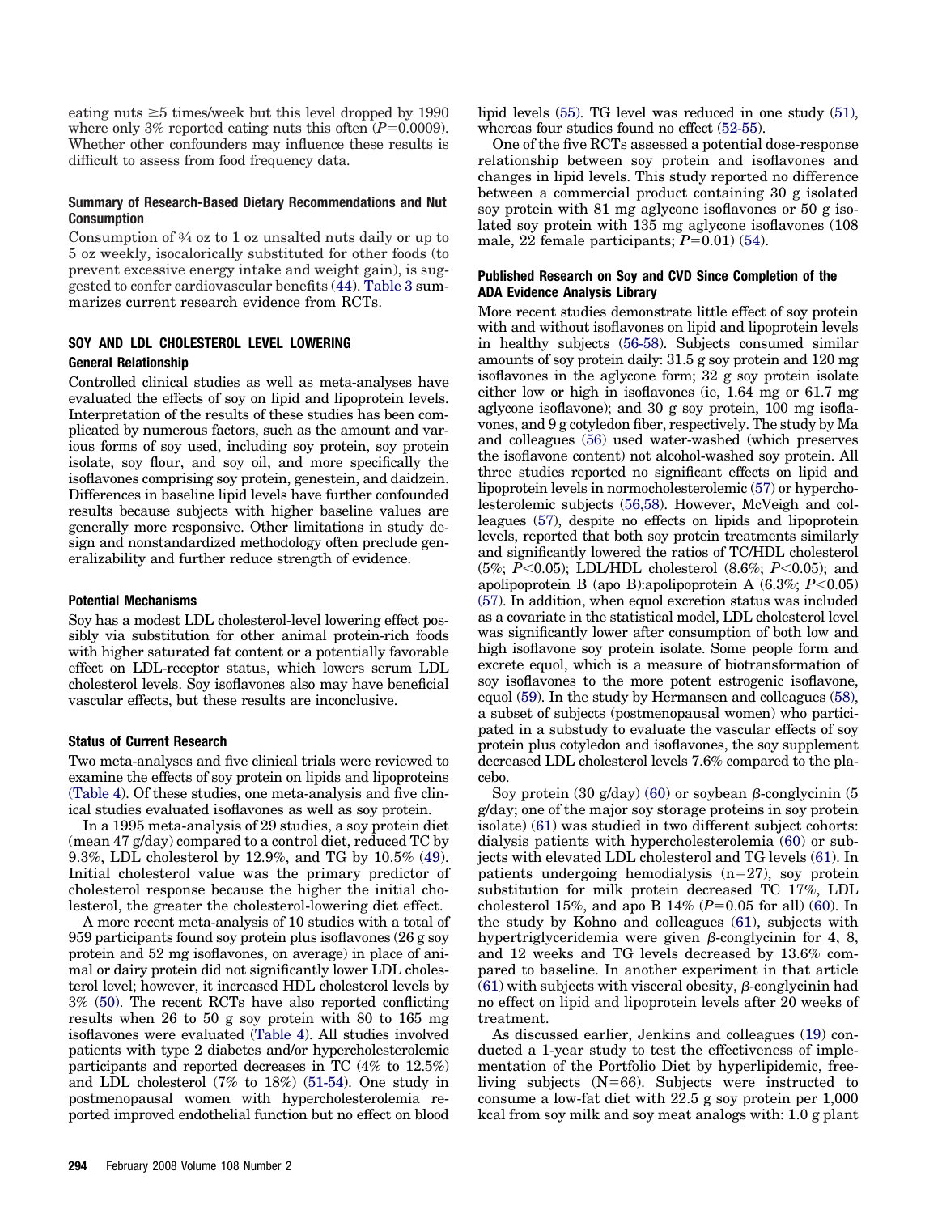eating nuts ≥5 times/week but this level dropped by 1990 where only 3% reported eating nuts this often ($P$=0.0009). Whether other confounders may influence these results is difficult to assess from food frequency data.

#### Summary of Research-Based Dietary Recommendations and Nut Consumption

Consumption of ¾ oz to 1 oz unsalted nuts daily or up to 5 oz weekly, isocalorically substituted for other foods (to prevent excessive energy intake and weight gain), is suggested to confer cardiovascular benefits (44). Table 3 summarizes current research evidence from RCTs.

## SOY AND LDL CHOLESTEROL LEVEL LOWERING

### General Relationship

Controlled clinical studies as well as meta-analyses have evaluated the effects of soy on lipid and lipoprotein levels. Interpretation of the results of these studies has been complicated by numerous factors, such as the amount and various forms of soy used, including soy protein, soy protein isolate, soy flour, and soy oil, and more specifically the isoflavones comprising soy protein, genestein, and daidzein. Differences in baseline lipid levels have further confounded results because subjects with higher baseline values are generally more responsive. Other limitations in study design and nonstandardized methodology often preclude generalizability and further reduce strength of evidence.

### Potential Mechanisms

Soy has a modest LDL cholesterol-level lowering effect possibly via substitution for other animal protein-rich foods with higher saturated fat content or a potentially favorable effect on LDL-receptor status, which lowers serum LDL cholesterol levels. Soy isoflavones also may have beneficial vascular effects, but these results are inconclusive.

### Status of Current Research

Two meta-analyses and five clinical trials were reviewed to examine the effects of soy protein on lipids and lipoproteins (Table 4). Of these studies, one meta-analysis and five clinical studies evaluated isoflavones as well as soy protein.

In a 1995 meta-analysis of 29 studies, a soy protein diet (mean 47 g/day) compared to a control diet, reduced TC by 9.3%, LDL cholesterol by 12.9%, and TG by 10.5% (49). Initial cholesterol value was the primary predictor of cholesterol response because the higher the initial cholesterol, the greater the cholesterol-lowering diet effect.

A more recent meta-analysis of 10 studies with a total of 959 participants found soy protein plus isoflavones (26 g soy protein and 52 mg isoflavones, on average) in place of animal or dairy protein did not significantly lower LDL cholesterol level; however, it increased HDL cholesterol levels by 3% (50). The recent RCTs have also reported conflicting results when 26 to 50 g soy protein with 80 to 165 mg isoflavones were evaluated (Table 4). All studies involved patients with type 2 diabetes and/or hypercholesterolemic participants and reported decreases in TC (4% to 12.5%) and LDL cholesterol (7% to 18%) (51-54). One study in postmenopausal women with hypercholesterolemia reported improved endothelial function but no effect on blood lipid levels (55). TG level was reduced in one study (51), whereas four studies found no effect (52-55).

One of the five RCTs assessed a potential dose-response relationship between soy protein and isoflavones and changes in lipid levels. This study reported no difference between a commercial product containing 30 g isolated soy protein with 81 mg aglycone isoflavones or 50 g isolated soy protein with 135 mg aglycone isoflavones (108 male, 22 female participants; $P$=0.01) (54).

#### Published Research on Soy and CVD Since Completion of the ADA Evidence Analysis Library

More recent studies demonstrate little effect of soy protein with and without isoflavones on lipid and lipoprotein levels in healthy subjects (56-58). Subjects consumed similar amounts of soy protein daily: 31.5 g soy protein and 120 mg isoflavones in the aglycone form; 32 g soy protein isolate either low or high in isoflavones (ie, 1.64 mg or 61.7 mg aglycone isoflavone); and 30 g soy protein, 100 mg isoflavones, and 9 g cotyledon fiber, respectively. The study by Ma and colleagues (56) used water-washed (which preserves the isoflavone content) not alcohol-washed soy protein. All three studies reported no significant effects on lipid and lipoprotein levels in normocholesterolemic (57) or hypercholesterolemic subjects (56,58). However, McVeigh and colleagues (57), despite no effects on lipids and lipoprotein levels, reported that both soy protein treatments similarly and significantly lowered the ratios of TC/HDL cholesterol (5%; $P<0.05$); LDL/HDL cholesterol (8.6%; $P<0.05$); and apolipoprotein B (apo B):apolipoprotein A (6.3%; $P<0.05$) (57). In addition, when equol excretion status was included as a covariate in the statistical model, LDL cholesterol level was significantly lower after consumption of both low and high isoflavone soy protein isolate. Some people form and excrete equol, which is a measure of biotransformation of soy isoflavones to the more potent estrogenic isoflavone, equol (59). In the study by Hermansen and colleagues (58), a subset of subjects (postmenopausal women) who participated in a substudy to evaluate the vascular effects of soy protein plus cotyledon and isoflavones, the soy supplement decreased LDL cholesterol levels 7.6% compared to the placebo.

Soy protein (30 g/day) (60) or soybean β-conglycinin (5 g/day; one of the major soy storage proteins in soy protein isolate) (61) was studied in two different subject cohorts: dialysis patients with hypercholesterolemia (60) or subjects with elevated LDL cholesterol and TG levels (61). In patients undergoing hemodialysis (n=27), soy protein substitution for milk protein decreased TC 17%, LDL cholesterol 15%, and apo B 14% ($P$=0.05 for all) (60). In the study by Kohno and colleagues (61), subjects with hypertriglyceridemia were given β-conglycinin for 4, 8, and 12 weeks and TG levels decreased by 13.6% compared to baseline. In another experiment in that article (61) with subjects with visceral obesity, β-conglycinin had no effect on lipid and lipoprotein levels after 20 weeks of treatment.

As discussed earlier, Jenkins and colleagues (19) conducted a 1-year study to test the effectiveness of implementation of the Portfolio Diet by hyperlipidemic, free-living subjects (N=66). Subjects were instructed to consume a low-fat diet with 22.5 g soy protein per 1,000 kcal from soy milk and soy meat analogs with: 1.0 g plant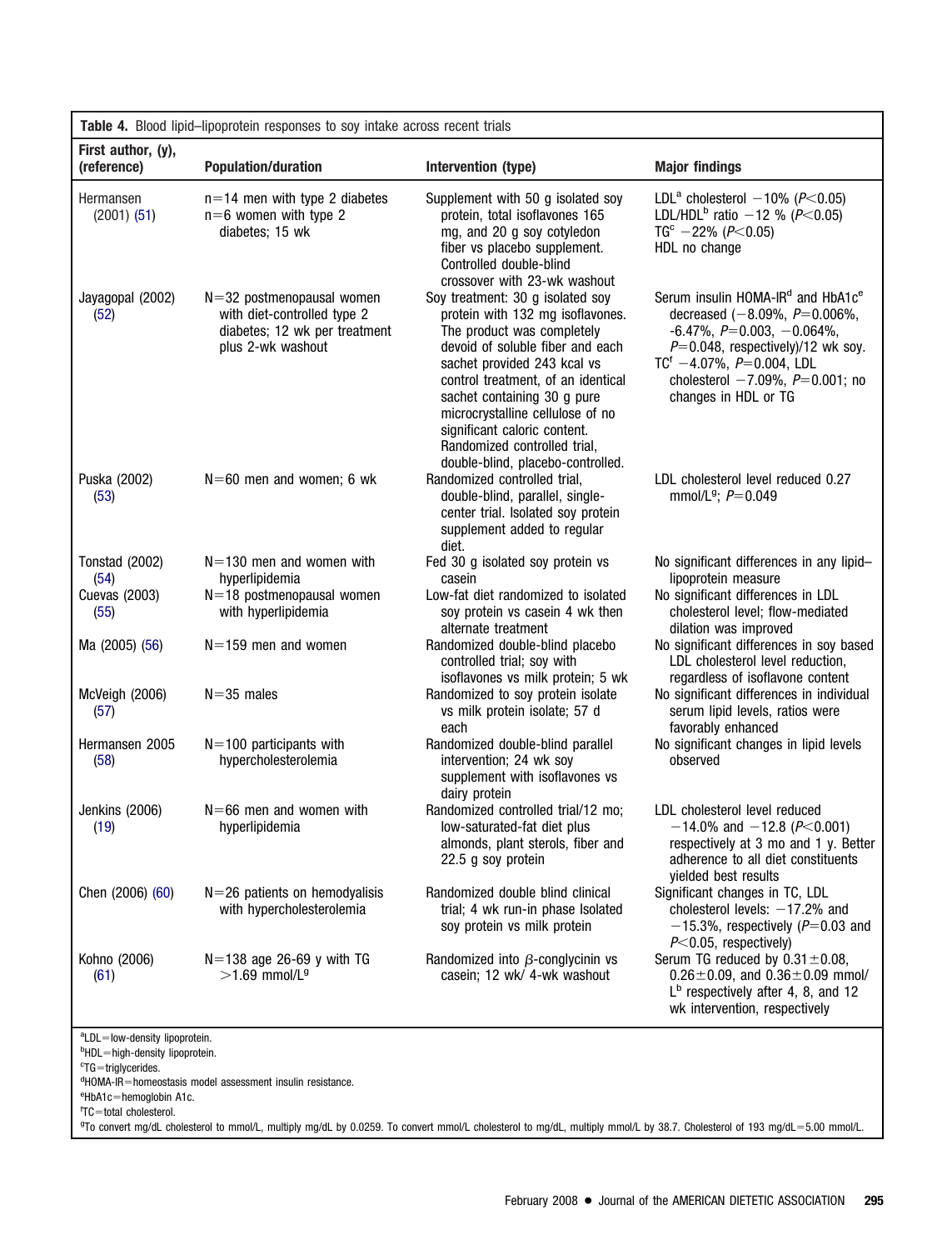**Table 4.** Blood lipid–lipoprotein responses to soy intake across recent trials

| First author, (y), (reference) | Population/duration | Intervention (type) | Major findings |
|---|---|---|---|
| Hermansen (2001) (51) | n=14 men with type 2 diabetes n=6 women with type 2 diabetes; 15 wk | Supplement with 50 g isolated soy protein, total isoflavones 165 mg, and 20 g soy cotyledon fiber vs placebo supplement. Controlled double-blind crossover with 23-wk washout | LDL[a] cholesterol −10% ($P<0.05$) LDL/HDL[b] ratio −12 % ($P<0.05$) TG[c] −22% ($P<0.05$) HDL no change |
| Jayagopal (2002) (52) | N=32 postmenopausal women with diet-controlled type 2 diabetes; 12 wk per treatment plus 2-wk washout | Soy treatment: 30 g isolated soy protein with 132 mg isoflavones. The product was completely devoid of soluble fiber and each sachet provided 243 kcal vs control treatment, of an identical sachet containing 30 g pure microcrystalline cellulose of no significant caloric content. Randomized controlled trial, double-blind, placebo-controlled. | Serum insulin HOMA-IR[d] and HbA1c[e] decreased (−8.09%, $P=0.006\%$, -6.47%, $P=0.003$, −0.064%, $P=0.048$, respectively)/12 wk soy. TC[f] −4.07%, $P=0.004$, LDL cholesterol −7.09%, $P=0.001$; no changes in HDL or TG |
| Puska (2002) (53) | N=60 men and women; 6 wk | Randomized controlled trial, double-blind, parallel, single-center trial. Isolated soy protein supplement added to regular diet. | LDL cholesterol level reduced 0.27 mmol/L[g]; $P=0.049$ |
| Tonstad (2002) (54) | N=130 men and women with hyperlipidemia | Fed 30 g isolated soy protein vs casein | No significant differences in any lipid–lipoprotein measure |
| Cuevas (2003) (55) | N=18 postmenopausal women with hyperlipidemia | Low-fat diet randomized to isolated soy protein vs casein 4 wk then alternate treatment | No significant differences in LDL cholesterol level; flow-mediated dilation was improved |
| Ma (2005) (56) | N=159 men and women | Randomized double-blind placebo controlled trial; soy with isoflavones vs milk protein; 5 wk | No significant differences in soy based LDL cholesterol level reduction, regardless of isoflavone content |
| McVeigh (2006) (57) | N=35 males | Randomized to soy protein isolate vs milk protein isolate; 57 d each | No significant differences in individual serum lipid levels, ratios were favorably enhanced |
| Hermansen 2005 (58) | N=100 participants with hypercholesterolemia | Randomized double-blind parallel intervention; 24 wk soy supplement with isoflavones vs dairy protein | No significant changes in lipid levels observed |
| Jenkins (2006) (19) | N=66 men and women with hyperlipidemia | Randomized controlled trial/12 mo; low-saturated-fat diet plus almonds, plant sterols, fiber and 22.5 g soy protein | LDL cholesterol level reduced −14.0% and −12.8 ($P<0.001$) respectively at 3 mo and 1 y. Better adherence to all diet constituents yielded best results |
| Chen (2006) (60) | N=26 patients on hemodyalisis with hypercholesterolemia | Randomized double blind clinical trial; 4 wk run-in phase Isolated soy protein vs milk protein | Significant changes in TC, LDL cholesterol levels: −17.2% and −15.3%, respectively ($P=0.03$ and $P<0.05$, respectively) |
| Kohno (2006) (61) | N=138 age 26-69 y with TG >1.69 mmol/L[g] | Randomized into β-conglycinin vs casein; 12 wk/ 4-wk washout | Serum TG reduced by 0.31±0.08, 0.26±0.09, and 0.36±0.09 mmol/L[b] respectively after 4, 8, and 12 wk intervention, respectively |

[a]LDL=low-density lipoprotein.
[b]HDL=high-density lipoprotein.
[c]TG=triglycerides.
[d]HOMA-IR=homeostasis model assessment insulin resistance.
[e]HbA1c=hemoglobin A1c.
[f]TC=total cholesterol.
[g]To convert mg/dL cholesterol to mmol/L, multiply mg/dL by 0.0259. To convert mmol/L cholesterol to mg/dL, multiply mmol/L by 38.7. Cholesterol of 193 mg/dL=5.00 mmol/L.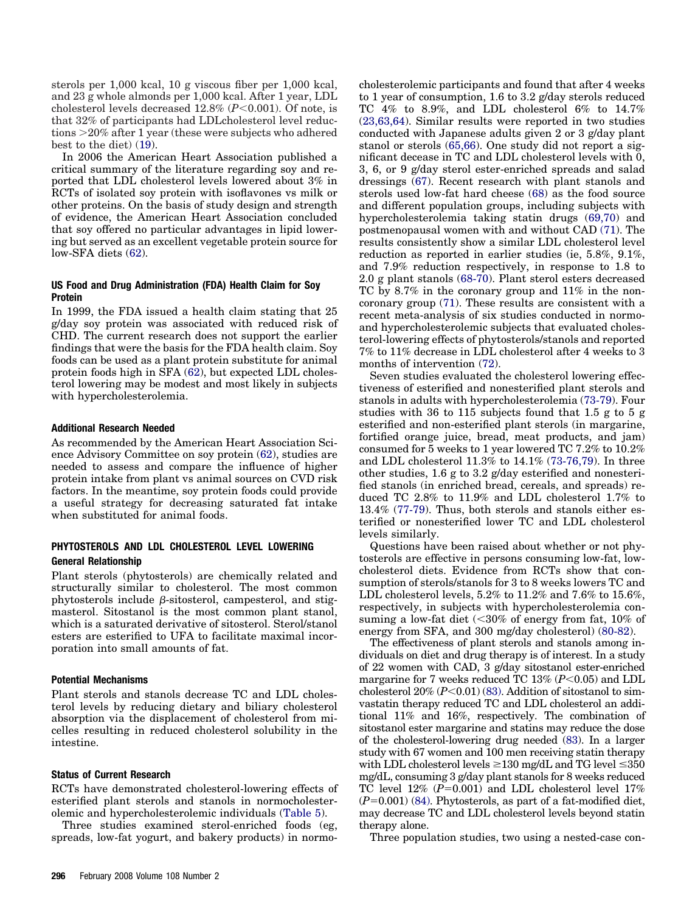sterols per 1,000 kcal, 10 g viscous fiber per 1,000 kcal, and 23 g whole almonds per 1,000 kcal. After 1 year, LDL cholesterol levels decreased 12.8% ($P<0.001$). Of note, is that 32% of participants had LDLcholesterol level reductions >20% after 1 year (these were subjects who adhered best to the diet) (19).

In 2006 the American Heart Association published a critical summary of the literature regarding soy and reported that LDL cholesterol levels lowered about 3% in RCTs of isolated soy protein with isoflavones vs milk or other proteins. On the basis of study design and strength of evidence, the American Heart Association concluded that soy offered no particular advantages in lipid lowering but served as an excellent vegetable protein source for low-SFA diets (62).

#### US Food and Drug Administration (FDA) Health Claim for Soy Protein

In 1999, the FDA issued a health claim stating that 25 g/day soy protein was associated with reduced risk of CHD. The current research does not support the earlier findings that were the basis for the FDA health claim. Soy foods can be used as a plant protein substitute for animal protein foods high in SFA (62), but expected LDL cholesterol lowering may be modest and most likely in subjects with hypercholesterolemia.

#### Additional Research Needed

As recommended by the American Heart Association Science Advisory Committee on soy protein (62), studies are needed to assess and compare the influence of higher protein intake from plant vs animal sources on CVD risk factors. In the meantime, soy protein foods could provide a useful strategy for decreasing saturated fat intake when substituted for animal foods.

### PHYTOSTEROLS AND LDL CHOLESTEROL LEVEL LOWERING

#### General Relationship

Plant sterols (phytosterols) are chemically related and structurally similar to cholesterol. The most common phytosterols include $\beta$-sitosterol, campesterol, and stigmasterol. Sitostanol is the most common plant stanol, which is a saturated derivative of sitosterol. Sterol/stanol esters are esterified to UFA to facilitate maximal incorporation into small amounts of fat.

#### Potential Mechanisms

Plant sterols and stanols decrease TC and LDL cholesterol levels by reducing dietary and biliary cholesterol absorption via the displacement of cholesterol from micelles resulting in reduced cholesterol solubility in the intestine.

#### Status of Current Research

RCTs have demonstrated cholesterol-lowering effects of esterified plant sterols and stanols in normocholesterolemic and hypercholesterolemic individuals (Table 5).

Three studies examined sterol-enriched foods (eg, spreads, low-fat yogurt, and bakery products) in normocholesterolemic participants and found that after 4 weeks to 1 year of consumption, 1.6 to 3.2 g/day sterols reduced TC 4% to 8.9%, and LDL cholesterol 6% to 14.7% (23,63,64). Similar results were reported in two studies conducted with Japanese adults given 2 or 3 g/day plant stanol or sterols (65,66). One study did not report a significant decease in TC and LDL cholesterol levels with 0, 3, 6, or 9 g/day sterol ester-enriched spreads and salad dressings (67). Recent research with plant stanols and sterols used low-fat hard cheese (68) as the food source and different population groups, including subjects with hypercholesterolemia taking statin drugs (69,70) and postmenopausal women with and without CAD (71). The results consistently show a similar LDL cholesterol level reduction as reported in earlier studies (ie, 5.8%, 9.1%, and 7.9% reduction respectively, in response to 1.8 to 2.0 g plant stanols (68-70). Plant sterol esters decreased TC by 8.7% in the coronary group and 11% in the noncoronary group (71). These results are consistent with a recent meta-analysis of six studies conducted in normo- and hypercholesterolemic subjects that evaluated cholesterol-lowering effects of phytosterols/stanols and reported 7% to 11% decrease in LDL cholesterol after 4 weeks to 3 months of intervention (72).

Seven studies evaluated the cholesterol lowering effectiveness of esterified and nonesterified plant sterols and stanols in adults with hypercholesterolemia (73-79). Four studies with 36 to 115 subjects found that 1.5 g to 5 g esterified and non-esterified plant sterols (in margarine, fortified orange juice, bread, meat products, and jam) consumed for 5 weeks to 1 year lowered TC 7.2% to 10.2% and LDL cholesterol 11.3% to 14.1% (73-76,79). In three other studies, 1.6 g to 3.2 g/day esterified and nonesterified stanols (in enriched bread, cereals, and spreads) reduced TC 2.8% to 11.9% and LDL cholesterol 1.7% to 13.4% (77-79). Thus, both sterols and stanols either esterified or nonesterified lower TC and LDL cholesterol levels similarly.

Questions have been raised about whether or not phytosterols are effective in persons consuming low-fat, low-cholesterol diets. Evidence from RCTs show that consumption of sterols/stanols for 3 to 8 weeks lowers TC and LDL cholesterol levels, 5.2% to 11.2% and 7.6% to 15.6%, respectively, in subjects with hypercholesterolemia consuming a low-fat diet (<30% of energy from fat, 10% of energy from SFA, and 300 mg/day cholesterol) (80-82).

The effectiveness of plant sterols and stanols among individuals on diet and drug therapy is of interest. In a study of 22 women with CAD, 3 g/day sitostanol ester-enriched margarine for 7 weeks reduced TC 13% ($P<0.05$) and LDL cholesterol 20% ($P<0.01$) (83). Addition of sitostanol to simvastatin therapy reduced TC and LDL cholesterol an additional 11% and 16%, respectively. The combination of sitostanol ester margarine and statins may reduce the dose of the cholesterol-lowering drug needed (83). In a larger study with 67 women and 100 men receiving statin therapy with LDL cholesterol levels ≥130 mg/dL and TG level ≤350 mg/dL, consuming 3 g/day plant stanols for 8 weeks reduced TC level 12% ($P=0.001$) and LDL cholesterol level 17% ($P=0.001$) (84). Phytosterols, as part of a fat-modified diet, may decrease TC and LDL cholesterol levels beyond statin therapy alone.

Three population studies, two using a nested-case con-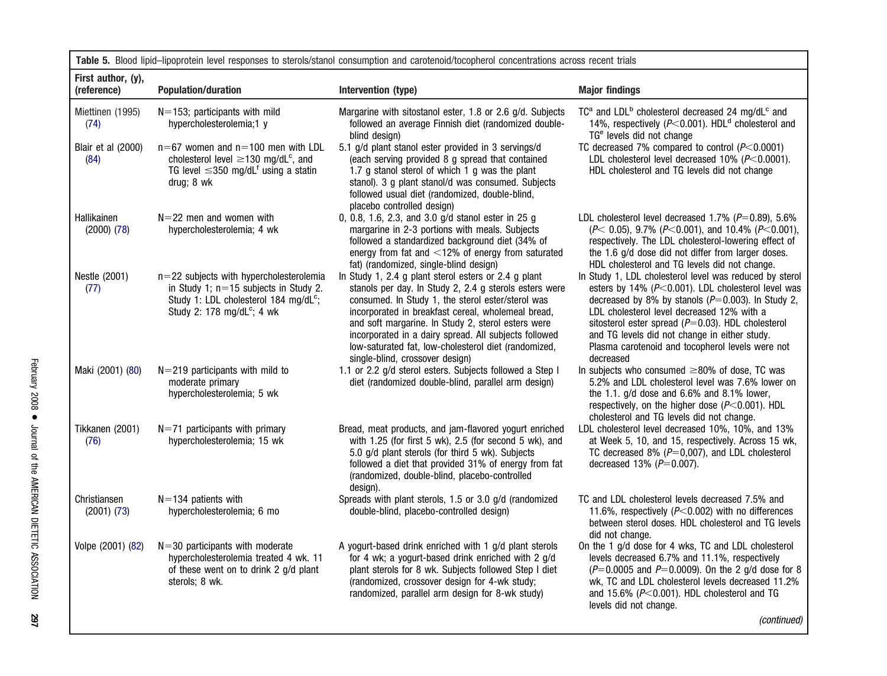**Table 5.** Blood lipid–lipoprotein level responses to sterols/stanol consumption and carotenoid/tocopherol concentrations across recent trials

| First author, (y), (reference) | Population/duration | Intervention (type) | Major findings |
|---|---|---|---|
| Miettinen (1995) (74) | N=153; participants with mild hypercholesterolemia;1 y | Margarine with sitostanol ester, 1.8 or 2.6 g/d. Subjects followed an average Finnish diet (randomized double-blind design) | TC[a] and LDL[b] cholesterol decreased 24 mg/dL[c] and 14%, respectively ($P<0.001$). HDL[d] cholesterol and TG[e] levels did not change |
| Blair et al (2000) (84) | n=67 women and n=100 men with LDL cholesterol level ≥130 mg/dL[c], and TG level ≤350 mg/dL[f] using a statin drug; 8 wk | 5.1 g/d plant stanol ester provided in 3 servings/d (each serving provided 8 g spread that contained 1.7 g stanol sterol of which 1 g was the plant stanol). 3 g plant stanol/d was consumed. Subjects followed usual diet (randomized, double-blind, placebo controlled design) | TC decreased 7% compared to control ($P<0.0001$) LDL cholesterol level decreased 10% ($P<0.0001$). HDL cholesterol and TG levels did not change |
| Hallikainen (2000) (78) | N=22 men and women with hypercholesterolemia; 4 wk | 0, 0.8, 1.6, 2.3, and 3.0 g/d stanol ester in 25 g margarine in 2-3 portions with meals. Subjects followed a standardized background diet (34% of energy from fat and <12% of energy from saturated fat) (randomized, single-blind design) | LDL cholesterol level decreased 1.7% ($P=0.89$), 5.6% ($P<0.05$), 9.7% ($P<0.001$), and 10.4% ($P<0.001$), respectively. The LDL cholesterol-lowering effect of the 1.6 g/d dose did not differ from larger doses. HDL cholesterol and TG levels did not change. |
| Nestle (2001) (77) | n=22 subjects with hypercholesterolemia in Study 1; n=15 subjects in Study 2. Study 1: LDL cholesterol 184 mg/dL[c]; Study 2: 178 mg/dL[c]; 4 wk | In Study 1, 2.4 g plant sterol esters or 2.4 g plant stanols per day. In Study 2, 2.4 g sterols esters were consumed. In Study 1, the sterol ester/sterol was incorporated in breakfast cereal, wholemeal bread, and soft margarine. In Study 2, sterol esters were incorporated in a dairy spread. All subjects followed low-saturated fat, low-cholesterol diet (randomized, single-blind, crossover design) | In Study 1, LDL cholesterol level was reduced by sterol esters by 14% ($P<0.001$). LDL cholesterol level was decreased by 8% by stanols ($P=0.003$). In Study 2, LDL cholesterol level decreased 12% with a sitosterol ester spread ($P=0.03$). HDL cholesterol and TG levels did not change in either study. Plasma carotenoid and tocopherol levels were not decreased |
| Maki (2001) (80) | N=219 participants with mild to moderate primary hypercholesterolemia; 5 wk | 1.1 or 2.2 g/d sterol esters. Subjects followed a Step I diet (randomized double-blind, parallel arm design) | In subjects who consumed ≥80% of dose, TC was 5.2% and LDL cholesterol level was 7.6% lower on the 1.1. g/d dose and 6.6% and 8.1% lower, respectively, on the higher dose ($P<0.001$). HDL cholesterol and TG levels did not change. |
| Tikkanen (2001) (76) | N=71 participants with primary hypercholesterolemia; 15 wk | Bread, meat products, and jam-flavored yogurt enriched with 1.25 (for first 5 wk), 2.5 (for second 5 wk), and 5.0 g/d plant sterols (for third 5 wk). Subjects followed a diet that provided 31% of energy from fat (randomized, double-blind, placebo-controlled design). | LDL cholesterol level decreased 10%, 10%, and 13% at Week 5, 10, and 15, respectively. Across 15 wk, TC decreased 8% ($P=0{,}007$), and LDL cholesterol decreased 13% ($P=0.007$). |
| Christiansen (2001) (73) | N=134 patients with hypercholesterolemia; 6 mo | Spreads with plant sterols, 1.5 or 3.0 g/d (randomized double-blind, placebo-controlled design) | TC and LDL cholesterol levels decreased 7.5% and 11.6%, respectively ($P<0.002$) with no differences between sterol doses. HDL cholesterol and TG levels did not change. |
| Volpe (2001) (82) | N=30 participants with moderate hypercholesterolemia treated 4 wk. 11 of these went on to drink 2 g/d plant sterols; 8 wk. | A yogurt-based drink enriched with 1 g/d plant sterols for 4 wk; a yogurt-based drink enriched with 2 g/d plant sterols for 8 wk. Subjects followed Step I diet (randomized, crossover design for 4-wk study; randomized, parallel arm design for 8-wk study) | On the 1 g/d dose for 4 wks, TC and LDL cholesterol levels decreased 6.7% and 11.1%, respectively ($P=0.0005$ and $P=0.0009$). On the 2 g/d dose for 8 wk, TC and LDL cholesterol levels decreased 11.2% and 15.6% ($P<0.001$). HDL cholesterol and TG levels did not change. |

*(continued)*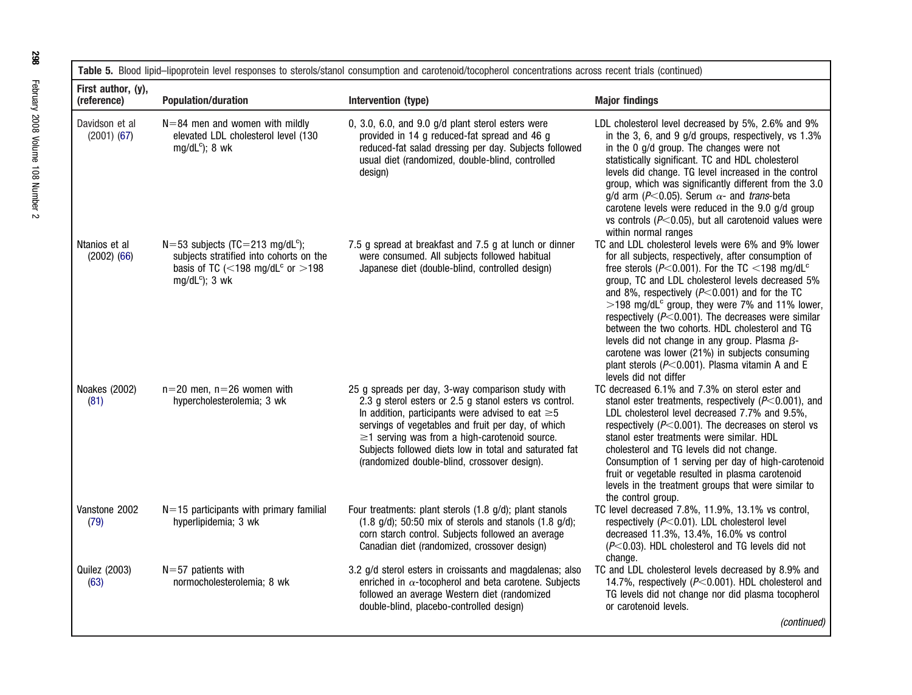**Table 5.** Blood lipid–lipoprotein level responses to sterols/stanol consumption and carotenoid/tocopherol concentrations across recent trials (continued)

| First author, (y), (reference) | Population/duration | Intervention (type) | Major findings |
|---|---|---|---|
| Davidson et al (2001) (67) | N=84 men and women with mildly elevated LDL cholesterol level (130 mg/dL[c]); 8 wk | 0, 3.0, 6.0, and 9.0 g/d plant sterol esters were provided in 14 g reduced-fat spread and 46 g reduced-fat salad dressing per day. Subjects followed usual diet (randomized, double-blind, controlled design) | LDL cholesterol level decreased by 5%, 2.6% and 9% in the 3, 6, and 9 g/d groups, respectively, vs 1.3% in the 0 g/d group. The changes were not statistically significant. TC and HDL cholesterol levels did change. TG level increased in the control group, which was significantly different from the 3.0 g/d arm ($P<0.05$). Serum $\alpha$- and *trans*-beta carotene levels were reduced in the 9.0 g/d group vs controls ($P<0.05$), but all carotenoid values were within normal ranges |
| Ntanios et al (2002) (66) | N=53 subjects (TC=213 mg/dL[c]); subjects stratified into cohorts on the basis of TC (<198 mg/dL[c] or >198 mg/dL[c]); 3 wk | 7.5 g spread at breakfast and 7.5 g at lunch or dinner were consumed. All subjects followed habitual Japanese diet (double-blind, controlled design) | TC and LDL cholesterol levels were 6% and 9% lower for all subjects, respectively, after consumption of free sterols ($P<0.001$). For the TC <198 mg/dL[c] group, TC and LDL cholesterol levels decreased 5% and 8%, respectively ($P<0.001$) and for the TC >198 mg/dL[c] group, they were 7% and 11% lower, respectively ($P<0.001$). The decreases were similar between the two cohorts. HDL cholesterol and TG levels did not change in any group. Plasma $\beta$-carotene was lower (21%) in subjects consuming plant sterols ($P<0.001$). Plasma vitamin A and E levels did not differ |
| Noakes (2002) (81) | n=20 men, n=26 women with hypercholesterolemia; 3 wk | 25 g spreads per day, 3-way comparison study with 2.3 g sterol esters or 2.5 g stanol esters vs control. In addition, participants were advised to eat ≥5 servings of vegetables and fruit per day, of which ≥1 serving was from a high-carotenoid source. Subjects followed diets low in total and saturated fat (randomized double-blind, crossover design). | TC decreased 6.1% and 7.3% on sterol ester and stanol ester treatments, respectively ($P<0.001$), and LDL cholesterol level decreased 7.7% and 9.5%, respectively ($P<0.001$). The decreases on sterol vs stanol ester treatments were similar. HDL cholesterol and TG levels did not change. Consumption of 1 serving per day of high-carotenoid fruit or vegetable resulted in plasma carotenoid levels in the treatment groups that were similar to the control group. |
| Vanstone 2002 (79) | N=15 participants with primary familial hyperlipidemia; 3 wk | Four treatments: plant sterols (1.8 g/d); plant stanols (1.8 g/d); 50:50 mix of sterols and stanols (1.8 g/d); corn starch control. Subjects followed an average Canadian diet (randomized, crossover design) | TC level decreased 7.8%, 11.9%, 13.1% vs control, respectively ($P<0.01$). LDL cholesterol level decreased 11.3%, 13.4%, 16.0% vs control ($P<0.03$). HDL cholesterol and TG levels did not change. |
| Quilez (2003) (63) | N=57 patients with normocholesterolemia; 8 wk | 3.2 g/d sterol esters in croissants and magdalenas; also enriched in $\alpha$-tocopherol and beta carotene. Subjects followed an average Western diet (randomized double-blind, placebo-controlled design) | TC and LDL cholesterol levels decreased by 8.9% and 14.7%, respectively ($P<0.001$). HDL cholesterol and TG levels did not change nor did plasma tocopherol or carotenoid levels. |

*(continued)*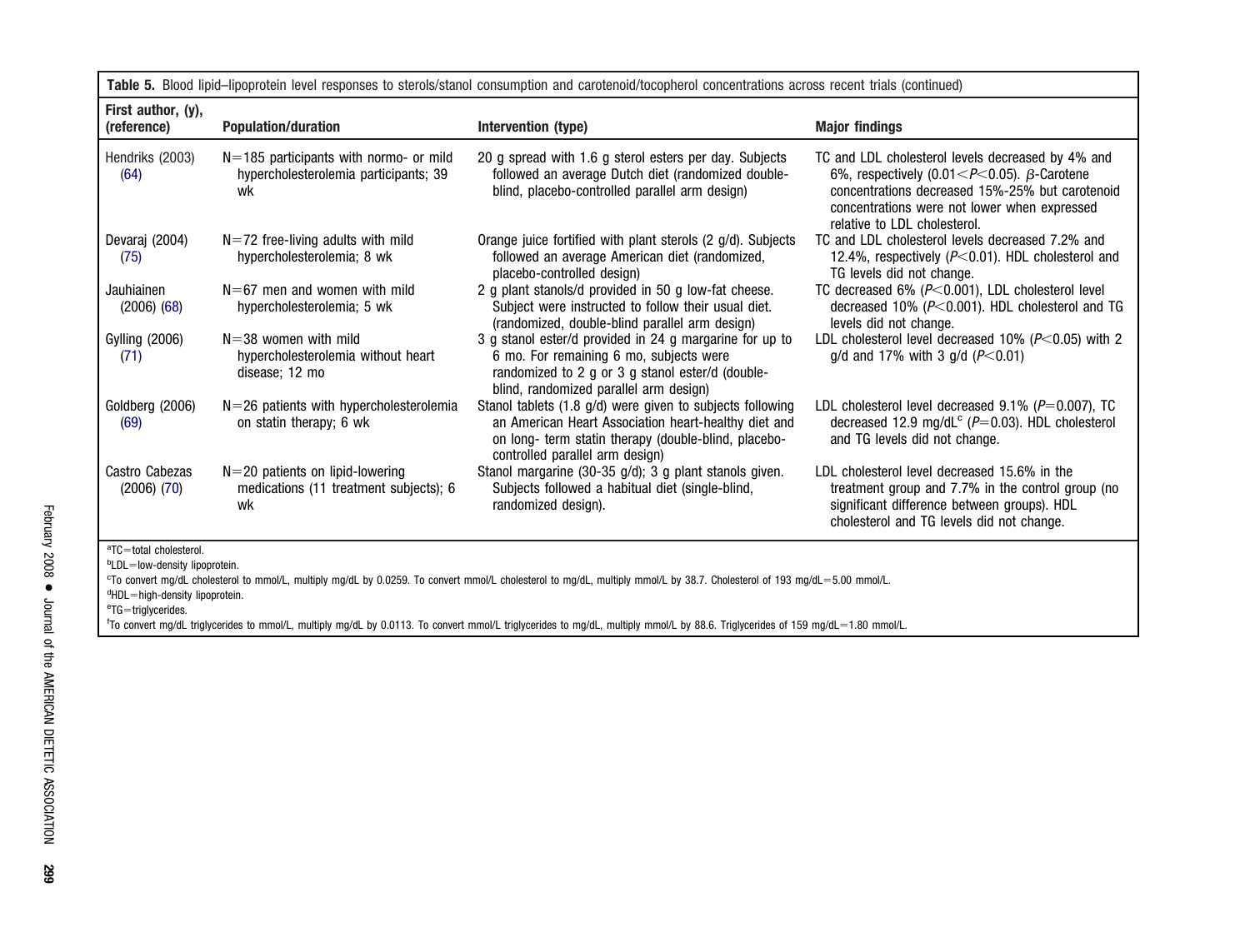**Table 5.** Blood lipid–lipoprotein level responses to sterols/stanol consumption and carotenoid/tocopherol concentrations across recent trials (continued)

| First author, (y), (reference) | Population/duration | Intervention (type) | Major findings |
|---|---|---|---|
| Hendriks (2003) (64) | N=185 participants with normo- or mild hypercholesterolemia participants; 39 wk | 20 g spread with 1.6 g sterol esters per day. Subjects followed an average Dutch diet (randomized double-blind, placebo-controlled parallel arm design) | TC and LDL cholesterol levels decreased by 4% and 6%, respectively ($0.01<P<0.05$). β-Carotene concentrations decreased 15%-25% but carotenoid concentrations were not lower when expressed relative to LDL cholesterol. |
| Devaraj (2004) (75) | N=72 free-living adults with mild hypercholesterolemia; 8 wk | Orange juice fortified with plant sterols (2 g/d). Subjects followed an average American diet (randomized, placebo-controlled design) | TC and LDL cholesterol levels decreased 7.2% and 12.4%, respectively ($P<0.01$). HDL cholesterol and TG levels did not change. |
| Jauhiainen (2006) (68) | N=67 men and women with mild hypercholesterolemia; 5 wk | 2 g plant stanols/d provided in 50 g low-fat cheese. Subject were instructed to follow their usual diet. (randomized, double-blind parallel arm design) | TC decreased 6% ($P<0.001$), LDL cholesterol level decreased 10% ($P<0.001$). HDL cholesterol and TG levels did not change. |
| Gylling (2006) (71) | N=38 women with mild hypercholesterolemia without heart disease; 12 mo | 3 g stanol ester/d provided in 24 g margarine for up to 6 mo. For remaining 6 mo, subjects were randomized to 2 g or 3 g stanol ester/d (double-blind, randomized parallel arm design) | LDL cholesterol level decreased 10% ($P<0.05$) with 2 g/d and 17% with 3 g/d ($P<0.01$) |
| Goldberg (2006) (69) | N=26 patients with hypercholesterolemia on statin therapy; 6 wk | Stanol tablets (1.8 g/d) were given to subjects following an American Heart Association heart-healthy diet and on long- term statin therapy (double-blind, placebo-controlled parallel arm design) | LDL cholesterol level decreased 9.1% ($P=0.007$), TC decreased 12.9 mg/dL[c] ($P=0.03$). HDL cholesterol and TG levels did not change. |
| Castro Cabezas (2006) (70) | N=20 patients on lipid-lowering medications (11 treatment subjects); 6 wk | Stanol margarine (30-35 g/d); 3 g plant stanols given. Subjects followed a habitual diet (single-blind, randomized design). | LDL cholesterol level decreased 15.6% in the treatment group and 7.7% in the control group (no significant difference between groups). HDL cholesterol and TG levels did not change. |

[a]TC=total cholesterol.
[b]LDL=low-density lipoprotein.
[c]To convert mg/dL cholesterol to mmol/L, multiply mg/dL by 0.0259. To convert mmol/L cholesterol to mg/dL, multiply mmol/L by 38.7. Cholesterol of 193 mg/dL=5.00 mmol/L.
[d]HDL=high-density lipoprotein.
[e]TG=triglycerides.
[f]To convert mg/dL triglycerides to mmol/L, multiply mg/dL by 0.0113. To convert mmol/L triglycerides to mg/dL, multiply mmol/L by 88.6. Triglycerides of 159 mg/dL=1.80 mmol/L.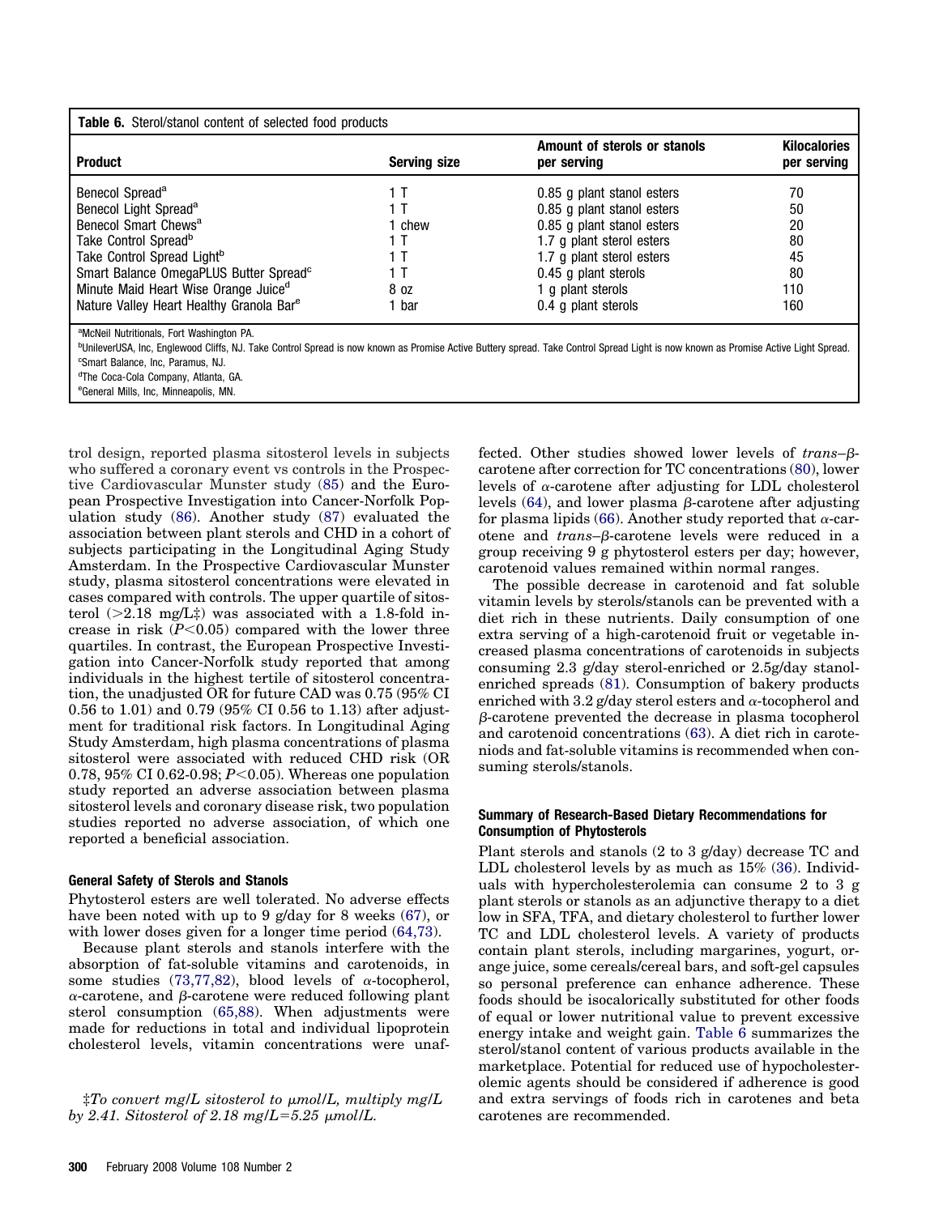**Table 6.** Sterol/stanol content of selected food products

| Product | Serving size | Amount of sterols or stanols per serving | Kilocalories per serving |
|---|---|---|---|
| Benecol Spread[a] | 1 T | 0.85 g plant stanol esters | 70 |
| Benecol Light Spread[a] | 1 T | 0.85 g plant stanol esters | 50 |
| Benecol Smart Chews[a] | 1 chew | 0.85 g plant stanol esters | 20 |
| Take Control Spread[b] | 1 T | 1.7 g plant sterol esters | 80 |
| Take Control Spread Light[b] | 1 T | 1.7 g plant sterol esters | 45 |
| Smart Balance OmegaPLUS Butter Spread[c] | 1 T | 0.45 g plant sterols | 80 |
| Minute Maid Heart Wise Orange Juice[d] | 8 oz | 1 g plant sterols | 110 |
| Nature Valley Heart Healthy Granola Bar[e] | 1 bar | 0.4 g plant sterols | 160 |

[a]McNeil Nutritionals, Fort Washington PA.
[b]UnileverUSA, Inc, Englewood Cliffs, NJ. Take Control Spread is now known as Promise Active Buttery spread. Take Control Spread Light is now known as Promise Active Light Spread.
[c]Smart Balance, Inc, Paramus, NJ.
[d]The Coca-Cola Company, Atlanta, GA.
[e]General Mills, Inc, Minneapolis, MN.

trol design, reported plasma sitosterol levels in subjects who suffered a coronary event vs controls in the Prospective Cardiovascular Munster study (85) and the European Prospective Investigation into Cancer-Norfolk Population study (86). Another study (87) evaluated the association between plant sterols and CHD in a cohort of subjects participating in the Longitudinal Aging Study Amsterdam. In the Prospective Cardiovascular Munster study, plasma sitosterol concentrations were elevated in cases compared with controls. The upper quartile of sitosterol (>2.18 mg/L‡) was associated with a 1.8-fold increase in risk ($P<0.05$) compared with the lower three quartiles. In contrast, the European Prospective Investigation into Cancer-Norfolk study reported that among individuals in the highest tertile of sitosterol concentration, the unadjusted OR for future CAD was 0.75 (95% CI 0.56 to 1.01) and 0.79 (95% CI 0.56 to 1.13) after adjustment for traditional risk factors. In Longitudinal Aging Study Amsterdam, high plasma concentrations of plasma sitosterol were associated with reduced CHD risk (OR 0.78, 95% CI 0.62-0.98; $P<0.05$). Whereas one population study reported an adverse association between plasma sitosterol levels and coronary disease risk, two population studies reported no adverse association, of which one reported a beneficial association.

#### General Safety of Sterols and Stanols

Phytosterol esters are well tolerated. No adverse effects have been noted with up to 9 g/day for 8 weeks (67), or with lower doses given for a longer time period (64,73).

Because plant sterols and stanols interfere with the absorption of fat-soluble vitamins and carotenoids, in some studies (73,77,82), blood levels of $\alpha$-tocopherol, $\alpha$-carotene, and $\beta$-carotene were reduced following plant sterol consumption (65,88). When adjustments were made for reductions in total and individual lipoprotein cholesterol levels, vitamin concentrations were unaffected. Other studies showed lower levels of *trans*–$\beta$-carotene after correction for TC concentrations (80), lower levels of $\alpha$-carotene after adjusting for LDL cholesterol levels (64), and lower plasma $\beta$-carotene after adjusting for plasma lipids (66). Another study reported that $\alpha$-carotene and *trans*–$\beta$-carotene levels were reduced in a group receiving 9 g phytosterol esters per day; however, carotenoid values remained within normal ranges.

The possible decrease in carotenoid and fat soluble vitamin levels by sterols/stanols can be prevented with a diet rich in these nutrients. Daily consumption of one extra serving of a high-carotenoid fruit or vegetable increased plasma concentrations of carotenoids in subjects consuming 2.3 g/day sterol-enriched or 2.5g/day stanol-enriched spreads (81). Consumption of bakery products enriched with 3.2 g/day sterol esters and $\alpha$-tocopherol and $\beta$-carotene prevented the decrease in plasma tocopherol and carotenoid concentrations (63). A diet rich in caroteniods and fat-soluble vitamins is recommended when consuming sterols/stanols.

#### Summary of Research-Based Dietary Recommendations for Consumption of Phytosterols

Plant sterols and stanols (2 to 3 g/day) decrease TC and LDL cholesterol levels by as much as 15% (36). Individuals with hypercholesterolemia can consume 2 to 3 g plant sterols or stanols as an adjunctive therapy to a diet low in SFA, TFA, and dietary cholesterol to further lower TC and LDL cholesterol levels. A variety of products contain plant sterols, including margarines, yogurt, orange juice, some cereals/cereal bars, and soft-gel capsules so personal preference can enhance adherence. These foods should be isocalorically substituted for other foods of equal or lower nutritional value to prevent excessive energy intake and weight gain. Table 6 summarizes the sterol/stanol content of various products available in the marketplace. Potential for reduced use of hypocholesterolemic agents should be considered if adherence is good and extra servings of foods rich in carotenes and beta carotenes are recommended.

‡*To convert mg/L sitosterol to μmol/L, multiply mg/L by 2.41. Sitosterol of 2.18 mg/L=5.25 μmol/L.*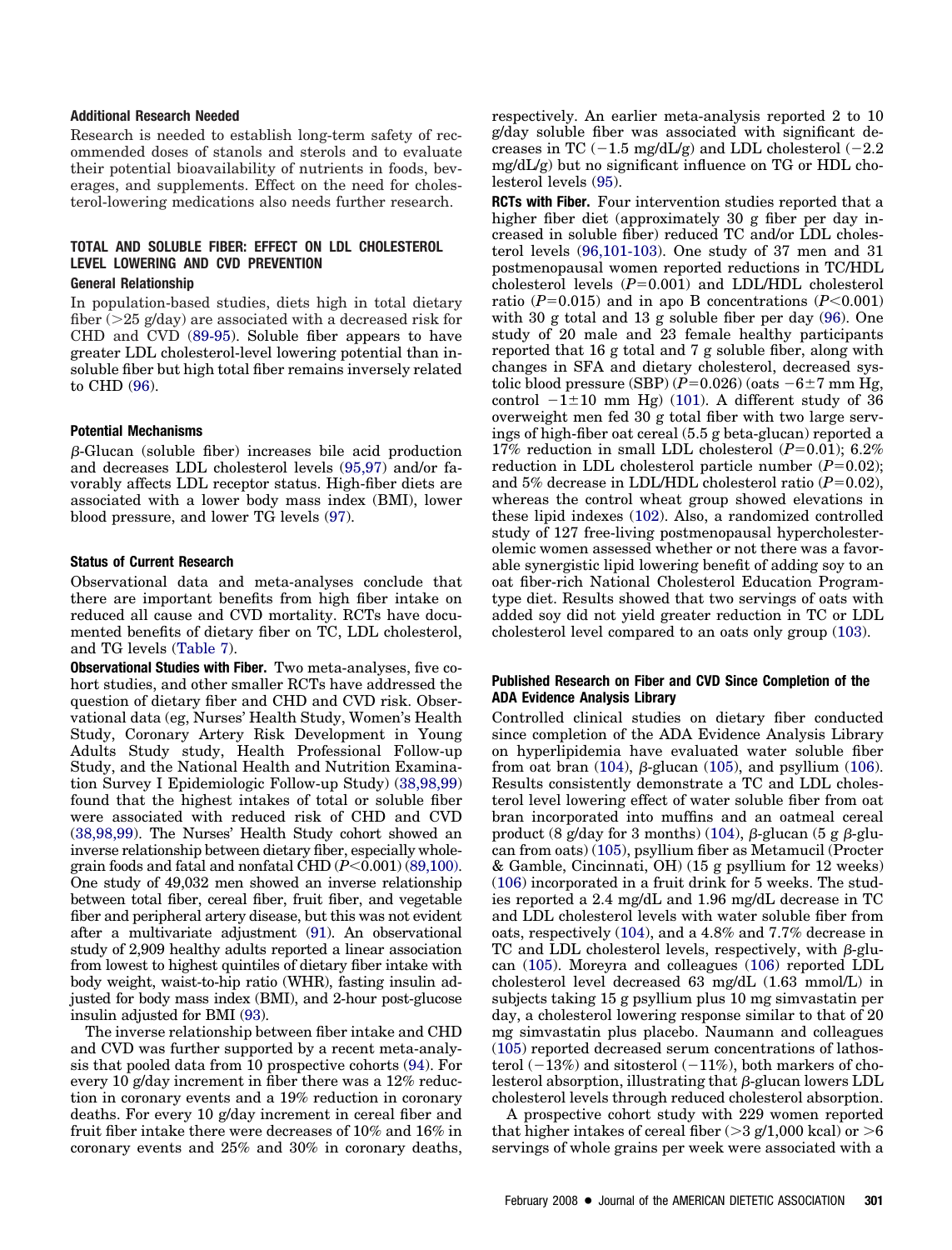### Additional Research Needed

Research is needed to establish long-term safety of recommended doses of stanols and sterols and to evaluate their potential bioavailability of nutrients in foods, beverages, and supplements. Effect on the need for cholesterol-lowering medications also needs further research.

## TOTAL AND SOLUBLE FIBER: EFFECT ON LDL CHOLESTEROL LEVEL LOWERING AND CVD PREVENTION

### General Relationship

In population-based studies, diets high in total dietary fiber (>25 g/day) are associated with a decreased risk for CHD and CVD (89-95). Soluble fiber appears to have greater LDL cholesterol-level lowering potential than insoluble fiber but high total fiber remains inversely related to CHD (96).

### Potential Mechanisms

β-Glucan (soluble fiber) increases bile acid production and decreases LDL cholesterol levels (95,97) and/or favorably affects LDL receptor status. High-fiber diets are associated with a lower body mass index (BMI), lower blood pressure, and lower TG levels (97).

### Status of Current Research

Observational data and meta-analyses conclude that there are important benefits from high fiber intake on reduced all cause and CVD mortality. RCTs have documented benefits of dietary fiber on TC, LDL cholesterol, and TG levels (Table 7).

**Observational Studies with Fiber.** Two meta-analyses, five cohort studies, and other smaller RCTs have addressed the question of dietary fiber and CHD and CVD risk. Observational data (eg, Nurses' Health Study, Women's Health Study, Coronary Artery Risk Development in Young Adults Study study, Health Professional Follow-up Study, and the National Health and Nutrition Examination Survey I Epidemiologic Follow-up Study) (38,98,99) found that the highest intakes of total or soluble fiber were associated with reduced risk of CHD and CVD (38,98,99). The Nurses' Health Study cohort showed an inverse relationship between dietary fiber, especially whole-grain foods and fatal and nonfatal CHD ($P<0.001$) (89,100). One study of 49,032 men showed an inverse relationship between total fiber, cereal fiber, fruit fiber, and vegetable fiber and peripheral artery disease, but this was not evident after a multivariate adjustment (91). An observational study of 2,909 healthy adults reported a linear association from lowest to highest quintiles of dietary fiber intake with body weight, waist-to-hip ratio (WHR), fasting insulin adjusted for body mass index (BMI), and 2-hour post-glucose insulin adjusted for BMI (93).

The inverse relationship between fiber intake and CHD and CVD was further supported by a recent meta-analysis that pooled data from 10 prospective cohorts (94). For every 10 g/day increment in fiber there was a 12% reduction in coronary events and a 19% reduction in coronary deaths. For every 10 g/day increment in cereal fiber and fruit fiber intake there were decreases of 10% and 16% in coronary events and 25% and 30% in coronary deaths, respectively. An earlier meta-analysis reported 2 to 10 g/day soluble fiber was associated with significant decreases in TC (−1.5 mg/dL/g) and LDL cholesterol (−2.2 mg/dL/g) but no significant influence on TG or HDL cholesterol levels (95).

**RCTs with Fiber.** Four intervention studies reported that a higher fiber diet (approximately 30 g fiber per day increased in soluble fiber) reduced TC and/or LDL cholesterol levels (96,101-103). One study of 37 men and 31 postmenopausal women reported reductions in TC/HDL cholesterol levels ($P=0.001$) and LDL/HDL cholesterol ratio ($P=0.015$) and in apo B concentrations ($P<0.001$) with 30 g total and 13 g soluble fiber per day (96). One study of 20 male and 23 female healthy participants reported that 16 g total and 7 g soluble fiber, along with changes in SFA and dietary cholesterol, decreased systolic blood pressure (SBP) ($P=0.026$) (oats $-6\pm7$ mm Hg, control $-1\pm10$ mm Hg) (101). A different study of 36 overweight men fed 30 g total fiber with two large servings of high-fiber oat cereal (5.5 g beta-glucan) reported a 17% reduction in small LDL cholesterol ($P=0.01$); 6.2% reduction in LDL cholesterol particle number ($P=0.02$); and 5% decrease in LDL/HDL cholesterol ratio ($P=0.02$), whereas the control wheat group showed elevations in these lipid indexes (102). Also, a randomized controlled study of 127 free-living postmenopausal hypercholesterolemic women assessed whether or not there was a favorable synergistic lipid lowering benefit of adding soy to an oat fiber-rich National Cholesterol Education Program-type diet. Results showed that two servings of oats with added soy did not yield greater reduction in TC or LDL cholesterol level compared to an oats only group (103).

### Published Research on Fiber and CVD Since Completion of the ADA Evidence Analysis Library

Controlled clinical studies on dietary fiber conducted since completion of the ADA Evidence Analysis Library on hyperlipidemia have evaluated water soluble fiber from oat bran (104), β-glucan (105), and psyllium (106). Results consistently demonstrate a TC and LDL cholesterol level lowering effect of water soluble fiber from oat bran incorporated into muffins and an oatmeal cereal product (8 g/day for 3 months) (104), β-glucan (5 g β-glucan from oats) (105), psyllium fiber as Metamucil (Procter & Gamble, Cincinnati, OH) (15 g psyllium for 12 weeks) (106) incorporated in a fruit drink for 5 weeks. The studies reported a 2.4 mg/dL and 1.96 mg/dL decrease in TC and LDL cholesterol levels with water soluble fiber from oats, respectively (104), and a 4.8% and 7.7% decrease in TC and LDL cholesterol levels, respectively, with β-glucan (105). Moreyra and colleagues (106) reported LDL cholesterol level decreased 63 mg/dL (1.63 mmol/L) in subjects taking 15 g psyllium plus 10 mg simvastatin per day, a cholesterol lowering response similar to that of 20 mg simvastatin plus placebo. Naumann and colleagues (105) reported decreased serum concentrations of lathosterol (−13%) and sitosterol (−11%), both markers of cholesterol absorption, illustrating that β-glucan lowers LDL cholesterol levels through reduced cholesterol absorption.

A prospective cohort study with 229 women reported that higher intakes of cereal fiber (>3 g/1,000 kcal) or >6 servings of whole grains per week were associated with a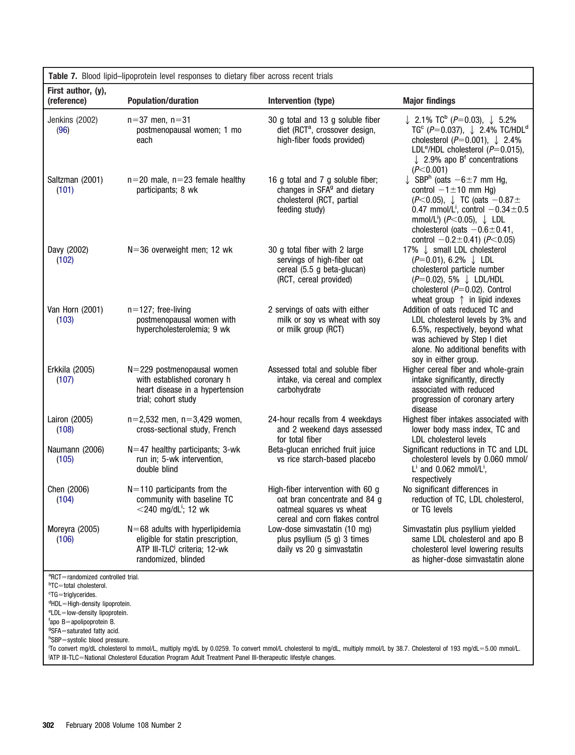**Table 7.** Blood lipid–lipoprotein level responses to dietary fiber across recent trials

| First author, (y), (reference) | Population/duration | Intervention (type) | Major findings |
|---|---|---|---|
| Jenkins (2002) (96) | n=37 men, n=31 postmenopausal women; 1 mo each | 30 g total and 13 g soluble fiber diet (RCT[a], crossover design, high-fiber foods provided) | ↓ 2.1% TC[b] ($P$=0.03), ↓ 5.2% TG[c] ($P$=0.037), ↓ 2.4% TC/HDL[d] cholesterol ($P$=0.001), ↓ 2.4% LDL[e]/HDL cholesterol ($P$=0.015), ↓ 2.9% apo B[f] concentrations ($P$<0.001) |
| Saltzman (2001) (101) | n=20 male, n=23 female healthy participants; 8 wk | 16 g total and 7 g soluble fiber; changes in SFA[g] and dietary cholesterol (RCT, partial feeding study) | ↓ SBP[h] (oats −6±7 mm Hg, control −1±10 mm Hg) ($P$<0.05), ↓ TC (oats −0.87±0.47 mmol/L[i], control −0.34±0.5 mmol/L[i]) ($P$<0.05), ↓ LDL cholesterol (oats −0.6±0.41, control −0.2±0.41) ($P$<0.05) |
| Davy (2002) (102) | N=36 overweight men; 12 wk | 30 g total fiber with 2 large servings of high-fiber oat cereal (5.5 g beta-glucan) (RCT, cereal provided) | 17% ↓ small LDL cholesterol ($P$=0.01), 6.2% ↓ LDL cholesterol particle number ($P$=0.02), 5% ↓ LDL/HDL cholesterol ($P$=0.02). Control wheat group ↑ in lipid indexes |
| Van Horn (2001) (103) | n=127; free-living postmenopausal women with hypercholesterolemia; 9 wk | 2 servings of oats with either milk or soy vs wheat with soy or milk group (RCT) | Addition of oats reduced TC and LDL cholesterol levels by 3% and 6.5%, respectively, beyond what was achieved by Step I diet alone. No additional benefits with soy in either group. |
| Erkkila (2005) (107) | N=229 postmenopausal women with established coronary h heart disease in a hypertension trial; cohort study | Assessed total and soluble fiber intake, via cereal and complex carbohydrate | Higher cereal fiber and whole-grain intake significantly, directly associated with reduced progression of coronary artery disease |
| Lairon (2005) (108) | n=2,532 men, n=3,429 women, cross-sectional study, French | 24-hour recalls from 4 weekdays and 2 weekend days assessed for total fiber | Highest fiber intakes associated with lower body mass index, TC and LDL cholesterol levels |
| Naumann (2006) (105) | N=47 healthy participants; 3-wk run in; 5-wk intervention, double blind | Beta-glucan enriched fruit juice vs rice starch-based placebo | Significant reductions in TC and LDL cholesterol levels by 0.060 mmol/L[i] and 0.062 mmol/L[i], respectively |
| Chen (2006) (104) | N=110 participants from the community with baseline TC <240 mg/dL[i]; 12 wk | High-fiber intervention with 60 g oat bran concentrate and 84 g oatmeal squares vs wheat cereal and corn flakes control | No significant differences in reduction of TC, LDL cholesterol, or TG levels |
| Moreyra (2005) (106) | N=68 adults with hyperlipidemia eligible for statin prescription, ATP III-TLC[j] criteria; 12-wk randomized, blinded | Low-dose simvastatin (10 mg) plus psyllium (5 g) 3 times daily vs 20 g simvastatin | Simvastatin plus psyllium yielded same LDL cholesterol and apo B cholesterol level lowering results as higher-dose simvastatin alone |

[a]RCT=randomized controlled trial.
[b]TC=total cholesterol.
[c]TG=triglycerides.
[d]HDL=High-density lipoprotein.
[e]LDL=low-density lipoprotein.
[f]apo B=apolipoprotein B.
[g]SFA=saturated fatty acid.
[h]SBP=systolic blood pressure.
[i]To convert mg/dL cholesterol to mmol/L, multiply mg/dL by 0.0259. To convert mmol/L cholesterol to mg/dL, multiply mmol/L by 38.7. Cholesterol of 193 mg/dL=5.00 mmol/L.
[j]ATP III-TLC=National Cholesterol Education Program Adult Treatment Panel III-therapeutic lifestyle changes.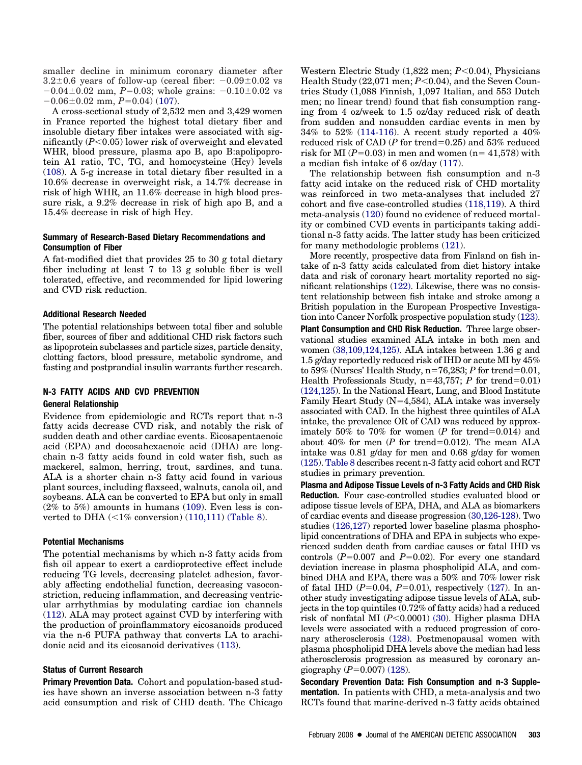smaller decline in minimum coronary diameter after 3.2±0.6 years of follow-up (cereal fiber: −0.09±0.02 vs −0.04±0.02 mm, $P$=0.03; whole grains: −0.10±0.02 vs −0.06±0.02 mm, $P$=0.04) (107).

A cross-sectional study of 2,532 men and 3,429 women in France reported the highest total dietary fiber and insoluble dietary fiber intakes were associated with significantly ($P$<0.05) lower risk of overweight and elevated WHR, blood pressure, plasma apo B, apo B:apolipoprotein A1 ratio, TC, TG, and homocysteine (Hcy) levels (108). A 5-g increase in total dietary fiber resulted in a 10.6% decrease in overweight risk, a 14.7% decrease in risk of high WHR, an 11.6% decrease in high blood pressure risk, a 9.2% decrease in risk of high apo B, and a 15.4% decrease in risk of high Hcy.

### Summary of Research-Based Dietary Recommendations and Consumption of Fiber

A fat-modified diet that provides 25 to 30 g total dietary fiber including at least 7 to 13 g soluble fiber is well tolerated, effective, and recommended for lipid lowering and CVD risk reduction.

### Additional Research Needed

The potential relationships between total fiber and soluble fiber, sources of fiber and additional CHD risk factors such as lipoprotein subclasses and particle sizes, particle density, clotting factors, blood pressure, metabolic syndrome, and fasting and postprandial insulin warrants further research.

## N-3 FATTY ACIDS AND CVD PREVENTION

### General Relationship

Evidence from epidemiologic and RCTs report that n-3 fatty acids decrease CVD risk, and notably the risk of sudden death and other cardiac events. Eicosapentaenoic acid (EPA) and docosahexaenoic acid (DHA) are long-chain n-3 fatty acids found in cold water fish, such as mackerel, salmon, herring, trout, sardines, and tuna. ALA is a shorter chain n-3 fatty acid found in various plant sources, including flaxseed, walnuts, canola oil, and soybeans. ALA can be converted to EPA but only in small (2% to 5%) amounts in humans (109). Even less is converted to DHA (<1% conversion) (110,111) (Table 8).

### Potential Mechanisms

The potential mechanisms by which n-3 fatty acids from fish oil appear to exert a cardioprotective effect include reducing TG levels, decreasing platelet adhesion, favorably affecting endothelial function, decreasing vasoconstriction, reducing inflammation, and decreasing ventricular arrhythmias by modulating cardiac ion channels (112). ALA may protect against CVD by interfering with the production of proinflammatory eicosanoids produced via the n-6 PUFA pathway that converts LA to arachidonic acid and its eicosanoid derivatives (113).

### Status of Current Research

**Primary Prevention Data.** Cohort and population-based studies have shown an inverse association between n-3 fatty acid consumption and risk of CHD death. The Chicago Western Electric Study (1,822 men; $P$<0.04), Physicians Health Study (22,071 men; $P$<0.04), and the Seven Countries Study (1,088 Finnish, 1,097 Italian, and 553 Dutch men; no linear trend) found that fish consumption ranging from 4 oz/week to 1.5 oz/day reduced risk of death from sudden and nonsudden cardiac events in men by 34% to 52% (114-116). A recent study reported a 40% reduced risk of CAD ($P$ for trend=0.25) and 53% reduced risk for MI ($P$=0.03) in men and women (n= 41,578) with a median fish intake of 6 oz/day (117).

The relationship between fish consumption and n-3 fatty acid intake on the reduced risk of CHD mortality was reinforced in two meta-analyses that included 27 cohort and five case-controlled studies (118,119). A third meta-analysis (120) found no evidence of reduced mortality or combined CVD events in participants taking additional n-3 fatty acids. The latter study has been criticized for many methodologic problems (121).

More recently, prospective data from Finland on fish intake of n-3 fatty acids calculated from diet history intake data and risk of coronary heart mortality reported no significant relationships (122). Likewise, there was no consistent relationship between fish intake and stroke among a British population in the European Prospective Investigation into Cancer Norfolk prospective population study (123).

**Plant Consumption and CHD Risk Reduction.** Three large observational studies examined ALA intake in both men and women (38,109,124,125). ALA intakes between 1.36 g and 1.5 g/day reportedly reduced risk of IHD or acute MI by 45% to 59% (Nurses' Health Study, n=76,283; $P$ for trend=0.01, Health Professionals Study, n=43,757; $P$ for trend=0.01) (124,125). In the National Heart, Lung, and Blood Institute Family Heart Study (N=4,584), ALA intake was inversely associated with CAD. In the highest three quintiles of ALA intake, the prevalence OR of CAD was reduced by approximately 50% to 70% for women ($P$ for trend=0.014) and about 40% for men ($P$ for trend=0.012). The mean ALA intake was 0.81 g/day for men and 0.68 g/day for women (125). Table 8 describes recent n-3 fatty acid cohort and RCT studies in primary prevention.

**Plasma and Adipose Tissue Levels of n-3 Fatty Acids and CHD Risk Reduction.** Four case-controlled studies evaluated blood or adipose tissue levels of EPA, DHA, and ALA as biomarkers of cardiac events and disease progression (30,126-128). Two studies (126,127) reported lower baseline plasma phospholipid concentrations of DHA and EPA in subjects who experienced sudden death from cardiac causes or fatal IHD vs controls ($P$=0.007 and $P$=0.02). For every one standard deviation increase in plasma phospholipid ALA, and combined DHA and EPA, there was a 50% and 70% lower risk of fatal IHD ($P$=0.04, $P$=0.01), respectively (127). In another study investigating adipose tissue levels of ALA, subjects in the top quintiles (0.72% of fatty acids) had a reduced risk of nonfatal MI ($P$<0.0001) (30). Higher plasma DHA levels were associated with a reduced progression of coronary atherosclerosis (128). Postmenopausal women with plasma phospholipid DHA levels above the median had less atherosclerosis progression as measured by coronary angiography ($P$=0.007) (128).

**Secondary Prevention Data: Fish Consumption and n-3 Supplementation.** In patients with CHD, a meta-analysis and two RCTs found that marine-derived n-3 fatty acids obtained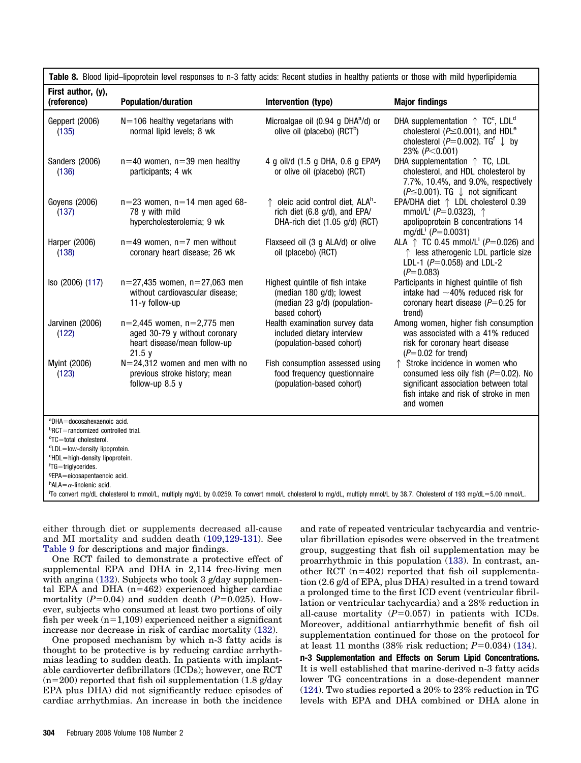**Table 8.** Blood lipid–lipoprotein level responses to n-3 fatty acids: Recent studies in healthy patients or those with mild hyperlipidemia

| First author, (y), (reference) | Population/duration | Intervention (type) | Major findings |
|---|---|---|---|
| Geppert (2006) (135) | N=106 healthy vegetarians with normal lipid levels; 8 wk | Microalgae oil (0.94 g DHA[a]/d) or olive oil (placebo) (RCT[b]) | DHA supplementation ↑ TC[c], LDL[d] cholesterol ($P \leq 0.001$), and HDL[e] cholesterol ($P=0.002$). TG[f] ↓ by 23% ($P<0.001$) |
| Sanders (2006) (136) | n=40 women, n=39 men healthy participants; 4 wk | 4 g oil/d (1.5 g DHA, 0.6 g EPA[g]) or olive oil (placebo) (RCT) | DHA supplementation ↑ TC, LDL cholesterol, and HDL cholesterol by 7.7%, 10.4%, and 9.0%, respectively ($P \leq 0.001$). TG ↓ not significant |
| Goyens (2006) (137) | n=23 women, n=14 men aged 68-78 y with mild hypercholesterolemia; 9 wk | ↑ oleic acid control diet, ALA[h]-rich diet (6.8 g/d), and EPA/DHA-rich diet (1.05 g/d) (RCT) | EPA/DHA diet ↑ LDL cholesterol 0.39 mmol/L[i] ($P=0.0323$), ↑ apolipoprotein B concentrations 14 mg/dL[i] ($P=0.0031$) |
| Harper (2006) (138) | n=49 women, n=7 men without coronary heart disease; 26 wk | Flaxseed oil (3 g ALA/d) or olive oil (placebo) (RCT) | ALA ↑ TC 0.45 mmol/L[i] ($P=0.026$) and ↑ less atherogenic LDL particle size LDL-1 ($P=0.058$) and LDL-2 ($P=0.083$) |
| Iso (2006) (117) | n=27,435 women, n=27,063 men without cardiovascular disease; 11-y follow-up | Highest quintile of fish intake (median 180 g/d); lowest (median 23 g/d) (population-based cohort) | Participants in highest quintile of fish intake had ~40% reduced risk for coronary heart disease ($P=0.25$ for trend) |
| Jarvinen (2006) (122) | n=2,445 women, n=2,775 men aged 30-79 y without coronary heart disease/mean follow-up 21.5 y | Health examination survey data included dietary interview (population-based cohort) | Among women, higher fish consumption was associated with a 41% reduced risk for coronary heart disease ($P=0.02$ for trend) |
| Myint (2006) (123) | N=24,312 women and men with no previous stroke history; mean follow-up 8.5 y | Fish consumption assessed using food frequency questionnaire (population-based cohort) | ↑ Stroke incidence in women who consumed less oily fish ($P=0.02$). No significant association between total fish intake and risk of stroke in men and women |

[a]DHA=docosahexaenoic acid.
[b]RCT=randomized controlled trial.
[c]TC=total cholesterol.
[d]LDL=low-density lipoprotein.
[e]HDL=high-density lipoprotein.
[f]TG=triglycerides.
[g]EPA=eicosapentaenoic acid.
[h]ALA=α-linolenic acid.
[i]To convert mg/dL cholesterol to mmol/L, multiply mg/dL by 0.0259. To convert mmol/L cholesterol to mg/dL, multiply mmol/L by 38.7. Cholesterol of 193 mg/dL=5.00 mmol/L.

either through diet or supplements decreased all-cause and MI mortality and sudden death (109,129-131). See Table 9 for descriptions and major findings.

One RCT failed to demonstrate a protective effect of supplemental EPA and DHA in 2,114 free-living men with angina (132). Subjects who took 3 g/day supplemental EPA and DHA (n=462) experienced higher cardiac mortality ($P=0.04$) and sudden death ($P=0.025$). However, subjects who consumed at least two portions of oily fish per week (n=1,109) experienced neither a significant increase nor decrease in risk of cardiac mortality (132).

One proposed mechanism by which n-3 fatty acids is thought to be protective is by reducing cardiac arrhythmias leading to sudden death. In patients with implantable cardioverter defibrillators (ICDs); however, one RCT (n=200) reported that fish oil supplementation (1.8 g/day EPA plus DHA) did not significantly reduce episodes of cardiac arrhythmias. An increase in both the incidence and rate of repeated ventricular tachycardia and ventricular fibrillation episodes were observed in the treatment group, suggesting that fish oil supplementation may be proarrhythmic in this population (133). In contrast, another RCT (n=402) reported that fish oil supplementation (2.6 g/d of EPA, plus DHA) resulted in a trend toward a prolonged time to the first ICD event (ventricular fibrillation or ventricular tachycardia) and a 28% reduction in all-cause mortality ($P=0.057$) in patients with ICDs. Moreover, additional antiarrhythmic benefit of fish oil supplementation continued for those on the protocol for at least 11 months (38% risk reduction; $P=0.034$) (134).

**n-3 Supplementation and Effects on Serum Lipid Concentrations.** It is well established that marine-derived n-3 fatty acids lower TG concentrations in a dose-dependent manner (124). Two studies reported a 20% to 23% reduction in TG levels with EPA and DHA combined or DHA alone in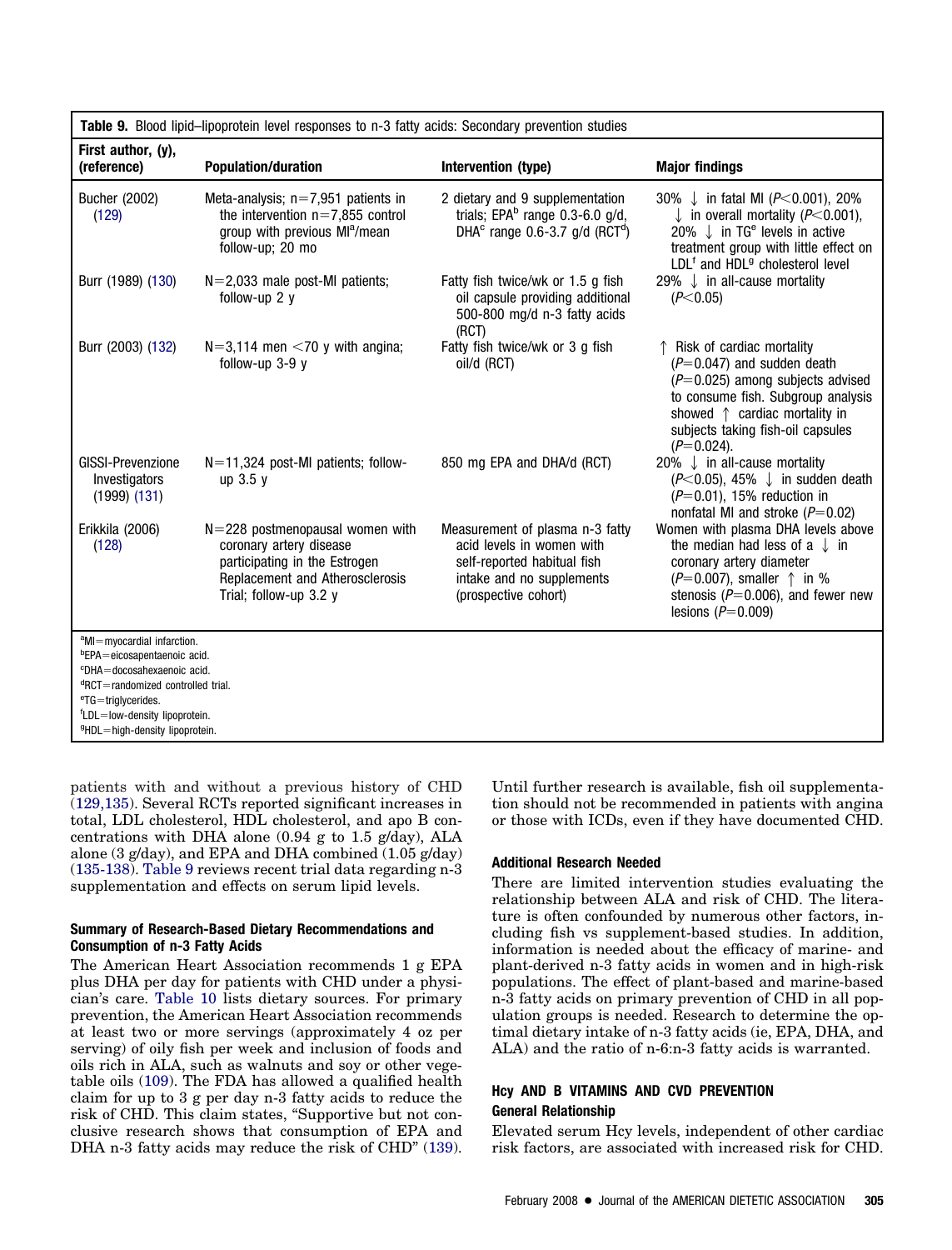**Table 9.** Blood lipid–lipoprotein level responses to n-3 fatty acids: Secondary prevention studies

| First author, (y), (reference) | Population/duration | Intervention (type) | Major findings |
|---|---|---|---|
| Bucher (2002) (129) | Meta-analysis; n=7,951 patients in the intervention n=7,855 control group with previous MI[a]/mean follow-up; 20 mo | 2 dietary and 9 supplementation trials; EPA[b] range 0.3-6.0 g/d, DHA[c] range 0.6-3.7 g/d (RCT[d]) | 30% ↓ in fatal MI ($P<0.001$), 20% ↓ in overall mortality ($P<0.001$), 20% ↓ in TG[e] levels in active treatment group with little effect on LDL[f] and HDL[g] cholesterol level |
| Burr (1989) (130) | N=2,033 male post-MI patients; follow-up 2 y | Fatty fish twice/wk or 1.5 g fish oil capsule providing additional 500-800 mg/d n-3 fatty acids (RCT) | 29% ↓ in all-cause mortality ($P<0.05$) |
| Burr (2003) (132) | N=3,114 men <70 y with angina; follow-up 3-9 y | Fatty fish twice/wk or 3 g fish oil/d (RCT) | ↑ Risk of cardiac mortality ($P=0.047$) and sudden death ($P=0.025$) among subjects advised to consume fish. Subgroup analysis showed ↑ cardiac mortality in subjects taking fish-oil capsules ($P=0.024$). |
| GISSI-Prevenzione Investigators (1999) (131) | N=11,324 post-MI patients; follow-up 3.5 y | 850 mg EPA and DHA/d (RCT) | 20% ↓ in all-cause mortality ($P<0.05$), 45% ↓ in sudden death ($P=0.01$), 15% reduction in nonfatal MI and stroke ($P=0.02$) |
| Erikkila (2006) (128) | N=228 postmenopausal women with coronary artery disease participating in the Estrogen Replacement and Atherosclerosis Trial; follow-up 3.2 y | Measurement of plasma n-3 fatty acid levels in women with self-reported habitual fish intake and no supplements (prospective cohort) | Women with plasma DHA levels above the median had less of a ↓ in coronary artery diameter ($P=0.007$), smaller ↑ in % stenosis ($P=0.006$), and fewer new lesions ($P=0.009$) |

[a]MI=myocardial infarction.
[b]EPA=eicosapentaenoic acid.
[c]DHA=docosahexaenoic acid.
[d]RCT=randomized controlled trial.
[e]TG=triglycerides.
[f]LDL=low-density lipoprotein.
[g]HDL=high-density lipoprotein.

patients with and without a previous history of CHD (129,135). Several RCTs reported significant increases in total, LDL cholesterol, HDL cholesterol, and apo B concentrations with DHA alone (0.94 g to 1.5 g/day), ALA alone (3 g/day), and EPA and DHA combined (1.05 g/day) (135-138). Table 9 reviews recent trial data regarding n-3 supplementation and effects on serum lipid levels.

### Summary of Research-Based Dietary Recommendations and Consumption of n-3 Fatty Acids

The American Heart Association recommends 1 g EPA plus DHA per day for patients with CHD under a physician's care. Table 10 lists dietary sources. For primary prevention, the American Heart Association recommends at least two or more servings (approximately 4 oz per serving) of oily fish per week and inclusion of foods and oils rich in ALA, such as walnuts and soy or other vegetable oils (109). The FDA has allowed a qualified health claim for up to 3 g per day n-3 fatty acids to reduce the risk of CHD. This claim states, "Supportive but not conclusive research shows that consumption of EPA and DHA n-3 fatty acids may reduce the risk of CHD" (139). Until further research is available, fish oil supplementation should not be recommended in patients with angina or those with ICDs, even if they have documented CHD.

### Additional Research Needed

There are limited intervention studies evaluating the relationship between ALA and risk of CHD. The literature is often confounded by numerous other factors, including fish vs supplement-based studies. In addition, information is needed about the efficacy of marine- and plant-derived n-3 fatty acids in women and in high-risk populations. The effect of plant-based and marine-based n-3 fatty acids on primary prevention of CHD in all population groups is needed. Research to determine the optimal dietary intake of n-3 fatty acids (ie, EPA, DHA, and ALA) and the ratio of n-6:n-3 fatty acids is warranted.

## Hcy AND B VITAMINS AND CVD PREVENTION

### General Relationship

Elevated serum Hcy levels, independent of other cardiac risk factors, are associated with increased risk for CHD.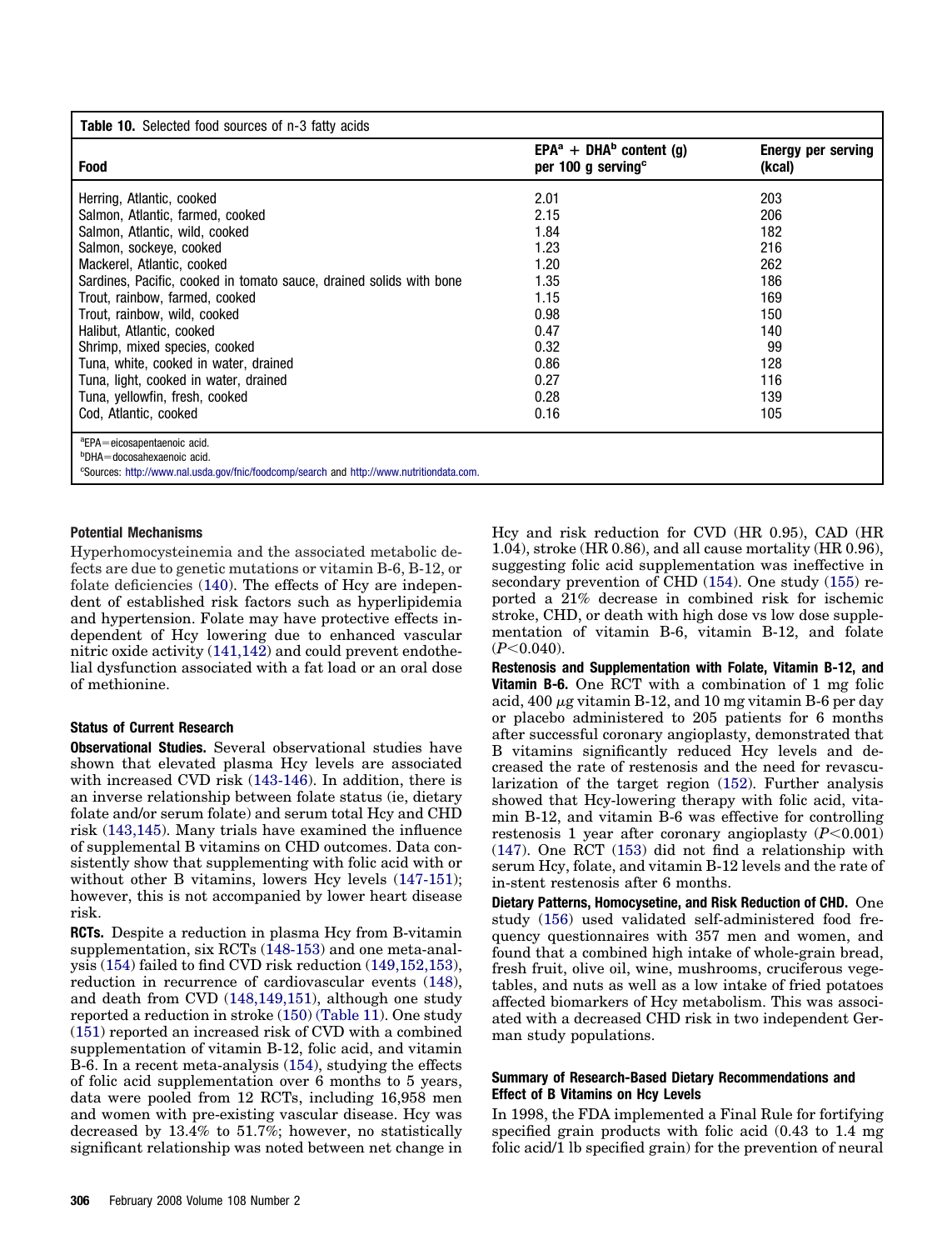**Table 10.** Selected food sources of n-3 fatty acids

| Food | EPA[a] + DHA[b] content (g) per 100 g serving[c] | Energy per serving (kcal) |
|---|---|---|
| Herring, Atlantic, cooked | 2.01 | 203 |
| Salmon, Atlantic, farmed, cooked | 2.15 | 206 |
| Salmon, Atlantic, wild, cooked | 1.84 | 182 |
| Salmon, sockeye, cooked | 1.23 | 216 |
| Mackerel, Atlantic, cooked | 1.20 | 262 |
| Sardines, Pacific, cooked in tomato sauce, drained solids with bone | 1.35 | 186 |
| Trout, rainbow, farmed, cooked | 1.15 | 169 |
| Trout, rainbow, wild, cooked | 0.98 | 150 |
| Halibut, Atlantic, cooked | 0.47 | 140 |
| Shrimp, mixed species, cooked | 0.32 | 99 |
| Tuna, white, cooked in water, drained | 0.86 | 128 |
| Tuna, light, cooked in water, drained | 0.27 | 116 |
| Tuna, yellowfin, fresh, cooked | 0.28 | 139 |
| Cod, Atlantic, cooked | 0.16 | 105 |

[a]EPA=eicosapentaenoic acid.
[b]DHA=docosahexaenoic acid.
[c]Sources: http://www.nal.usda.gov/fnic/foodcomp/search and http://www.nutritiondata.com.

### Potential Mechanisms

Hyperhomocysteinemia and the associated metabolic defects are due to genetic mutations or vitamin B-6, B-12, or folate deficiencies (140). The effects of Hcy are independent of established risk factors such as hyperlipidemia and hypertension. Folate may have protective effects independent of Hcy lowering due to enhanced vascular nitric oxide activity (141,142) and could prevent endothelial dysfunction associated with a fat load or an oral dose of methionine.

### Status of Current Research

**Observational Studies.** Several observational studies have shown that elevated plasma Hcy levels are associated with increased CVD risk (143-146). In addition, there is an inverse relationship between folate status (ie, dietary folate and/or serum folate) and serum total Hcy and CHD risk (143,145). Many trials have examined the influence of supplemental B vitamins on CHD outcomes. Data consistently show that supplementing with folic acid with or without other B vitamins, lowers Hcy levels (147-151); however, this is not accompanied by lower heart disease risk.

**RCTs.** Despite a reduction in plasma Hcy from B-vitamin supplementation, six RCTs (148-153) and one meta-analysis (154) failed to find CVD risk reduction (149,152,153), reduction in recurrence of cardiovascular events (148), and death from CVD (148,149,151), although one study reported a reduction in stroke (150) (Table 11). One study (151) reported an increased risk of CVD with a combined supplementation of vitamin B-12, folic acid, and vitamin B-6. In a recent meta-analysis (154), studying the effects of folic acid supplementation over 6 months to 5 years, data were pooled from 12 RCTs, including 16,958 men and women with pre-existing vascular disease. Hcy was decreased by 13.4% to 51.7%; however, no statistically significant relationship was noted between net change in Hcy and risk reduction for CVD (HR 0.95), CAD (HR 1.04), stroke (HR 0.86), and all cause mortality (HR 0.96), suggesting folic acid supplementation was ineffective in secondary prevention of CHD (154). One study (155) reported a 21% decrease in combined risk for ischemic stroke, CHD, or death with high dose vs low dose supplementation of vitamin B-6, vitamin B-12, and folate ($P<0.040$).

**Restenosis and Supplementation with Folate, Vitamin B-12, and Vitamin B-6.** One RCT with a combination of 1 mg folic acid, 400 $\mu$g vitamin B-12, and 10 mg vitamin B-6 per day or placebo administered to 205 patients for 6 months after successful coronary angioplasty, demonstrated that B vitamins significantly reduced Hcy levels and decreased the rate of restenosis and the need for revascularization of the target region (152). Further analysis showed that Hcy-lowering therapy with folic acid, vitamin B-12, and vitamin B-6 was effective for controlling restenosis 1 year after coronary angioplasty ($P<0.001$) (147). One RCT (153) did not find a relationship with serum Hcy, folate, and vitamin B-12 levels and the rate of in-stent restenosis after 6 months.

**Dietary Patterns, Homocysetine, and Risk Reduction of CHD.** One study (156) used validated self-administered food frequency questionnaires with 357 men and women, and found that a combined high intake of whole-grain bread, fresh fruit, olive oil, wine, mushrooms, cruciferous vegetables, and nuts as well as a low intake of fried potatoes affected biomarkers of Hcy metabolism. This was associated with a decreased CHD risk in two independent German study populations.

### Summary of Research-Based Dietary Recommendations and Effect of B Vitamins on Hcy Levels

In 1998, the FDA implemented a Final Rule for fortifying specified grain products with folic acid (0.43 to 1.4 mg folic acid/1 lb specified grain) for the prevention of neural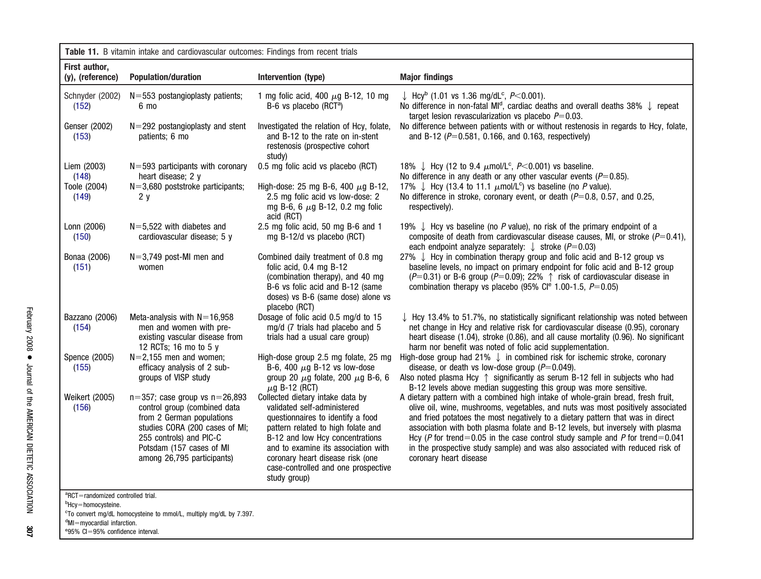**Table 11.** B vitamin intake and cardiovascular outcomes: Findings from recent trials

| First author, (y), (reference) | Population/duration | Intervention (type) | Major findings |
|---|---|---|---|
| Schnyder (2002) (152) | N=553 postangioplasty patients; 6 mo | 1 mg folic acid, 400 $\mu$g B-12, 10 mg B-6 vs placebo (RCT[a]) | ↓ Hcy[b] (1.01 vs 1.36 mg/dL[c], $P<0.001$). No difference in non-fatal MI[d], cardiac deaths and overall deaths 38% ↓ repeat target lesion revascularization vs placebo $P=0.03$. |
| Genser (2002) (153) | N=292 postangioplasty and stent patients; 6 mo | Investigated the relation of Hcy, folate, and B-12 to the rate on in-stent restenosis (prospective cohort study) | No difference between patients with or without restenosis in regards to Hcy, folate, and B-12 ($P=0.581$, 0.166, and 0.163, respectively) |
| Liem (2003) (148) | N=593 participants with coronary heart disease; 2 y | 0.5 mg folic acid vs placebo (RCT) | 18% ↓ Hcy (12 to 9.4 $\mu$mol/L[c], $P<0.001$) vs baseline. No difference in any death or any other vascular events ($P=0.85$). |
| Toole (2004) (149) | N=3,680 poststroke participants; 2 y | High-dose: 25 mg B-6, 400 $\mu$g B-12, 2.5 mg folic acid vs low-dose: 2 mg B-6, 6 $\mu$g B-12, 0.2 mg folic acid (RCT) | 17% ↓ Hcy (13.4 to 11.1 $\mu$mol/L[c]) vs baseline (no *P* value). No difference in stroke, coronary event, or death ($P=0.8$, 0.57, and 0.25, respectively). |
| Lonn (2006) (150) | N=5,522 with diabetes and cardiovascular disease; 5 y | 2.5 mg folic acid, 50 mg B-6 and 1 mg B-12/d vs placebo (RCT) | 19% ↓ Hcy vs baseline (no *P* value), no risk of the primary endpoint of a composite of death from cardiovascular disease causes, MI, or stroke ($P=0.41$), each endpoint analyze separately: ↓ stroke ($P=0.03$) |
| Bonaa (2006) (151) | N=3,749 post-MI men and women | Combined daily treatment of 0.8 mg folic acid, 0.4 mg B-12 (combination therapy), and 40 mg B-6 vs folic acid and B-12 (same doses) vs B-6 (same dose) alone vs placebo (RCT) | 27% ↓ Hcy in combination therapy group and folic acid and B-12 group vs baseline levels, no impact on primary endpoint for folic acid and B-12 group ($P=0.31$) or B-6 group ($P=0.09$); 22% ↑ risk of cardiovascular disease in combination therapy vs placebo (95% CI[e] 1.00-1.5, $P=0.05$) |
| Bazzano (2006) (154) | Meta-analysis with N=16,958 men and women with pre-existing vascular disease from 12 RCTs; 16 mo to 5 y | Dosage of folic acid 0.5 mg/d to 15 mg/d (7 trials had placebo and 5 trials had a usual care group) | ↓ Hcy 13.4% to 51.7%, no statistically significant relationship was noted between net change in Hcy and relative risk for cardiovascular disease (0.95), coronary heart disease (1.04), stroke (0.86), and all cause mortality (0.96). No significant harm nor benefit was noted of folic acid supplementation. |
| Spence (2005) (155) | N=2,155 men and women; efficacy analysis of 2 sub-groups of VISP study | High-dose group 2.5 mg folate, 25 mg B-6, 400 $\mu$g B-12 vs low-dose group 20 $\mu$g folate, 200 $\mu$g B-6, 6 $\mu$g B-12 (RCT) | High-dose group had 21% ↓ in combined risk for ischemic stroke, coronary disease, or death vs low-dose group ($P=0.049$). Also noted plasma Hcy ↑ significantly as serum B-12 fell in subjects who had B-12 levels above median suggesting this group was more sensitive. |
| Weikert (2005) (156) | n=357; case group vs n=26,893 control group (combined data from 2 German populations studies CORA (200 cases of MI; 255 controls) and PIC-C Potsdam (157 cases of MI among 26,795 participants) | Collected dietary intake data by validated self-administered questionnaires to identify a food pattern related to high folate and B-12 and low Hcy concentrations and to examine its association with coronary heart disease risk (one case-controlled and one prospective study group) | A dietary pattern with a combined high intake of whole-grain bread, fresh fruit, olive oil, wine, mushrooms, vegetables, and nuts was most positively associated and fried potatoes the most negatively to a dietary pattern that was in direct association with both plasma folate and B-12 levels, but inversely with plasma Hcy (*P* for trend=0.05 in the case control study sample and *P* for trend=0.041 in the prospective study sample) and was also associated with reduced risk of coronary heart disease |

[a]RCT=randomized controlled trial.
[b]Hcy=homocysteine.
[c]To convert mg/dL homocysteine to mmol/L, multiply mg/dL by 7.397.
[d]MI=myocardial infarction.
[e]95% CI=95% confidence interval.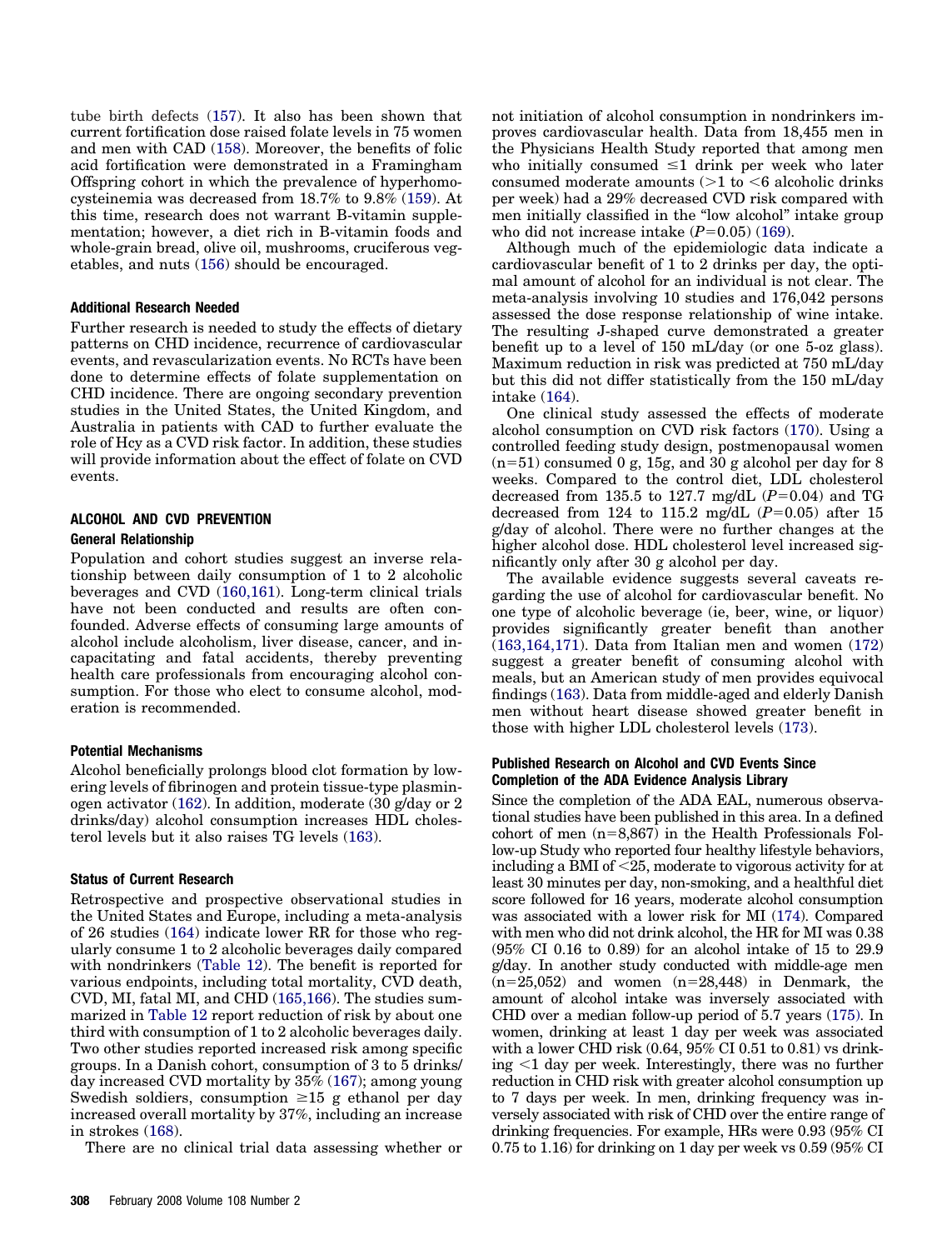tube birth defects (157). It also has been shown that current fortification dose raised folate levels in 75 women and men with CAD (158). Moreover, the benefits of folic acid fortification were demonstrated in a Framingham Offspring cohort in which the prevalence of hyperhomocysteinemia was decreased from 18.7% to 9.8% (159). At this time, research does not warrant B-vitamin supplementation; however, a diet rich in B-vitamin foods and whole-grain bread, olive oil, mushrooms, cruciferous vegetables, and nuts (156) should be encouraged.

#### Additional Research Needed

Further research is needed to study the effects of dietary patterns on CHD incidence, recurrence of cardiovascular events, and revascularization events. No RCTs have been done to determine effects of folate supplementation on CHD incidence. There are ongoing secondary prevention studies in the United States, the United Kingdom, and Australia in patients with CAD to further evaluate the role of Hcy as a CVD risk factor. In addition, these studies will provide information about the effect of folate on CVD events.

### ALCOHOL AND CVD PREVENTION

#### General Relationship

Population and cohort studies suggest an inverse relationship between daily consumption of 1 to 2 alcoholic beverages and CVD (160,161). Long-term clinical trials have not been conducted and results are often confounded. Adverse effects of consuming large amounts of alcohol include alcoholism, liver disease, cancer, and incapacitating and fatal accidents, thereby preventing health care professionals from encouraging alcohol consumption. For those who elect to consume alcohol, moderation is recommended.

#### Potential Mechanisms

Alcohol beneficially prolongs blood clot formation by lowering levels of fibrinogen and protein tissue-type plasminogen activator (162). In addition, moderate (30 g/day or 2 drinks/day) alcohol consumption increases HDL cholesterol levels but it also raises TG levels (163).

#### Status of Current Research

Retrospective and prospective observational studies in the United States and Europe, including a meta-analysis of 26 studies (164) indicate lower RR for those who regularly consume 1 to 2 alcoholic beverages daily compared with nondrinkers (Table 12). The benefit is reported for various endpoints, including total mortality, CVD death, CVD, MI, fatal MI, and CHD (165,166). The studies summarized in Table 12 report reduction of risk by about one third with consumption of 1 to 2 alcoholic beverages daily. Two other studies reported increased risk among specific groups. In a Danish cohort, consumption of 3 to 5 drinks/day increased CVD mortality by 35% (167); among young Swedish soldiers, consumption ≥15 g ethanol per day increased overall mortality by 37%, including an increase in strokes (168).

There are no clinical trial data assessing whether or not initiation of alcohol consumption in nondrinkers improves cardiovascular health. Data from 18,455 men in the Physicians Health Study reported that among men who initially consumed ≤1 drink per week who later consumed moderate amounts (>1 to <6 alcoholic drinks per week) had a 29% decreased CVD risk compared with men initially classified in the "low alcohol" intake group who did not increase intake ($P=0.05$) (169).

Although much of the epidemiologic data indicate a cardiovascular benefit of 1 to 2 drinks per day, the optimal amount of alcohol for an individual is not clear. The meta-analysis involving 10 studies and 176,042 persons assessed the dose response relationship of wine intake. The resulting J-shaped curve demonstrated a greater benefit up to a level of 150 mL/day (or one 5-oz glass). Maximum reduction in risk was predicted at 750 mL/day but this did not differ statistically from the 150 mL/day intake (164).

One clinical study assessed the effects of moderate alcohol consumption on CVD risk factors (170). Using a controlled feeding study design, postmenopausal women (n=51) consumed 0 g, 15g, and 30 g alcohol per day for 8 weeks. Compared to the control diet, LDL cholesterol decreased from 135.5 to 127.7 mg/dL ($P=0.04$) and TG decreased from 124 to 115.2 mg/dL ($P=0.05$) after 15 g/day of alcohol. There were no further changes at the higher alcohol dose. HDL cholesterol level increased significantly only after 30 g alcohol per day.

The available evidence suggests several caveats regarding the use of alcohol for cardiovascular benefit. No one type of alcoholic beverage (ie, beer, wine, or liquor) provides significantly greater benefit than another (163,164,171). Data from Italian men and women (172) suggest a greater benefit of consuming alcohol with meals, but an American study of men provides equivocal findings (163). Data from middle-aged and elderly Danish men without heart disease showed greater benefit in those with higher LDL cholesterol levels (173).

#### Published Research on Alcohol and CVD Events Since Completion of the ADA Evidence Analysis Library

Since the completion of the ADA EAL, numerous observational studies have been published in this area. In a defined cohort of men (n=8,867) in the Health Professionals Follow-up Study who reported four healthy lifestyle behaviors, including a BMI of <25, moderate to vigorous activity for at least 30 minutes per day, non-smoking, and a healthful diet score followed for 16 years, moderate alcohol consumption was associated with a lower risk for MI (174). Compared with men who did not drink alcohol, the HR for MI was 0.38 (95% CI 0.16 to 0.89) for an alcohol intake of 15 to 29.9 g/day. In another study conducted with middle-age men (n=25,052) and women (n=28,448) in Denmark, the amount of alcohol intake was inversely associated with CHD over a median follow-up period of 5.7 years (175). In women, drinking at least 1 day per week was associated with a lower CHD risk (0.64, 95% CI 0.51 to 0.81) vs drinking <1 day per week. Interestingly, there was no further reduction in CHD risk with greater alcohol consumption up to 7 days per week. In men, drinking frequency was inversely associated with risk of CHD over the entire range of drinking frequencies. For example, HRs were 0.93 (95% CI 0.75 to 1.16) for drinking on 1 day per week vs 0.59 (95% CI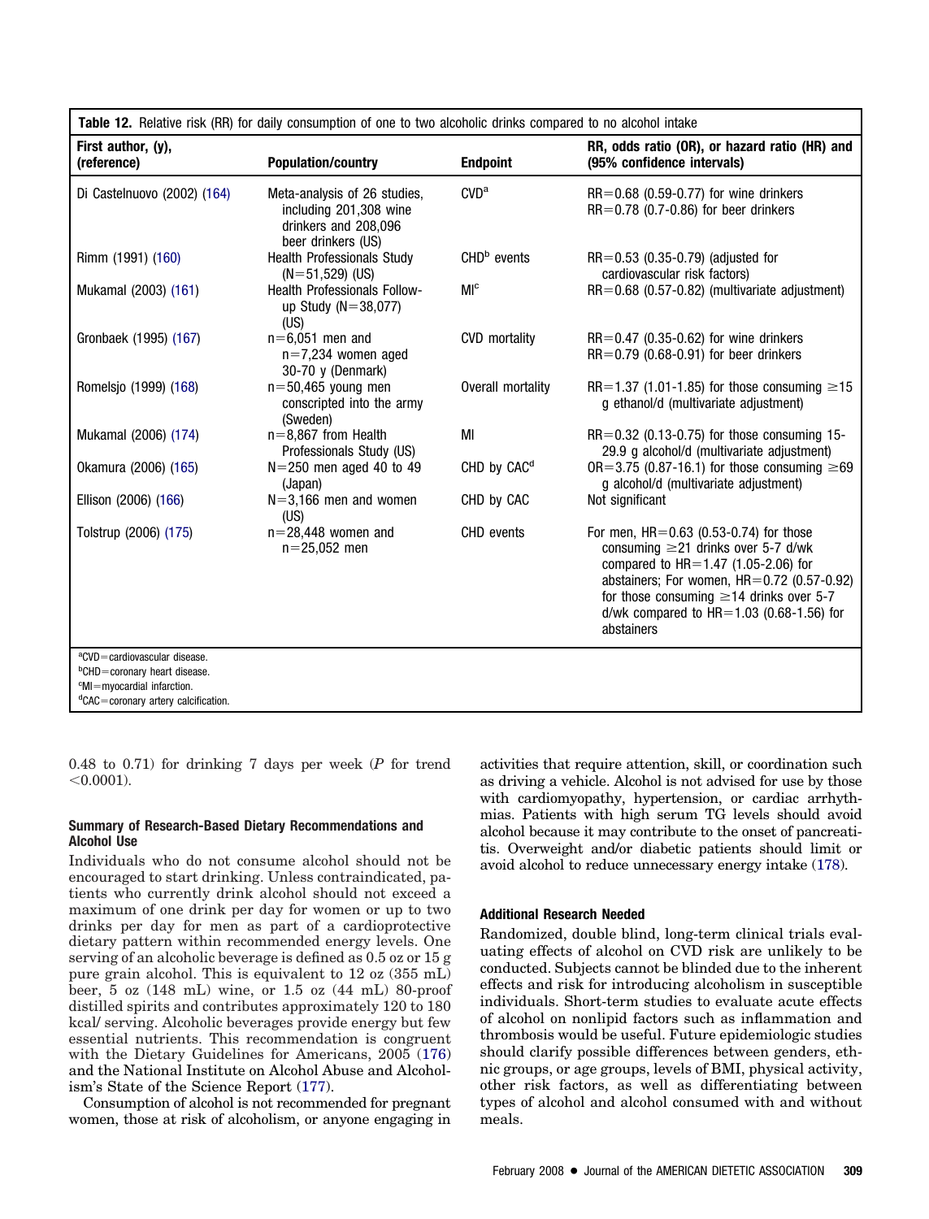**Table 12.** Relative risk (RR) for daily consumption of one to two alcoholic drinks compared to no alcohol intake

| First author, (y), (reference) | Population/country | Endpoint | RR, odds ratio (OR), or hazard ratio (HR) and (95% confidence intervals) |
|---|---|---|---|
| Di Castelnuovo (2002) (164) | Meta-analysis of 26 studies, including 201,308 wine drinkers and 208,096 beer drinkers (US) | CVD[a] | RR=0.68 (0.59-0.77) for wine drinkers<br>RR=0.78 (0.7-0.86) for beer drinkers |
| Rimm (1991) (160) | Health Professionals Study (N=51,529) (US) | CHD[b] events | RR=0.53 (0.35-0.79) (adjusted for cardiovascular risk factors) |
| Mukamal (2003) (161) | Health Professionals Follow-up Study (N=38,077) (US) | MI[c] | RR=0.68 (0.57-0.82) (multivariate adjustment) |
| Gronbaek (1995) (167) | n=6,051 men and n=7,234 women aged 30-70 y (Denmark) | CVD mortality | RR=0.47 (0.35-0.62) for wine drinkers<br>RR=0.79 (0.68-0.91) for beer drinkers |
| Romelsjo (1999) (168) | n=50,465 young men conscripted into the army (Sweden) | Overall mortality | RR=1.37 (1.01-1.85) for those consuming ≥15 g ethanol/d (multivariate adjustment) |
| Mukamal (2006) (174) | n=8,867 from Health Professionals Study (US) | MI | RR=0.32 (0.13-0.75) for those consuming 15-29.9 g alcohol/d (multivariate adjustment) |
| Okamura (2006) (165) | N=250 men aged 40 to 49 (Japan) | CHD by CAC[d] | OR=3.75 (0.87-16.1) for those consuming ≥69 g alcohol/d (multivariate adjustment) |
| Ellison (2006) (166) | N=3,166 men and women (US) | CHD by CAC | Not significant |
| Tolstrup (2006) (175) | n=28,448 women and n=25,052 men | CHD events | For men, HR=0.63 (0.53-0.74) for those consuming ≥21 drinks over 5-7 d/wk compared to HR=1.47 (1.05-2.06) for abstainers; For women, HR=0.72 (0.57-0.92) for those consuming ≥14 drinks over 5-7 d/wk compared to HR=1.03 (0.68-1.56) for abstainers |

[a]CVD=cardiovascular disease.
[b]CHD=coronary heart disease.
[c]MI=myocardial infarction.
[d]CAC=coronary artery calcification.

0.48 to 0.71) for drinking 7 days per week (*P* for trend <0.0001).

#### Summary of Research-Based Dietary Recommendations and Alcohol Use

Individuals who do not consume alcohol should not be encouraged to start drinking. Unless contraindicated, patients who currently drink alcohol should not exceed a maximum of one drink per day for women or up to two drinks per day for men as part of a cardioprotective dietary pattern within recommended energy levels. One serving of an alcoholic beverage is defined as 0.5 oz or 15 g pure grain alcohol. This is equivalent to 12 oz (355 mL) beer, 5 oz (148 mL) wine, or 1.5 oz (44 mL) 80-proof distilled spirits and contributes approximately 120 to 180 kcal/ serving. Alcoholic beverages provide energy but few essential nutrients. This recommendation is congruent with the Dietary Guidelines for Americans, 2005 (176) and the National Institute on Alcohol Abuse and Alcoholism's State of the Science Report (177).

Consumption of alcohol is not recommended for pregnant women, those at risk of alcoholism, or anyone engaging in activities that require attention, skill, or coordination such as driving a vehicle. Alcohol is not advised for use by those with cardiomyopathy, hypertension, or cardiac arrhythmias. Patients with high serum TG levels should avoid alcohol because it may contribute to the onset of pancreatitis. Overweight and/or diabetic patients should limit or avoid alcohol to reduce unnecessary energy intake (178).

#### Additional Research Needed

Randomized, double blind, long-term clinical trials evaluating effects of alcohol on CVD risk are unlikely to be conducted. Subjects cannot be blinded due to the inherent effects and risk for introducing alcoholism in susceptible individuals. Short-term studies to evaluate acute effects of alcohol on nonlipid factors such as inflammation and thrombosis would be useful. Future epidemiologic studies should clarify possible differences between genders, ethnic groups, or age groups, levels of BMI, physical activity, other risk factors, as well as differentiating between types of alcohol and alcohol consumed with and without meals.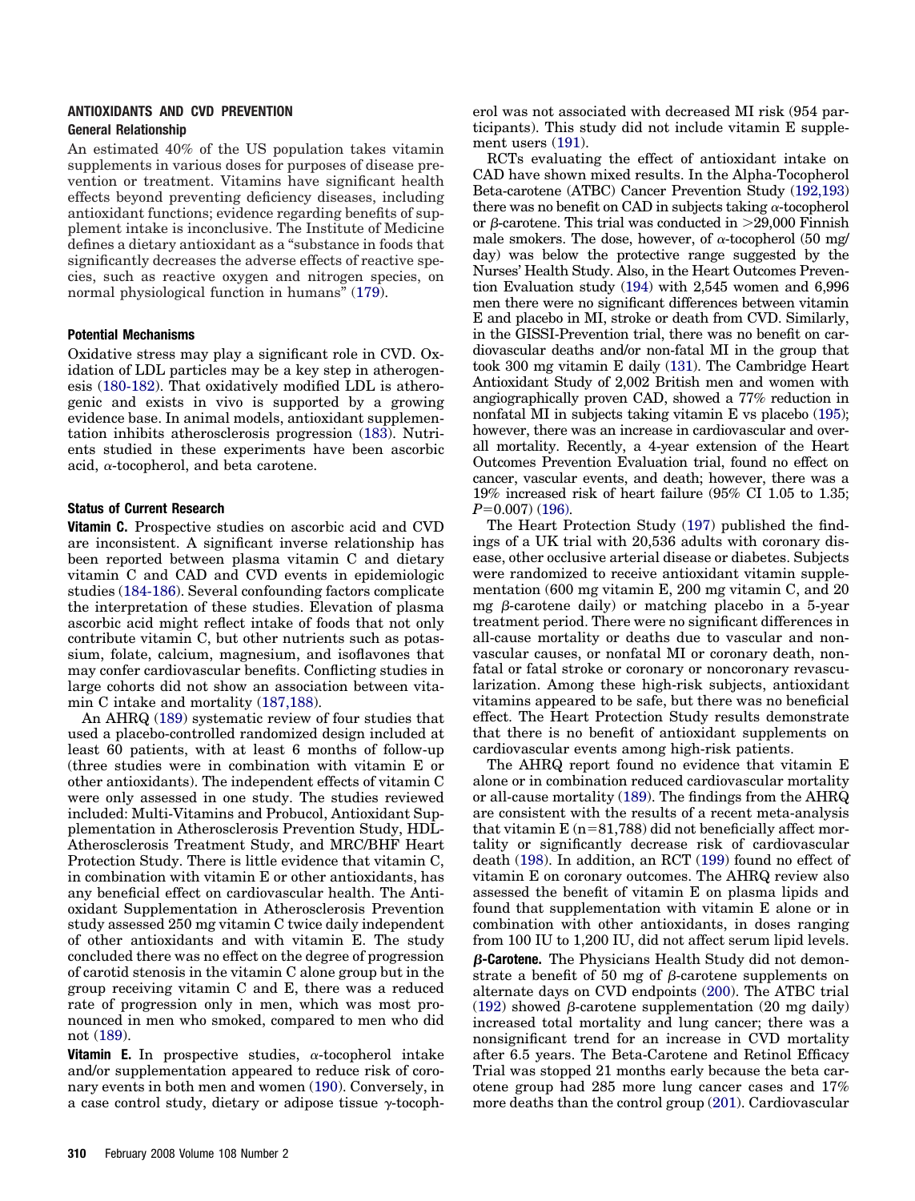## ANTIOXIDANTS AND CVD PREVENTION

### General Relationship

An estimated 40% of the US population takes vitamin supplements in various doses for purposes of disease prevention or treatment. Vitamins have significant health effects beyond preventing deficiency diseases, including antioxidant functions; evidence regarding benefits of supplement intake is inconclusive. The Institute of Medicine defines a dietary antioxidant as a "substance in foods that significantly decreases the adverse effects of reactive species, such as reactive oxygen and nitrogen species, on normal physiological function in humans" (179).

### Potential Mechanisms

Oxidative stress may play a significant role in CVD. Oxidation of LDL particles may be a key step in atherogenesis (180-182). That oxidatively modified LDL is atherogenic and exists in vivo is supported by a growing evidence base. In animal models, antioxidant supplementation inhibits atherosclerosis progression (183). Nutrients studied in these experiments have been ascorbic acid, $\alpha$-tocopherol, and beta carotene.

### Status of Current Research

**Vitamin C.** Prospective studies on ascorbic acid and CVD are inconsistent. A significant inverse relationship has been reported between plasma vitamin C and dietary vitamin C and CAD and CVD events in epidemiologic studies (184-186). Several confounding factors complicate the interpretation of these studies. Elevation of plasma ascorbic acid might reflect intake of foods that not only contribute vitamin C, but other nutrients such as potassium, folate, calcium, magnesium, and isoflavones that may confer cardiovascular benefits. Conflicting studies in large cohorts did not show an association between vitamin C intake and mortality (187,188).

An AHRQ (189) systematic review of four studies that used a placebo-controlled randomized design included at least 60 patients, with at least 6 months of follow-up (three studies were in combination with vitamin E or other antioxidants). The independent effects of vitamin C were only assessed in one study. The studies reviewed included: Multi-Vitamins and Probucol, Antioxidant Supplementation in Atherosclerosis Prevention Study, HDL-Atherosclerosis Treatment Study, and MRC/BHF Heart Protection Study. There is little evidence that vitamin C, in combination with vitamin E or other antioxidants, has any beneficial effect on cardiovascular health. The Antioxidant Supplementation in Atherosclerosis Prevention study assessed 250 mg vitamin C twice daily independent of other antioxidants and with vitamin E. The study concluded there was no effect on the degree of progression of carotid stenosis in the vitamin C alone group but in the group receiving vitamin C and E, there was a reduced rate of progression only in men, which was most pronounced in men who smoked, compared to men who did not (189).

**Vitamin E.** In prospective studies, $\alpha$-tocopherol intake and/or supplementation appeared to reduce risk of coronary events in both men and women (190). Conversely, in a case control study, dietary or adipose tissue $\gamma$-tocopherol was not associated with decreased MI risk (954 participants). This study did not include vitamin E supplement users (191).

RCTs evaluating the effect of antioxidant intake on CAD have shown mixed results. In the Alpha-Tocopherol Beta-carotene (ATBC) Cancer Prevention Study (192,193) there was no benefit on CAD in subjects taking $\alpha$-tocopherol or $\beta$-carotene. This trial was conducted in >29,000 Finnish male smokers. The dose, however, of $\alpha$-tocopherol (50 mg/day) was below the protective range suggested by the Nurses' Health Study. Also, in the Heart Outcomes Prevention Evaluation study (194) with 2,545 women and 6,996 men there were no significant differences between vitamin E and placebo in MI, stroke or death from CVD. Similarly, in the GISSI-Prevention trial, there was no benefit on cardiovascular deaths and/or non-fatal MI in the group that took 300 mg vitamin E daily (131). The Cambridge Heart Antioxidant Study of 2,002 British men and women with angiographically proven CAD, showed a 77% reduction in nonfatal MI in subjects taking vitamin E vs placebo (195); however, there was an increase in cardiovascular and overall mortality. Recently, a 4-year extension of the Heart Outcomes Prevention Evaluation trial, found no effect on cancer, vascular events, and death; however, there was a 19% increased risk of heart failure (95% CI 1.05 to 1.35; $P$=0.007) (196).

The Heart Protection Study (197) published the findings of a UK trial with 20,536 adults with coronary disease, other occlusive arterial disease or diabetes. Subjects were randomized to receive antioxidant vitamin supplementation (600 mg vitamin E, 200 mg vitamin C, and 20 mg $\beta$-carotene daily) or matching placebo in a 5-year treatment period. There were no significant differences in all-cause mortality or deaths due to vascular and nonvascular causes, or nonfatal MI or coronary death, nonfatal or fatal stroke or coronary or noncoronary revascularization. Among these high-risk subjects, antioxidant vitamins appeared to be safe, but there was no beneficial effect. The Heart Protection Study results demonstrate that there is no benefit of antioxidant supplements on cardiovascular events among high-risk patients.

The AHRQ report found no evidence that vitamin E alone or in combination reduced cardiovascular mortality or all-cause mortality (189). The findings from the AHRQ are consistent with the results of a recent meta-analysis that vitamin E (n=81,788) did not beneficially affect mortality or significantly decrease risk of cardiovascular death (198). In addition, an RCT (199) found no effect of vitamin E on coronary outcomes. The AHRQ review also assessed the benefit of vitamin E on plasma lipids and found that supplementation with vitamin E alone or in combination with other antioxidants, in doses ranging from 100 IU to 1,200 IU, did not affect serum lipid levels.

**$\beta$-Carotene.** The Physicians Health Study did not demonstrate a benefit of 50 mg of $\beta$-carotene supplements on alternate days on CVD endpoints (200). The ATBC trial (192) showed $\beta$-carotene supplementation (20 mg daily) increased total mortality and lung cancer; there was a nonsignificant trend for an increase in CVD mortality after 6.5 years. The Beta-Carotene and Retinol Efficacy Trial was stopped 21 months early because the beta carotene group had 285 more lung cancer cases and 17% more deaths than the control group (201). Cardiovascular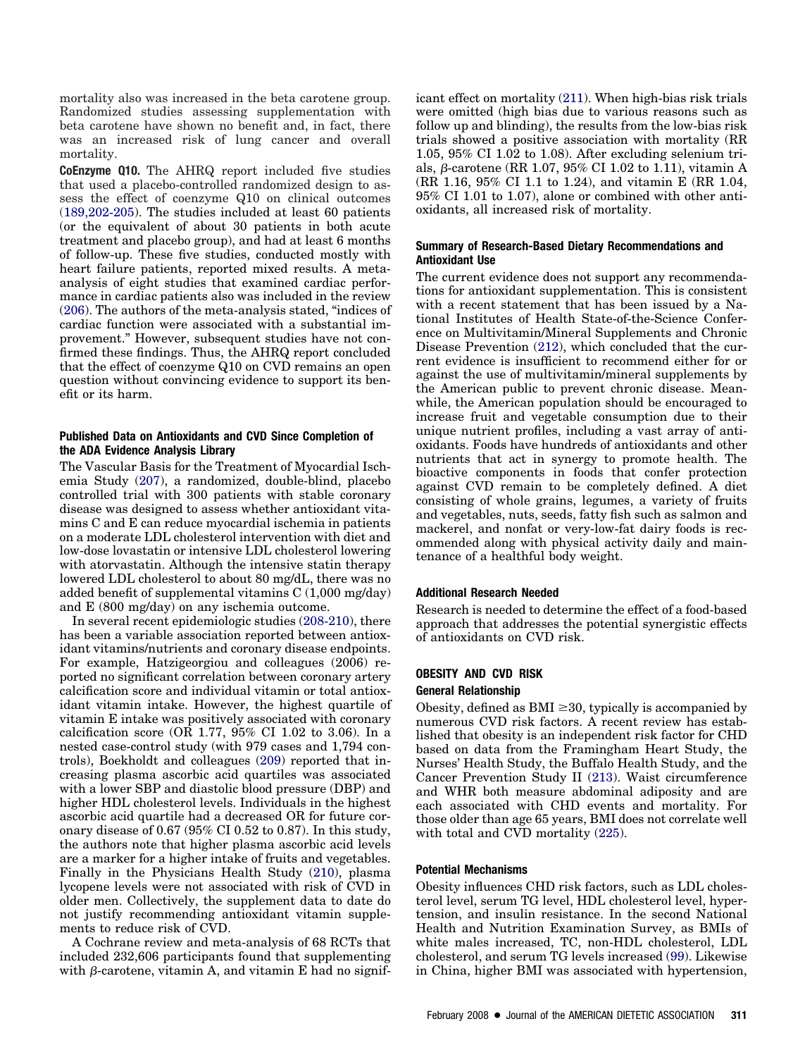mortality also was increased in the beta carotene group. Randomized studies assessing supplementation with beta carotene have shown no benefit and, in fact, there was an increased risk of lung cancer and overall mortality.

**CoEnzyme Q10.** The AHRQ report included five studies that used a placebo-controlled randomized design to assess the effect of coenzyme Q10 on clinical outcomes (189,202-205). The studies included at least 60 patients (or the equivalent of about 30 patients in both acute treatment and placebo group), and had at least 6 months of follow-up. These five studies, conducted mostly with heart failure patients, reported mixed results. A meta-analysis of eight studies that examined cardiac performance in cardiac patients also was included in the review (206). The authors of the meta-analysis stated, "indices of cardiac function were associated with a substantial improvement." However, subsequent studies have not confirmed these findings. Thus, the AHRQ report concluded that the effect of coenzyme Q10 on CVD remains an open question without convincing evidence to support its benefit or its harm.

### Published Data on Antioxidants and CVD Since Completion of the ADA Evidence Analysis Library

The Vascular Basis for the Treatment of Myocardial Ischemia Study (207), a randomized, double-blind, placebo controlled trial with 300 patients with stable coronary disease was designed to assess whether antioxidant vitamins C and E can reduce myocardial ischemia in patients on a moderate LDL cholesterol intervention with diet and low-dose lovastatin or intensive LDL cholesterol lowering with atorvastatin. Although the intensive statin therapy lowered LDL cholesterol to about 80 mg/dL, there was no added benefit of supplemental vitamins C (1,000 mg/day) and E (800 mg/day) on any ischemia outcome.

In several recent epidemiologic studies (208-210), there has been a variable association reported between antioxidant vitamins/nutrients and coronary disease endpoints. For example, Hatzigeorgiou and colleagues (2006) reported no significant correlation between coronary artery calcification score and individual vitamin or total antioxidant vitamin intake. However, the highest quartile of vitamin E intake was positively associated with coronary calcification score (OR 1.77, 95% CI 1.02 to 3.06). In a nested case-control study (with 979 cases and 1,794 controls), Boekholdt and colleagues (209) reported that increasing plasma ascorbic acid quartiles was associated with a lower SBP and diastolic blood pressure (DBP) and higher HDL cholesterol levels. Individuals in the highest ascorbic acid quartile had a decreased OR for future coronary disease of 0.67 (95% CI 0.52 to 0.87). In this study, the authors note that higher plasma ascorbic acid levels are a marker for a higher intake of fruits and vegetables. Finally in the Physicians Health Study (210), plasma lycopene levels were not associated with risk of CVD in older men. Collectively, the supplement data to date do not justify recommending antioxidant vitamin supplements to reduce risk of CVD.

A Cochrane review and meta-analysis of 68 RCTs that included 232,606 participants found that supplementing with β-carotene, vitamin A, and vitamin E had no significant effect on mortality (211). When high-bias risk trials were omitted (high bias due to various reasons such as follow up and blinding), the results from the low-bias risk trials showed a positive association with mortality (RR 1.05, 95% CI 1.02 to 1.08). After excluding selenium trials, β-carotene (RR 1.07, 95% CI 1.02 to 1.11), vitamin A (RR 1.16, 95% CI 1.1 to 1.24), and vitamin E (RR 1.04, 95% CI 1.01 to 1.07), alone or combined with other antioxidants, all increased risk of mortality.

### Summary of Research-Based Dietary Recommendations and Antioxidant Use

The current evidence does not support any recommendations for antioxidant supplementation. This is consistent with a recent statement that has been issued by a National Institutes of Health State-of-the-Science Conference on Multivitamin/Mineral Supplements and Chronic Disease Prevention (212), which concluded that the current evidence is insufficient to recommend either for or against the use of multivitamin/mineral supplements by the American public to prevent chronic disease. Meanwhile, the American population should be encouraged to increase fruit and vegetable consumption due to their unique nutrient profiles, including a vast array of antioxidants. Foods have hundreds of antioxidants and other nutrients that act in synergy to promote health. The bioactive components in foods that confer protection against CVD remain to be completely defined. A diet consisting of whole grains, legumes, a variety of fruits and vegetables, nuts, seeds, fatty fish such as salmon and mackerel, and nonfat or very-low-fat dairy foods is recommended along with physical activity daily and maintenance of a healthful body weight.

### Additional Research Needed

Research is needed to determine the effect of a food-based approach that addresses the potential synergistic effects of antioxidants on CVD risk.

## OBESITY AND CVD RISK

### General Relationship

Obesity, defined as BMI ≥30, typically is accompanied by numerous CVD risk factors. A recent review has established that obesity is an independent risk factor for CHD based on data from the Framingham Heart Study, the Nurses' Health Study, the Buffalo Health Study, and the Cancer Prevention Study II (213). Waist circumference and WHR both measure abdominal adiposity and are each associated with CHD events and mortality. For those older than age 65 years, BMI does not correlate well with total and CVD mortality (225).

### Potential Mechanisms

Obesity influences CHD risk factors, such as LDL cholesterol level, serum TG level, HDL cholesterol level, hypertension, and insulin resistance. In the second National Health and Nutrition Examination Survey, as BMIs of white males increased, TC, non-HDL cholesterol, LDL cholesterol, and serum TG levels increased (99). Likewise in China, higher BMI was associated with hypertension,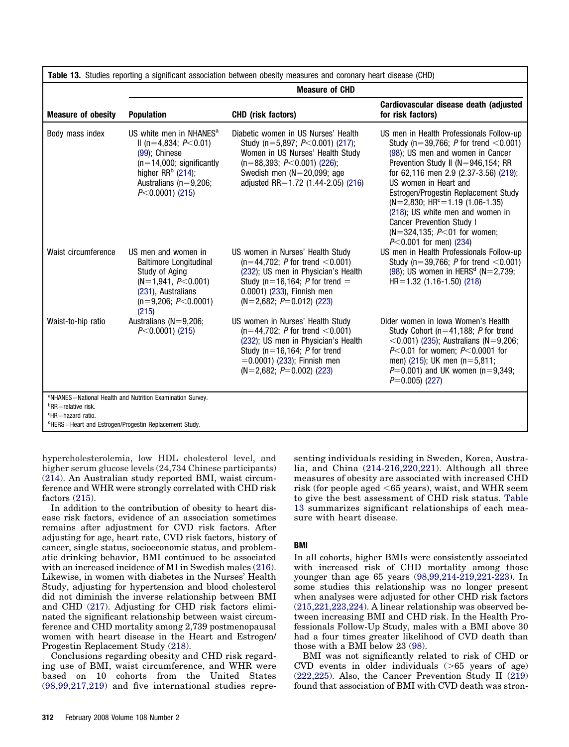**Table 13.** Studies reporting a significant association between obesity measures and coronary heart disease (CHD)

| Measure of obesity | Population | Measure of CHD | |
|---|---|---|---|
| | | CHD (risk factors) | Cardiovascular disease death (adjusted for risk factors) |
| Body mass index | US white men in NHANES[a] II (n=4,834; $P$<0.01) (99); Chinese (n=14,000; significantly higher RR[b] (214); Australians (n=9,206; $P$<0.0001) (215) | Diabetic women in US Nurses' Health Study (n=5,897; $P$<0.001) (217); Women in US Nurses' Health Study (n=88,393; $P$<0.001) (226); Swedish men (N=20,099; age adjusted RR=1.72 (1.44-2.05) (216) | US men in Health Professionals Follow-up Study (n=39,766; $P$ for trend <0.001) (98); US men and women in Cancer Prevention Study II (N=946,154; RR for 62,116 men 2.9 (2.37-3.56) (219); US women in Heart and Estrogen/Progestin Replacement Study (N=2,830; HR[c]=1.19 (1.06-1.35) (218); US white men and women in Cancer Prevention Study I (N=324,135; $P$<01 for women; $P$<0.001 for men) (234) |
| Waist circumference | US men and women in Baltimore Longitudinal Study of Aging (N=1,941, $P$<0.001) (231), Australians (n=9,206; $P$<0.0001) (215) | US women in Nurses' Health Study (n=44,702; $P$ for trend <0.001) (232); US men in Physician's Health Study (n=16,164; $P$ for trend = 0.0001) (233), Finnish men (N=2,682; $P$=0.012) (223) | US men in Health Professionals Follow-up Study (n=39,766; $P$ for trend <0.001) (98); US women in HERS[d] (N=2,739; HR=1.32 (1.16-1.50) (218) |
| Waist-to-hip ratio | Australians (N=9,206; $P$<0.0001) (215) | US women in Nurses' Health Study (n=44,702; $P$ for trend <0.001) (232); US men in Physician's Health Study (n=16,164; $P$ for trend =0.0001) (233); Finnish men (N=2,682; $P$=0.002) (223) | Older women in Iowa Women's Health Study Cohort (n=41,188; $P$ for trend <0.001) (235); Australians (N=9,206; $P$<0.01 for women; $P$<0.0001 for men) (215); UK men (n=5,811; $P$=0.001) and UK women (n=9,349; $P$=0.005) (227) |

[a]NHANES=National Health and Nutrition Examination Survey.
[b]RR=relative risk.
[c]HR=hazard ratio.
[d]HERS=Heart and Estrogen/Progestin Replacement Study.

hypercholesterolemia, low HDL cholesterol level, and higher serum glucose levels (24,734 Chinese participants) (214). An Australian study reported BMI, waist circumference and WHR were strongly correlated with CHD risk factors (215).

In addition to the contribution of obesity to heart disease risk factors, evidence of an association sometimes remains after adjustment for CVD risk factors. After adjusting for age, heart rate, CVD risk factors, history of cancer, single status, socioeconomic status, and problematic drinking behavior, BMI continued to be associated with an increased incidence of MI in Swedish males (216). Likewise, in women with diabetes in the Nurses' Health Study, adjusting for hypertension and blood cholesterol did not diminish the inverse relationship between BMI and CHD (217). Adjusting for CHD risk factors eliminated the significant relationship between waist circumference and CHD mortality among 2,739 postmenopausal women with heart disease in the Heart and Estrogen/Progestin Replacement Study (218).

Conclusions regarding obesity and CHD risk regarding use of BMI, waist circumference, and WHR were based on 10 cohorts from the United States (98,99,217,219) and five international studies representing individuals residing in Sweden, Korea, Australia, and China (214-216,220,221). Although all three measures of obesity are associated with increased CHD risk (for people aged <65 years), waist, and WHR seem to give the best assessment of CHD risk status. Table 13 summarizes significant relationships of each measure with heart disease.

### BMI

In all cohorts, higher BMIs were consistently associated with increased risk of CHD mortality among those younger than age 65 years (98,99,214-219,221-223). In some studies this relationship was no longer present when analyses were adjusted for other CHD risk factors (215,221,223,224). A linear relationship was observed between increasing BMI and CHD risk. In the Health Professionals Follow-Up Study, males with a BMI above 30 had a four times greater likelihood of CVD death than those with a BMI below 23 (98).

BMI was not significantly related to risk of CHD or CVD events in older individuals (>65 years of age) (222,225). Also, the Cancer Prevention Study II (219) found that association of BMI with CVD death was stron-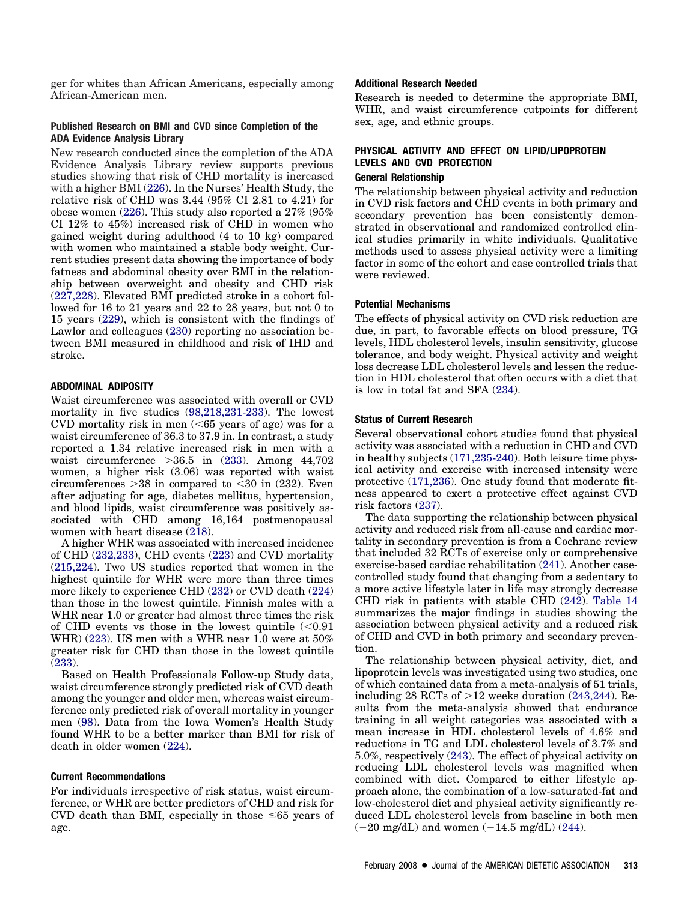ger for whites than African Americans, especially among African-American men.

### Published Research on BMI and CVD since Completion of the ADA Evidence Analysis Library

New research conducted since the completion of the ADA Evidence Analysis Library review supports previous studies showing that risk of CHD mortality is increased with a higher BMI (226). In the Nurses' Health Study, the relative risk of CHD was 3.44 (95% CI 2.81 to 4.21) for obese women (226). This study also reported a 27% (95% CI 12% to 45%) increased risk of CHD in women who gained weight during adulthood (4 to 10 kg) compared with women who maintained a stable body weight. Current studies present data showing the importance of body fatness and abdominal obesity over BMI in the relationship between overweight and obesity and CHD risk (227,228). Elevated BMI predicted stroke in a cohort followed for 16 to 21 years and 22 to 28 years, but not 0 to 15 years (229), which is consistent with the findings of Lawlor and colleagues (230) reporting no association between BMI measured in childhood and risk of IHD and stroke.

## ABDOMINAL ADIPOSITY

Waist circumference was associated with overall or CVD mortality in five studies (98,218,231-233). The lowest CVD mortality risk in men (<65 years of age) was for a waist circumference of 36.3 to 37.9 in. In contrast, a study reported a 1.34 relative increased risk in men with a waist circumference >36.5 in (233). Among 44,702 women, a higher risk (3.06) was reported with waist circumferences >38 in compared to <30 in (232). Even after adjusting for age, diabetes mellitus, hypertension, and blood lipids, waist circumference was positively associated with CHD among 16,164 postmenopausal women with heart disease (218).

A higher WHR was associated with increased incidence of CHD (232,233), CHD events (223) and CVD mortality (215,224). Two US studies reported that women in the highest quintile for WHR were more than three times more likely to experience CHD (232) or CVD death (224) than those in the lowest quintile. Finnish males with a WHR near 1.0 or greater had almost three times the risk of CHD events vs those in the lowest quintile (<0.91 WHR) (223). US men with a WHR near 1.0 were at 50% greater risk for CHD than those in the lowest quintile (233).

Based on Health Professionals Follow-up Study data, waist circumference strongly predicted risk of CVD death among the younger and older men, whereas waist circumference only predicted risk of overall mortality in younger men (98). Data from the Iowa Women's Health Study found WHR to be a better marker than BMI for risk of death in older women (224).

### Current Recommendations

For individuals irrespective of risk status, waist circumference, or WHR are better predictors of CHD and risk for CVD death than BMI, especially in those ≤65 years of age.

### Additional Research Needed

Research is needed to determine the appropriate BMI, WHR, and waist circumference cutpoints for different sex, age, and ethnic groups.

## PHYSICAL ACTIVITY AND EFFECT ON LIPID/LIPOPROTEIN LEVELS AND CVD PROTECTION

### General Relationship

The relationship between physical activity and reduction in CVD risk factors and CHD events in both primary and secondary prevention has been consistently demonstrated in observational and randomized controlled clinical studies primarily in white individuals. Qualitative methods used to assess physical activity were a limiting factor in some of the cohort and case controlled trials that were reviewed.

### Potential Mechanisms

The effects of physical activity on CVD risk reduction are due, in part, to favorable effects on blood pressure, TG levels, HDL cholesterol levels, insulin sensitivity, glucose tolerance, and body weight. Physical activity and weight loss decrease LDL cholesterol levels and lessen the reduction in HDL cholesterol that often occurs with a diet that is low in total fat and SFA (234).

### Status of Current Research

Several observational cohort studies found that physical activity was associated with a reduction in CHD and CVD in healthy subjects (171,235-240). Both leisure time physical activity and exercise with increased intensity were protective (171,236). One study found that moderate fitness appeared to exert a protective effect against CVD risk factors (237).

The data supporting the relationship between physical activity and reduced risk from all-cause and cardiac mortality in secondary prevention is from a Cochrane review that included 32 RCTs of exercise only or comprehensive exercise-based cardiac rehabilitation (241). Another case-controlled study found that changing from a sedentary to a more active lifestyle later in life may strongly decrease CHD risk in patients with stable CHD (242). Table 14 summarizes the major findings in studies showing the association between physical activity and a reduced risk of CHD and CVD in both primary and secondary prevention.

The relationship between physical activity, diet, and lipoprotein levels was investigated using two studies, one of which contained data from a meta-analysis of 51 trials, including 28 RCTs of >12 weeks duration (243,244). Results from the meta-analysis showed that endurance training in all weight categories was associated with a mean increase in HDL cholesterol levels of 4.6% and reductions in TG and LDL cholesterol levels of 3.7% and 5.0%, respectively (243). The effect of physical activity on reducing LDL cholesterol levels was magnified when combined with diet. Compared to either lifestyle approach alone, the combination of a low-saturated-fat and low-cholesterol diet and physical activity significantly reduced LDL cholesterol levels from baseline in both men (−20 mg/dL) and women (−14.5 mg/dL) (244).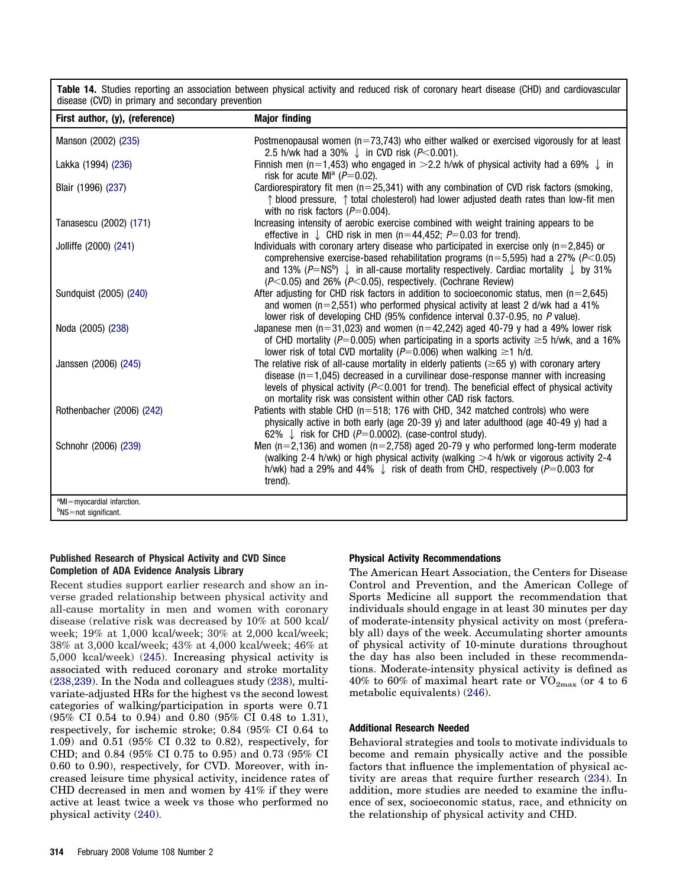**Table 14.** Studies reporting an association between physical activity and reduced risk of coronary heart disease (CHD) and cardiovascular disease (CVD) in primary and secondary prevention

| First author, (y), (reference) | Major finding |
|---|---|
| Manson (2002) (235) | Postmenopausal women (n=73,743) who either walked or exercised vigorously for at least 2.5 h/wk had a 30% ↓ in CVD risk ($P<0.001$). |
| Lakka (1994) (236) | Finnish men (n=1,453) who engaged in >2.2 h/wk of physical activity had a 69% ↓ in risk for acute MI[a] ($P=0.02$). |
| Blair (1996) (237) | Cardiorespiratory fit men (n=25,341) with any combination of CVD risk factors (smoking, ↑ blood pressure, ↑ total cholesterol) had lower adjusted death rates than low-fit men with no risk factors ($P=0.004$). |
| Tanasescu (2002) (171) | Increasing intensity of aerobic exercise combined with weight training appears to be effective in ↓ CHD risk in men (n=44,452; $P=0.03$ for trend). |
| Jolliffe (2000) (241) | Individuals with coronary artery disease who participated in exercise only (n=2,845) or comprehensive exercise-based rehabilitation programs (n=5,595) had a 27% ($P<0.05$) and 13% ($P$=NS[b]) ↓ in all-cause mortality respectively. Cardiac mortality ↓ by 31% ($P<0.05$) and 26% ($P<0.05$), respectively. (Cochrane Review) |
| Sundquist (2005) (240) | After adjusting for CHD risk factors in addition to socioeconomic status, men (n=2,645) and women (n=2,551) who performed physical activity at least 2 d/wk had a 41% lower risk of developing CHD (95% confidence interval 0.37-0.95, no $P$ value). |
| Noda (2005) (238) | Japanese men (n=31,023) and women (n=42,242) aged 40-79 y had a 49% lower risk of CHD mortality ($P=0.005$) when participating in a sports activity ≥5 h/wk, and a 16% lower risk of total CVD mortality ($P=0.006$) when walking ≥1 h/d. |
| Janssen (2006) (245) | The relative risk of all-cause mortality in elderly patients (≥65 y) with coronary artery disease (n=1,045) decreased in a curvilinear dose-response manner with increasing levels of physical activity ($P<0.001$ for trend). The beneficial effect of physical activity on mortality risk was consistent within other CAD risk factors. |
| Rothenbacher (2006) (242) | Patients with stable CHD (n=518; 176 with CHD, 342 matched controls) who were physically active in both early (age 20-39 y) and later adulthood (age 40-49 y) had a 62% ↓ risk for CHD ($P=0.0002$). (case-control study). |
| Schnohr (2006) (239) | Men (n=2,136) and women (n=2,758) aged 20-79 y who performed long-term moderate (walking 2-4 h/wk) or high physical activity (walking >4 h/wk or vigorous activity 2-4 h/wk) had a 29% and 44% ↓ risk of death from CHD, respectively ($P=0.003$ for trend). |

[a]MI=myocardial infarction.
[b]NS=not significant.

### Published Research of Physical Activity and CVD Since Completion of ADA Evidence Analysis Library

Recent studies support earlier research and show an inverse graded relationship between physical activity and all-cause mortality in men and women with coronary disease (relative risk was decreased by 10% at 500 kcal/week; 19% at 1,000 kcal/week; 30% at 2,000 kcal/week; 38% at 3,000 kcal/week; 43% at 4,000 kcal/week; 46% at 5,000 kcal/week) (245). Increasing physical activity is associated with reduced coronary and stroke mortality (238,239). In the Noda and colleagues study (238), multivariate-adjusted HRs for the highest vs the second lowest categories of walking/participation in sports were 0.71 (95% CI 0.54 to 0.94) and 0.80 (95% CI 0.48 to 1.31), respectively, for ischemic stroke; 0.84 (95% CI 0.64 to 1.09) and 0.51 (95% CI 0.32 to 0.82), respectively, for CHD; and 0.84 (95% CI 0.75 to 0.95) and 0.73 (95% CI 0.60 to 0.90), respectively, for CVD. Moreover, with increased leisure time physical activity, incidence rates of CHD decreased in men and women by 41% if they were active at least twice a week vs those who performed no physical activity (240).

### Physical Activity Recommendations

The American Heart Association, the Centers for Disease Control and Prevention, and the American College of Sports Medicine all support the recommendation that individuals should engage in at least 30 minutes per day of moderate-intensity physical activity on most (preferably all) days of the week. Accumulating shorter amounts of physical activity of 10-minute durations throughout the day has also been included in these recommendations. Moderate-intensity physical activity is defined as 40% to 60% of maximal heart rate or $VO_{2max}$ (or 4 to 6 metabolic equivalents) (246).

### Additional Research Needed

Behavioral strategies and tools to motivate individuals to become and remain physically active and the possible factors that influence the implementation of physical activity are areas that require further research (234). In addition, more studies are needed to examine the influence of sex, socioeconomic status, race, and ethnicity on the relationship of physical activity and CHD.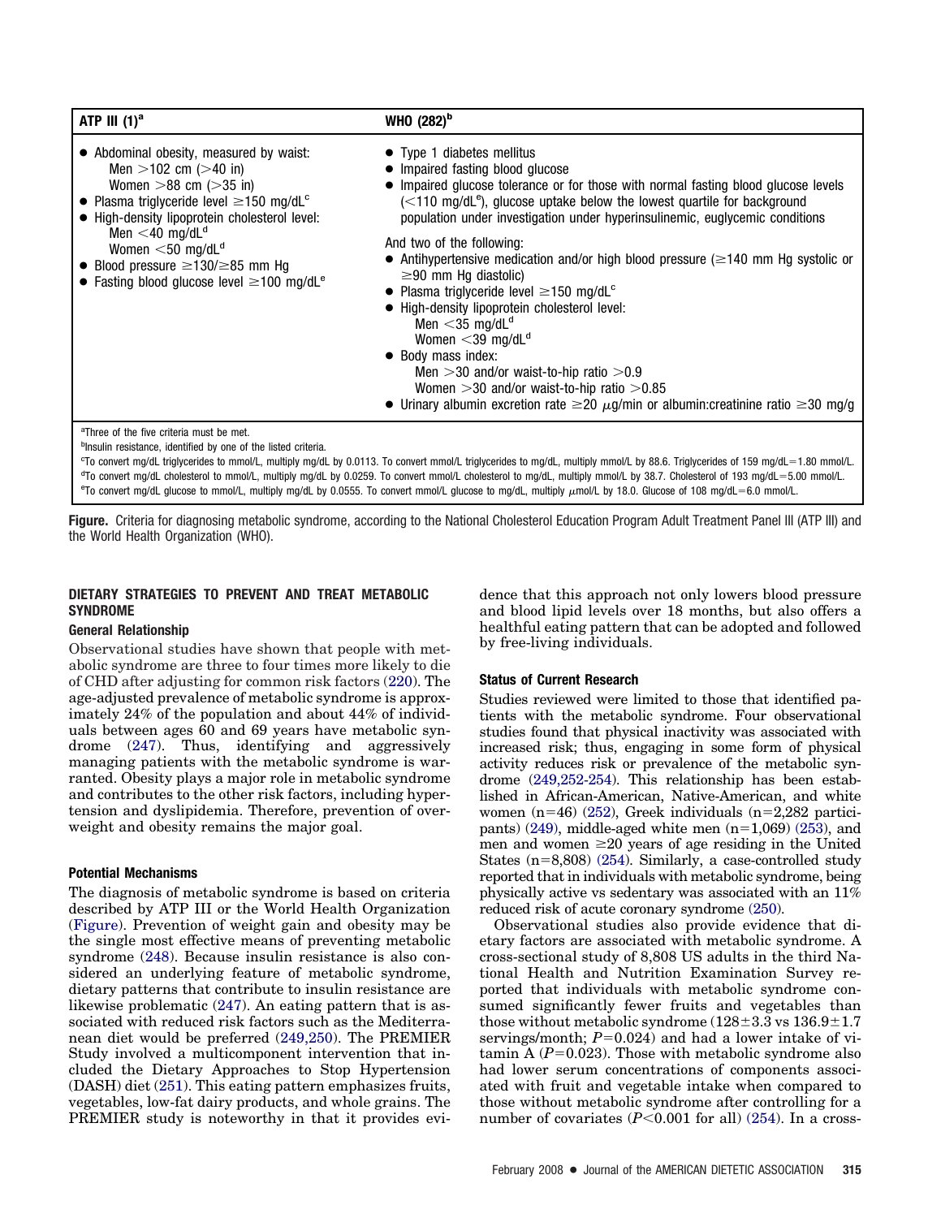| ATP III (1)[a] | WHO (282)[b] |
|---|---|
| • Abdominal obesity, measured by waist: Men >102 cm (>40 in) Women >88 cm (>35 in) <br>• Plasma triglyceride level ≥150 mg/dL[c] <br>• High-density lipoprotein cholesterol level: Men <40 mg/dL[d] Women <50 mg/dL[d] <br>• Blood pressure ≥130/≥85 mm Hg <br>• Fasting blood glucose level ≥100 mg/dL[e] | • Type 1 diabetes mellitus <br>• Impaired fasting blood glucose <br>• Impaired glucose tolerance or for those with normal fasting blood glucose levels (<110 mg/dL[e]), glucose uptake below the lowest quartile for background population under investigation under hyperinsulinemic, euglycemic conditions <br><br>And two of the following: <br>• Antihypertensive medication and/or high blood pressure (≥140 mm Hg systolic or ≥90 mm Hg diastolic) <br>• Plasma triglyceride level ≥150 mg/dL[c] <br>• High-density lipoprotein cholesterol level: Men <35 mg/dL[d] Women <39 mg/dL[d] <br>• Body mass index: Men >30 and/or waist-to-hip ratio >0.9 Women >30 and/or waist-to-hip ratio >0.85 <br>• Urinary albumin excretion rate ≥20 μg/min or albumin:creatinine ratio ≥30 mg/g |

[a]Three of the five criteria must be met.
[b]Insulin resistance, identified by one of the listed criteria.
[c]To convert mg/dL triglycerides to mmol/L, multiply mg/dL by 0.0113. To convert mmol/L triglycerides to mg/dL, multiply mmol/L by 88.6. Triglycerides of 159 mg/dL=1.80 mmol/L.
[d]To convert mg/dL cholesterol to mmol/L, multiply mg/dL by 0.0259. To convert mmol/L cholesterol to mg/dL, multiply mmol/L by 38.7. Cholesterol of 193 mg/dL=5.00 mmol/L.
[e]To convert mg/dL glucose to mmol/L, multiply mg/dL by 0.0555. To convert mmol/L glucose to mg/dL, multiply μmol/L by 18.0. Glucose of 108 mg/dL=6.0 mmol/L.

**Figure.** Criteria for diagnosing metabolic syndrome, according to the National Cholesterol Education Program Adult Treatment Panel III (ATP III) and the World Health Organization (WHO).

## DIETARY STRATEGIES TO PREVENT AND TREAT METABOLIC SYNDROME

### General Relationship

Observational studies have shown that people with metabolic syndrome are three to four times more likely to die of CHD after adjusting for common risk factors (220). The age-adjusted prevalence of metabolic syndrome is approximately 24% of the population and about 44% of individuals between ages 60 and 69 years have metabolic syndrome (247). Thus, identifying and aggressively managing patients with the metabolic syndrome is warranted. Obesity plays a major role in metabolic syndrome and contributes to the other risk factors, including hypertension and dyslipidemia. Therefore, prevention of overweight and obesity remains the major goal.

### Potential Mechanisms

The diagnosis of metabolic syndrome is based on criteria described by ATP III or the World Health Organization (Figure). Prevention of weight gain and obesity may be the single most effective means of preventing metabolic syndrome (248). Because insulin resistance is also considered an underlying feature of metabolic syndrome, dietary patterns that contribute to insulin resistance are likewise problematic (247). An eating pattern that is associated with reduced risk factors such as the Mediterranean diet would be preferred (249,250). The PREMIER Study involved a multicomponent intervention that included the Dietary Approaches to Stop Hypertension (DASH) diet (251). This eating pattern emphasizes fruits, vegetables, low-fat dairy products, and whole grains. The PREMIER study is noteworthy in that it provides evidence that this approach not only lowers blood pressure and blood lipid levels over 18 months, but also offers a healthful eating pattern that can be adopted and followed by free-living individuals.

### Status of Current Research

Studies reviewed were limited to those that identified patients with the metabolic syndrome. Four observational studies found that physical inactivity was associated with increased risk; thus, engaging in some form of physical activity reduces risk or prevalence of the metabolic syndrome (249,252-254). This relationship has been established in African-American, Native-American, and white women (n=46) (252), Greek individuals (n=2,282 participants) (249), middle-aged white men (n=1,069) (253), and men and women ≥20 years of age residing in the United States (n=8,808) (254). Similarly, a case-controlled study reported that in individuals with metabolic syndrome, being physically active vs sedentary was associated with an 11% reduced risk of acute coronary syndrome (250).

Observational studies also provide evidence that dietary factors are associated with metabolic syndrome. A cross-sectional study of 8,808 US adults in the third National Health and Nutrition Examination Survey reported that individuals with metabolic syndrome consumed significantly fewer fruits and vegetables than those without metabolic syndrome (128±3.3 vs 136.9±1.7 servings/month; $P$=0.024) and had a lower intake of vitamin A ($P$=0.023). Those with metabolic syndrome also had lower serum concentrations of components associated with fruit and vegetable intake when compared to those without metabolic syndrome after controlling for a number of covariates ($P$<0.001 for all) (254). In a cross-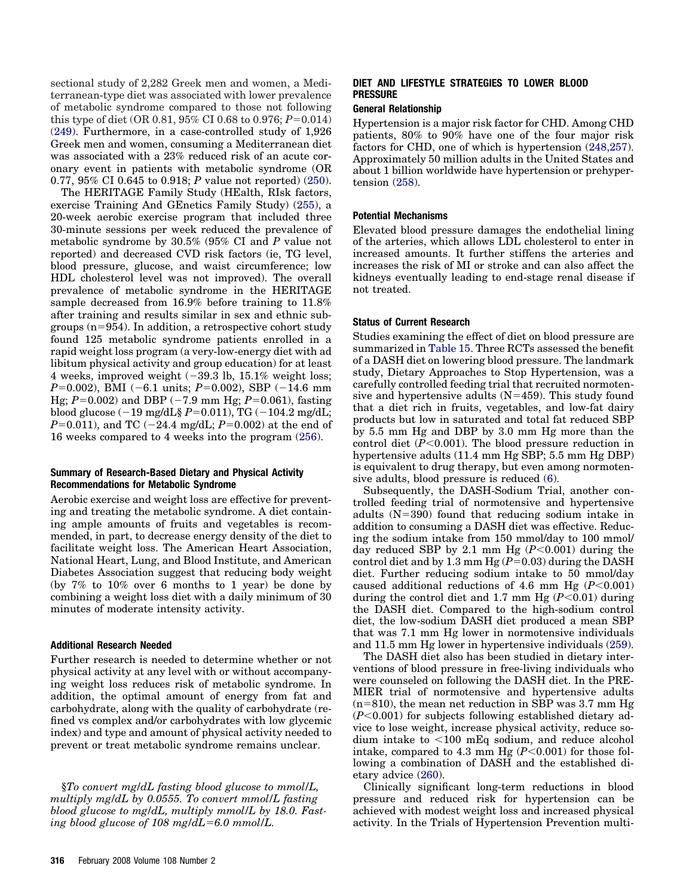sectional study of 2,282 Greek men and women, a Mediterranean-type diet was associated with lower prevalence of metabolic syndrome compared to those not following this type of diet (OR 0.81, 95% CI 0.68 to 0.976; $P=0.014$) (249). Furthermore, in a case-controlled study of 1,926 Greek men and women, consuming a Mediterranean diet was associated with a 23% reduced risk of an acute coronary event in patients with metabolic syndrome (OR 0.77, 95% CI 0.645 to 0.918; $P$ value not reported) (250).

The HERITAGE Family Study (HEalth, RIsk factors, exercise Training And GEnetics Family Study) (255), a 20-week aerobic exercise program that included three 30-minute sessions per week reduced the prevalence of metabolic syndrome by 30.5% (95% CI and $P$ value not reported) and decreased CVD risk factors (ie, TG level, blood pressure, glucose, and waist circumference; low HDL cholesterol level was not improved). The overall prevalence of metabolic syndrome in the HERITAGE sample decreased from 16.9% before training to 11.8% after training and results similar in sex and ethnic subgroups (n=954). In addition, a retrospective cohort study found 125 metabolic syndrome patients enrolled in a rapid weight loss program (a very-low-energy diet with ad libitum physical activity and group education) for at least 4 weeks, improved weight (−39.3 lb, 15.1% weight loss; $P=0.002$), BMI (−6.1 units; $P=0.002$), SBP (−14.6 mm Hg; $P=0.002$) and DBP (−7.9 mm Hg; $P=0.061$), fasting blood glucose (−19 mg/dL§ $P=0.011$), TG (−104.2 mg/dL; $P=0.011$), and TC (−24.4 mg/dL; $P=0.002$) at the end of 16 weeks compared to 4 weeks into the program (256).

### Summary of Research-Based Dietary and Physical Activity Recommendations for Metabolic Syndrome

Aerobic exercise and weight loss are effective for preventing and treating the metabolic syndrome. A diet containing ample amounts of fruits and vegetables is recommended, in part, to decrease energy density of the diet to facilitate weight loss. The American Heart Association, National Heart, Lung, and Blood Institute, and American Diabetes Association suggest that reducing body weight (by 7% to 10% over 6 months to 1 year) be done by combining a weight loss diet with a daily minimum of 30 minutes of moderate intensity activity.

### Additional Research Needed

Further research is needed to determine whether or not physical activity at any level with or without accompanying weight loss reduces risk of metabolic syndrome. In addition, the optimal amount of energy from fat and carbohydrate, along with the quality of carbohydrate (refined vs complex and/or carbohydrates with low glycemic index) and type and amount of physical activity needed to prevent or treat metabolic syndrome remains unclear.

*§To convert mg/dL fasting blood glucose to mmol/L, multiply mg/dL by 0.0555. To convert mmol/L fasting blood glucose to mg/dL, multiply mmol/L by 18.0. Fasting blood glucose of 108 mg/dL=6.0 mmol/L.*

## DIET AND LIFESTYLE STRATEGIES TO LOWER BLOOD PRESSURE

### General Relationship

Hypertension is a major risk factor for CHD. Among CHD patients, 80% to 90% have one of the four major risk factors for CHD, one of which is hypertension (248,257). Approximately 50 million adults in the United States and about 1 billion worldwide have hypertension or prehypertension (258).

### Potential Mechanisms

Elevated blood pressure damages the endothelial lining of the arteries, which allows LDL cholesterol to enter in increased amounts. It further stiffens the arteries and increases the risk of MI or stroke and can also affect the kidneys eventually leading to end-stage renal disease if not treated.

### Status of Current Research

Studies examining the effect of diet on blood pressure are summarized in Table 15. Three RCTs assessed the benefit of a DASH diet on lowering blood pressure. The landmark study, Dietary Approaches to Stop Hypertension, was a carefully controlled feeding trial that recruited normotensive and hypertensive adults (N=459). This study found that a diet rich in fruits, vegetables, and low-fat dairy products but low in saturated and total fat reduced SBP by 5.5 mm Hg and DBP by 3.0 mm Hg more than the control diet ($P<0.001$). The blood pressure reduction in hypertensive adults (11.4 mm Hg SBP; 5.5 mm Hg DBP) is equivalent to drug therapy, but even among normotensive adults, blood pressure is reduced (6).

Subsequently, the DASH-Sodium Trial, another controlled feeding trial of normotensive and hypertensive adults (N=390) found that reducing sodium intake in addition to consuming a DASH diet was effective. Reducing the sodium intake from 150 mmol/day to 100 mmol/day reduced SBP by 2.1 mm Hg ($P<0.001$) during the control diet and by 1.3 mm Hg ($P=0.03$) during the DASH diet. Further reducing sodium intake to 50 mmol/day caused additional reductions of 4.6 mm Hg ($P<0.001$) during the control diet and 1.7 mm Hg ($P<0.01$) during the DASH diet. Compared to the high-sodium control diet, the low-sodium DASH diet produced a mean SBP that was 7.1 mm Hg lower in normotensive individuals and 11.5 mm Hg lower in hypertensive individuals (259).

The DASH diet also has been studied in dietary interventions of blood pressure in free-living individuals who were counseled on following the DASH diet. In the PREMIER trial of normotensive and hypertensive adults (n=810), the mean net reduction in SBP was 3.7 mm Hg ($P<0.001$) for subjects following established dietary advice to lose weight, increase physical activity, reduce sodium intake to <100 mEq sodium, and reduce alcohol intake, compared to 4.3 mm Hg ($P<0.001$) for those following a combination of DASH and the established dietary advice (260).

Clinically significant long-term reductions in blood pressure and reduced risk for hypertension can be achieved with modest weight loss and increased physical activity. In the Trials of Hypertension Prevention multi-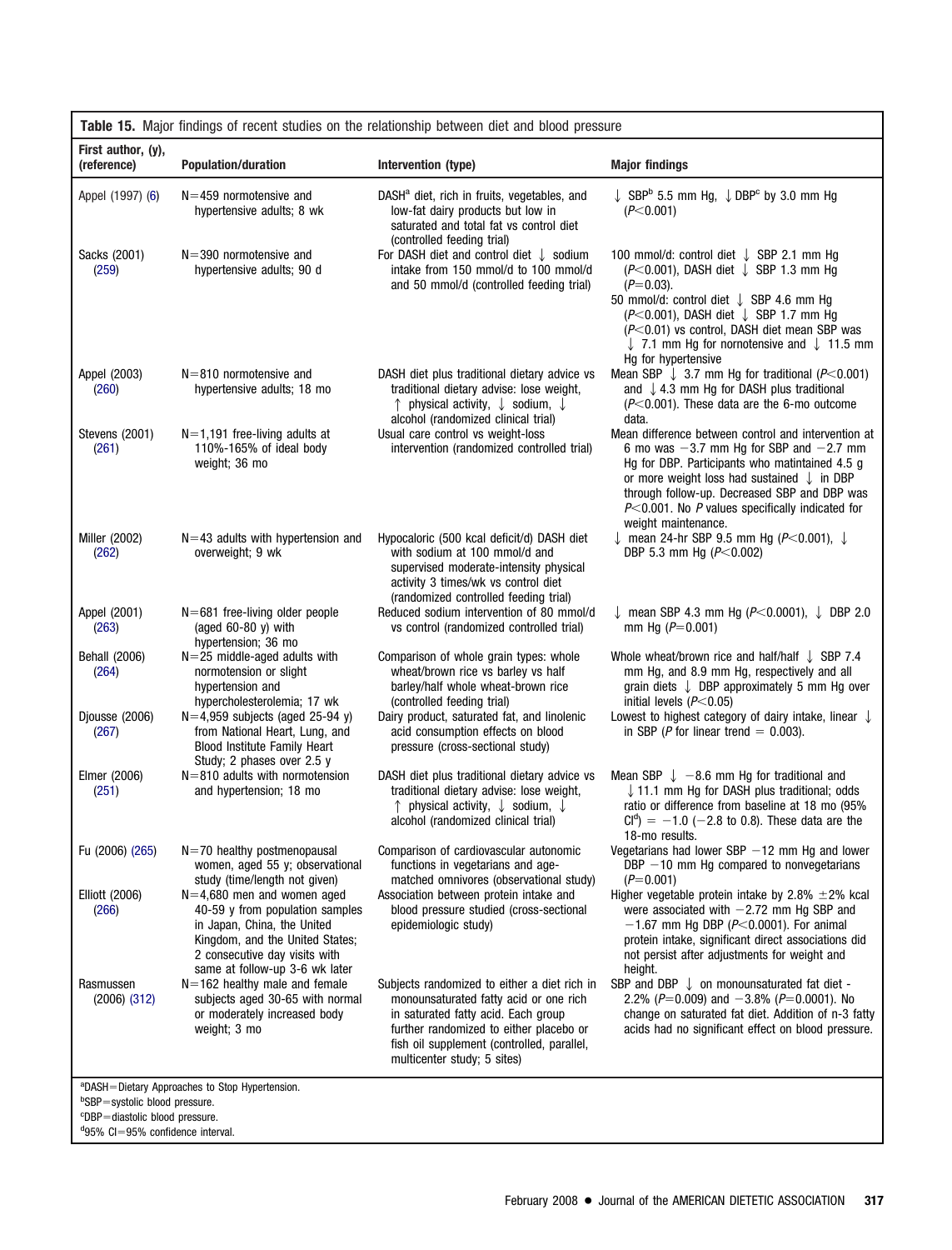**Table 15.** Major findings of recent studies on the relationship between diet and blood pressure

| First author, (y), (reference) | Population/duration | Intervention (type) | Major findings |
|---|---|---|---|
| Appel (1997) (6) | N=459 normotensive and hypertensive adults; 8 wk | DASH[a] diet, rich in fruits, vegetables, and low-fat dairy products but low in saturated and total fat vs control diet (controlled feeding trial) | ↓ SBP[b] 5.5 mm Hg, ↓ DBP[c] by 3.0 mm Hg ($P<0.001$) |
| Sacks (2001) (259) | N=390 normotensive and hypertensive adults; 90 d | For DASH diet and control diet ↓ sodium intake from 150 mmol/d to 100 mmol/d and 50 mmol/d (controlled feeding trial) | 100 mmol/d: control diet ↓ SBP 2.1 mm Hg ($P<0.001$), DASH diet ↓ SBP 1.3 mm Hg ($P=0.03$). 50 mmol/d: control diet ↓ SBP 4.6 mm Hg ($P<0.001$), DASH diet ↓ SBP 1.7 mm Hg ($P<0.01$) vs control, DASH diet mean SBP was ↓ 7.1 mm Hg for nornotensive and ↓ 11.5 mm Hg for hypertensive |
| Appel (2003) (260) | N=810 normotensive and hypertensive adults; 18 mo | DASH diet plus traditional dietary advice vs traditional dietary advise: lose weight, ↑ physical activity, ↓ sodium, ↓ alcohol (randomized clinical trial) | Mean SBP ↓ 3.7 mm Hg for traditional ($P<0.001$) and ↓ 4.3 mm Hg for DASH plus traditional ($P<0.001$). These data are the 6-mo outcome data. |
| Stevens (2001) (261) | N=1,191 free-living adults at 110%-165% of ideal body weight; 36 mo | Usual care control vs weight-loss intervention (randomized controlled trial) | Mean difference between control and intervention at 6 mo was −3.7 mm Hg for SBP and −2.7 mm Hg for DBP. Participants who matintained 4.5 g or more weight loss had sustained ↓ in DBP through follow-up. Decreased SBP and DBP was $P<0.001$. No $P$ values specifically indicated for weight maintenance. |
| Miller (2002) (262) | N=43 adults with hypertension and overweight; 9 wk | Hypocaloric (500 kcal deficit/d) DASH diet with sodium at 100 mmol/d and supervised moderate-intensity physical activity 3 times/wk vs control diet (randomized controlled feeding trial) | ↓ mean 24-hr SBP 9.5 mm Hg ($P<0.001$), ↓ DBP 5.3 mm Hg ($P<0.002$) |
| Appel (2001) (263) | N=681 free-living older people (aged 60-80 y) with hypertension; 36 mo | Reduced sodium intervention of 80 mmol/d vs control (randomized controlled trial) | ↓ mean SBP 4.3 mm Hg ($P<0.0001$), ↓ DBP 2.0 mm Hg ($P=0.001$) |
| Behall (2006) (264) | N=25 middle-aged adults with normotension or slight hypertension and hypercholesterolemia; 17 wk | Comparison of whole grain types: whole wheat/brown rice vs barley vs half barley/half whole wheat-brown rice (controlled feeding trial) | Whole wheat/brown rice and half/half ↓ SBP 7.4 mm Hg, and 8.9 mm Hg, respectively and all grain diets ↓ DBP approximately 5 mm Hg over initial levels ($P<0.05$) |
| Djousse (2006) (267) | N=4,959 subjects (aged 25-94 y) from National Heart, Lung, and Blood Institute Family Heart Study; 2 phases over 2.5 y | Dairy product, saturated fat, and linolenic acid consumption effects on blood pressure (cross-sectional study) | Lowest to highest category of dairy intake, linear ↓ in SBP ($P$ for linear trend = 0.003). |
| Elmer (2006) (251) | N=810 adults with normotension and hypertension; 18 mo | DASH diet plus traditional dietary advice vs traditional dietary advise: lose weight, ↑ physical activity, ↓ sodium, ↓ alcohol (randomized clinical trial) | Mean SBP ↓ −8.6 mm Hg for traditional and ↓ 11.1 mm Hg for DASH plus traditional; odds ratio or difference from baseline at 18 mo (95% CI[d]) = −1.0 (−2.8 to 0.8). These data are the 18-mo results. |
| Fu (2006) (265) | N=70 healthy postmenopausal women, aged 55 y; observational study (time/length not given) | Comparison of cardiovascular autonomic functions in vegetarians and age-matched omnivores (observational study) | Vegetarians had lower SBP −12 mm Hg and lower DBP −10 mm Hg compared to nonvegetarians ($P=0.001$) |
| Elliott (2006) (266) | N=4,680 men and women aged 40-59 y from population samples in Japan, China, the United Kingdom, and the United States; 2 consecutive day visits with same at follow-up 3-6 wk later | Association between protein intake and blood pressure studied (cross-sectional epidemiologic study) | Higher vegetable protein intake by 2.8% ±2% kcal were associated with −2.72 mm Hg SBP and −1.67 mm Hg DBP ($P<0.0001$). For animal protein intake, significant direct associations did not persist after adjustments for weight and height. |
| Rasmussen (2006) (312) | N=162 healthy male and female subjects aged 30-65 with normal or moderately increased body weight; 3 mo | Subjects randomized to either a diet rich in monounsaturated fatty acid or one rich in saturated fatty acid. Each group further randomized to either placebo or fish oil supplement (controlled, parallel, multicenter study; 5 sites) | SBP and DBP ↓ on monounsaturated fat diet - 2.2% ($P=0.009$) and −3.8% ($P=0.0001$). No change on saturated fat diet. Addition of n-3 fatty acids had no significant effect on blood pressure. |

[a]DASH=Dietary Approaches to Stop Hypertension.
[b]SBP=systolic blood pressure.
[c]DBP=diastolic blood pressure.
[d]95% CI=95% confidence interval.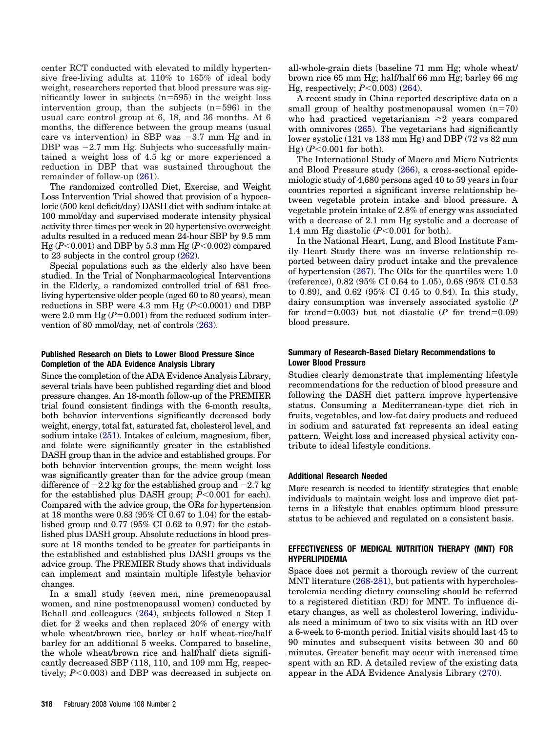center RCT conducted with elevated to mildly hypertensive free-living adults at 110% to 165% of ideal body weight, researchers reported that blood pressure was significantly lower in subjects (n=595) in the weight loss intervention group, than the subjects (n=596) in the usual care control group at 6, 18, and 36 months. At 6 months, the difference between the group means (usual care vs intervention) in SBP was −3.7 mm Hg and in DBP was −2.7 mm Hg. Subjects who successfully maintained a weight loss of 4.5 kg or more experienced a reduction in DBP that was sustained throughout the remainder of follow-up (261).

The randomized controlled Diet, Exercise, and Weight Loss Intervention Trial showed that provision of a hypocaloric (500 kcal deficit/day) DASH diet with sodium intake at 100 mmol/day and supervised moderate intensity physical activity three times per week in 20 hypertensive overweight adults resulted in a reduced mean 24-hour SBP by 9.5 mm Hg ($P<0.001$) and DBP by 5.3 mm Hg ($P<0.002$) compared to 23 subjects in the control group (262).

Special populations such as the elderly also have been studied. In the Trial of Nonpharmacological Interventions in the Elderly, a randomized controlled trial of 681 free-living hypertensive older people (aged 60 to 80 years), mean reductions in SBP were 4.3 mm Hg ($P<0.0001$) and DBP were 2.0 mm Hg ($P=0.001$) from the reduced sodium intervention of 80 mmol/day, net of controls (263).

### Published Research on Diets to Lower Blood Pressure Since Completion of the ADA Evidence Analysis Library

Since the completion of the ADA Evidence Analysis Library, several trials have been published regarding diet and blood pressure changes. An 18-month follow-up of the PREMIER trial found consistent findings with the 6-month results, both behavior interventions significantly decreased body weight, energy, total fat, saturated fat, cholesterol level, and sodium intake (251). Intakes of calcium, magnesium, fiber, and folate were significantly greater in the established DASH group than in the advice and established groups. For both behavior intervention groups, the mean weight loss was significantly greater than for the advice group (mean difference of −2.2 kg for the established group and −2.7 kg for the established plus DASH group; $P<0.001$ for each). Compared with the advice group, the ORs for hypertension at 18 months were 0.83 (95% CI 0.67 to 1.04) for the established group and 0.77 (95% CI 0.62 to 0.97) for the established plus DASH group. Absolute reductions in blood pressure at 18 months tended to be greater for participants in the established and established plus DASH groups vs the advice group. The PREMIER Study shows that individuals can implement and maintain multiple lifestyle behavior changes.

In a small study (seven men, nine premenopausal women, and nine postmenopausal women) conducted by Behall and colleagues (264), subjects followed a Step I diet for 2 weeks and then replaced 20% of energy with whole wheat/brown rice, barley or half wheat-rice/half barley for an additional 5 weeks. Compared to baseline, the whole wheat/brown rice and half/half diets significantly decreased SBP (118, 110, and 109 mm Hg, respectively; $P<0.003$) and DBP was decreased in subjects on all-whole-grain diets (baseline 71 mm Hg; whole wheat/brown rice 65 mm Hg; half/half 66 mm Hg; barley 66 mg Hg, respectively; $P<0.003$) (264).

A recent study in China reported descriptive data on a small group of healthy postmenopausal women (n=70) who had practiced vegetarianism ≥2 years compared with omnivores (265). The vegetarians had significantly lower systolic (121 vs 133 mm Hg) and DBP (72 vs 82 mm Hg) ($P<0.001$ for both).

The International Study of Macro and Micro Nutrients and Blood Pressure study (266), a cross-sectional epidemiologic study of 4,680 persons aged 40 to 59 years in four countries reported a significant inverse relationship between vegetable protein intake and blood pressure. A vegetable protein intake of 2.8% of energy was associated with a decrease of 2.1 mm Hg systolic and a decrease of 1.4 mm Hg diastolic ($P<0.001$ for both).

In the National Heart, Lung, and Blood Institute Family Heart Study there was an inverse relationship reported between dairy product intake and the prevalence of hypertension (267). The ORs for the quartiles were 1.0 (reference), 0.82 (95% CI 0.64 to 1.05), 0.68 (95% CI 0.53 to 0.89), and 0.62 (95% CI 0.45 to 0.84). In this study, dairy consumption was inversely associated systolic ($P$ for trend=0.003) but not diastolic ($P$ for trend=0.09) blood pressure.

### Summary of Research-Based Dietary Recommendations to Lower Blood Pressure

Studies clearly demonstrate that implementing lifestyle recommendations for the reduction of blood pressure and following the DASH diet pattern improve hypertensive status. Consuming a Mediterranean-type diet rich in fruits, vegetables, and low-fat dairy products and reduced in sodium and saturated fat represents an ideal eating pattern. Weight loss and increased physical activity contribute to ideal lifestyle conditions.

### Additional Research Needed

More research is needed to identify strategies that enable individuals to maintain weight loss and improve diet patterns in a lifestyle that enables optimum blood pressure status to be achieved and regulated on a consistent basis.

## EFFECTIVENESS OF MEDICAL NUTRITION THERAPY (MNT) FOR HYPERLIPIDEMIA

Space does not permit a thorough review of the current MNT literature (268-281), but patients with hypercholesterolemia needing dietary counseling should be referred to a registered dietitian (RD) for MNT. To influence dietary changes, as well as cholesterol lowering, individuals need a minimum of two to six visits with an RD over a 6-week to 6-month period. Initial visits should last 45 to 90 minutes and subsequent visits between 30 and 60 minutes. Greater benefit may occur with increased time spent with an RD. A detailed review of the existing data appear in the ADA Evidence Analysis Library (270).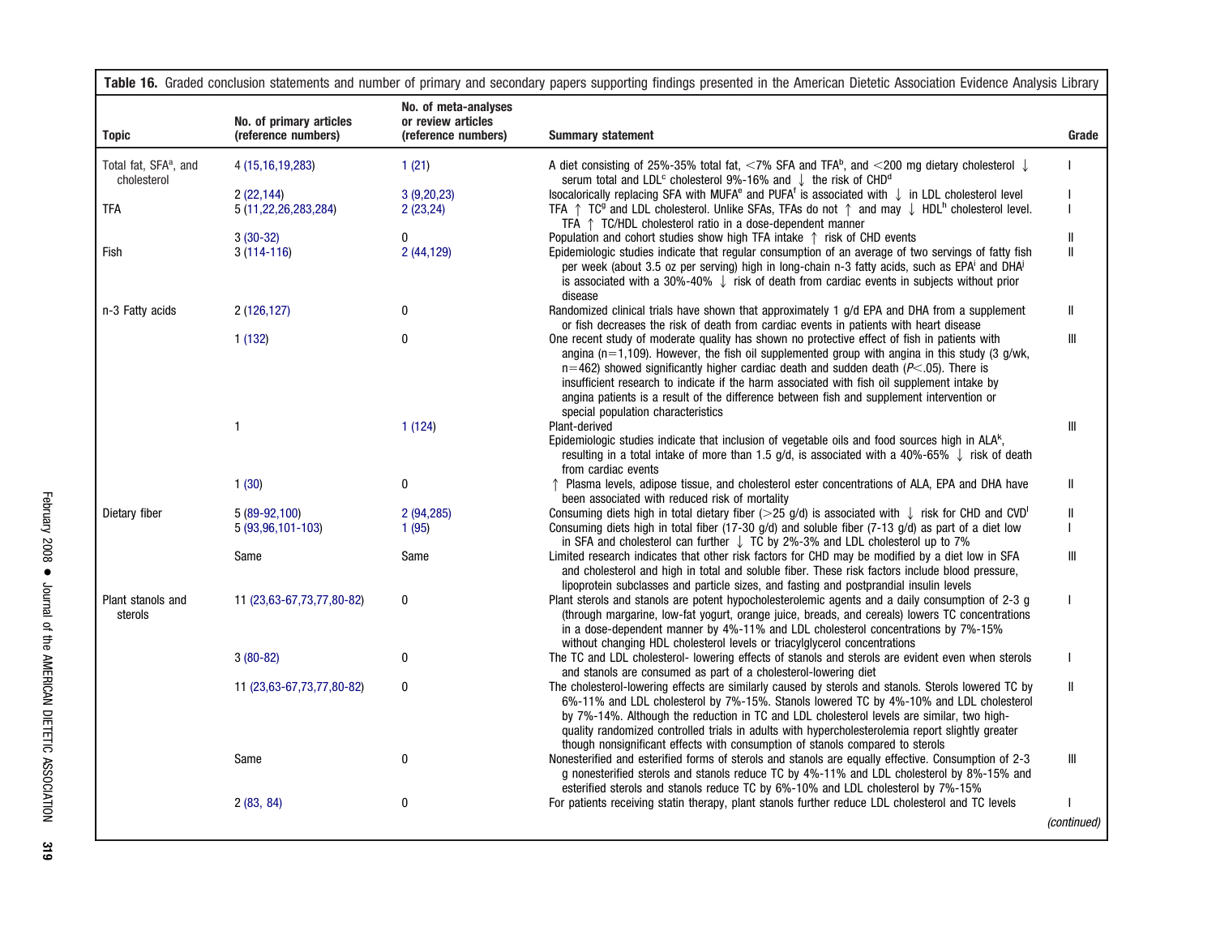**Table 16.** Graded conclusion statements and number of primary and secondary papers supporting findings presented in the American Dietetic Association Evidence Analysis Library

| Topic | No. of primary articles (reference numbers) | No. of meta-analyses or review articles (reference numbers) | Summary statement | Grade |
|---|---|---|---|---|
| Total fat, SFA[a], and cholesterol | 4 (15,16,19,283) | 1 (21) | A diet consisting of 25%-35% total fat, <7% SFA and TFA[b], and <200 mg dietary cholesterol ↓ serum total and LDL[c] cholesterol 9%-16% and ↓ the risk of CHD[d] | I |
| | 2 (22,144) | 3 (9,20,23) | Isocalorically replacing SFA with MUFA[e] and PUFA[f] is associated with ↓ in LDL cholesterol level | I |
| TFA | 5 (11,22,26,283,284) | 2 (23,24) | TFA ↑ TC[g] and LDL cholesterol. Unlike SFAs, TFAs do not ↑ and may ↓ HDL[h] cholesterol level. TFA ↑ TC/HDL cholesterol ratio in a dose-dependent manner | I |
| | 3 (30-32) | 0 | Population and cohort studies show high TFA intake ↑ risk of CHD events | II |
| Fish | 3 (114-116) | 2 (44,129) | Epidemiologic studies indicate that regular consumption of an average of two servings of fatty fish per week (about 3.5 oz per serving) high in long-chain n-3 fatty acids, such as EPA[i] and DHA[j] is associated with a 30%-40% ↓ risk of death from cardiac events in subjects without prior disease | II |
| n-3 Fatty acids | 2 (126,127) | 0 | Randomized clinical trials have shown that approximately 1 g/d EPA and DHA from a supplement or fish decreases the risk of death from cardiac events in patients with heart disease | II |
| | 1 (132) | 0 | One recent study of moderate quality has shown no protective effect of fish in patients with angina (n=1,109). However, the fish oil supplemented group with angina in this study (3 g/wk, n=462) showed significantly higher cardiac death and sudden death ($P<.05$). There is insufficient research to indicate if the harm associated with fish oil supplement intake by angina patients is a result of the difference between fish and supplement intervention or special population characteristics | III |
| | 1 | 1 (124) | Plant-derived<br>Epidemiologic studies indicate that inclusion of vegetable oils and food sources high in ALA[k], resulting in a total intake of more than 1.5 g/d, is associated with a 40%-65% ↓ risk of death from cardiac events | III |
| | 1 (30) | 0 | ↑ Plasma levels, adipose tissue, and cholesterol ester concentrations of ALA, EPA and DHA have been associated with reduced risk of mortality | II |
| Dietary fiber | 5 (89-92,100) | 2 (94,285) | Consuming diets high in total dietary fiber (>25 g/d) is associated with ↓ risk for CHD and CVD[l] | II |
| | 5 (93,96,101-103) | 1 (95) | Consuming diets high in total fiber (17-30 g/d) and soluble fiber (7-13 g/d) as part of a diet low in SFA and cholesterol can further ↓ TC by 2%-3% and LDL cholesterol up to 7% | I |
| | Same | Same | Limited research indicates that other risk factors for CHD may be modified by a diet low in SFA and cholesterol and high in total and soluble fiber. These risk factors include blood pressure, lipoprotein subclasses and particle sizes, and fasting and postprandial insulin levels | III |
| Plant stanols and sterols | 11 (23,63-67,73,77,80-82) | 0 | Plant sterols and stanols are potent hypocholesterolemic agents and a daily consumption of 2-3 g (through margarine, low-fat yogurt, orange juice, breads, and cereals) lowers TC concentrations in a dose-dependent manner by 4%-11% and LDL cholesterol concentrations by 7%-15% without changing HDL cholesterol levels or triacylglycerol concentrations | I |
| | 3 (80-82) | 0 | The TC and LDL cholesterol- lowering effects of stanols and sterols are evident even when sterols and stanols are consumed as part of a cholesterol-lowering diet | I |
| | 11 (23,63-67,73,77,80-82) | 0 | The cholesterol-lowering effects are similarly caused by sterols and stanols. Sterols lowered TC by 6%-11% and LDL cholesterol by 7%-15%. Stanols lowered TC by 4%-10% and LDL cholesterol by 7%-14%. Although the reduction in TC and LDL cholesterol levels are similar, two high-quality randomized controlled trials in adults with hypercholesterolemia report slightly greater though nonsignificant effects with consumption of stanols compared to sterols | II |
| | Same | 0 | Nonesterified and esterified forms of sterols and stanols are equally effective. Consumption of 2-3 g nonesterified sterols and stanols reduce TC by 4%-11% and LDL cholesterol by 8%-15% and esterified sterols and stanols reduce TC by 6%-10% and LDL cholesterol by 7%-15% | III |
| | 2 (83, 84) | 0 | For patients receiving statin therapy, plant stanols further reduce LDL cholesterol and TC levels | I |

*(continued)*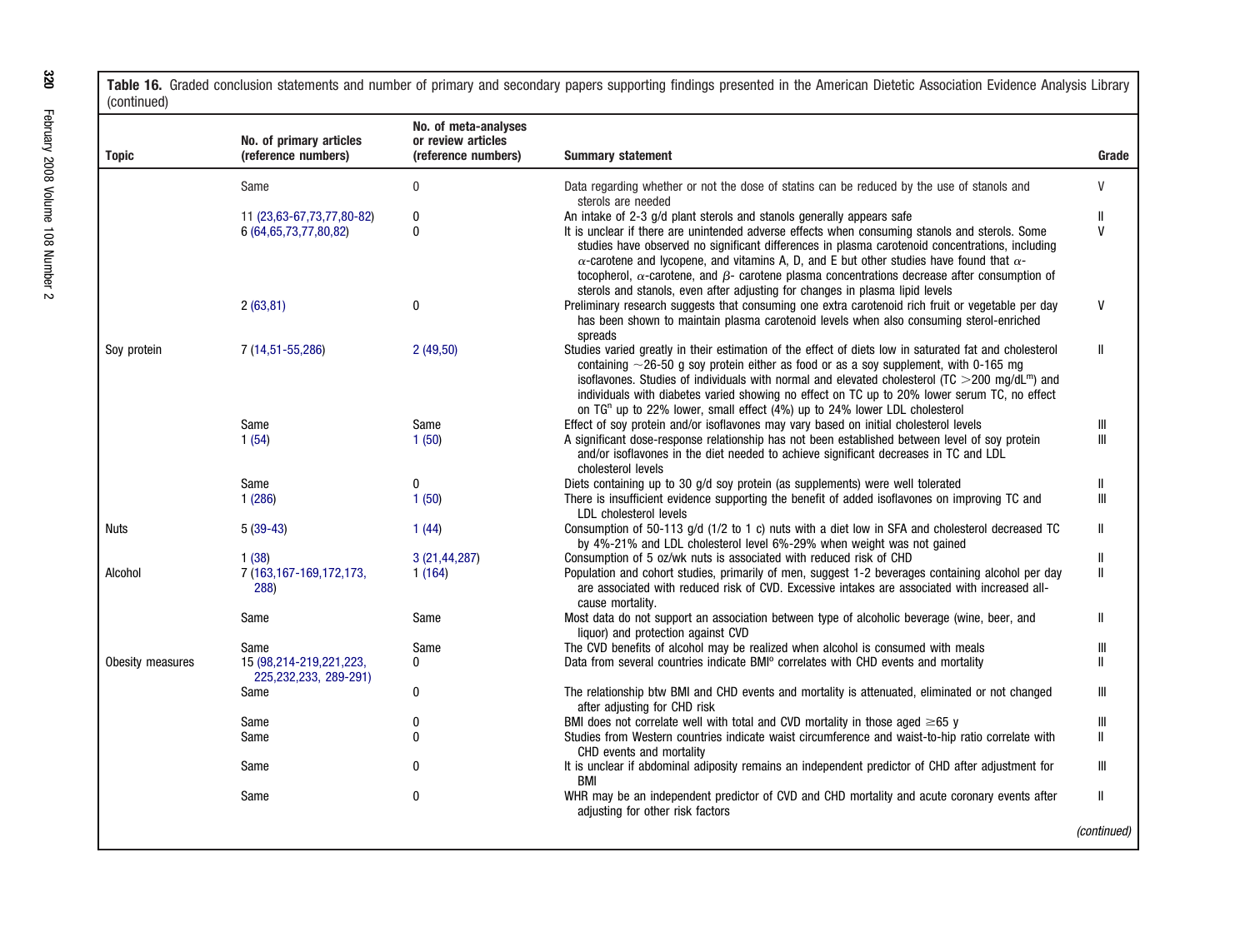Table 16. Graded conclusion statements and number of primary and secondary papers supporting findings presented in the American Dietetic Association Evidence Analysis Library (continued)

| Topic | No. of primary articles (reference numbers) | No. of meta-analyses or review articles (reference numbers) | Summary statement | Grade |
|---|---|---|---|---|
| | Same | 0 | Data regarding whether or not the dose of statins can be reduced by the use of stanols and sterols are needed | V |
| | 11 (23,63-67,73,77,80-82) | 0 | An intake of 2-3 g/d plant sterols and stanols generally appears safe | II |
| | 6 (64,65,73,77,80,82) | 0 | It is unclear if there are unintended adverse effects when consuming stanols and sterols. Some studies have observed no significant differences in plasma carotenoid concentrations, including $\alpha$-carotene and lycopene, and vitamins A, D, and E but other studies have found that $\alpha$-tocopherol, $\alpha$-carotene, and $\beta$- carotene plasma concentrations decrease after consumption of sterols and stanols, even after adjusting for changes in plasma lipid levels | V |
| | 2 (63,81) | 0 | Preliminary research suggests that consuming one extra carotenoid rich fruit or vegetable per day has been shown to maintain plasma carotenoid levels when also consuming sterol-enriched spreads | V |
| Soy protein | 7 (14,51-55,286) | 2 (49,50) | Studies varied greatly in their estimation of the effect of diets low in saturated fat and cholesterol containing ~26-50 g soy protein either as food or as a soy supplement, with 0-165 mg isoflavones. Studies of individuals with normal and elevated cholesterol (TC >200 mg/dL[m]) and individuals with diabetes varied showing no effect on TC up to 20% lower serum TC, no effect on TG[n] up to 22% lower, small effect (4%) up to 24% lower LDL cholesterol | II |
| | Same | Same | Effect of soy protein and/or isoflavones may vary based on initial cholesterol levels | III |
| | 1 (54) | 1 (50) | A significant dose-response relationship has not been established between level of soy protein and/or isoflavones in the diet needed to achieve significant decreases in TC and LDL cholesterol levels | III |
| | Same | 0 | Diets containing up to 30 g/d soy protein (as supplements) were well tolerated | II |
| | 1 (286) | 1 (50) | There is insufficient evidence supporting the benefit of added isoflavones on improving TC and LDL cholesterol levels | III |
| Nuts | 5 (39-43) | 1 (44) | Consumption of 50-113 g/d (1/2 to 1 c) nuts with a diet low in SFA and cholesterol decreased TC by 4%-21% and LDL cholesterol level 6%-29% when weight was not gained | II |
| | 1 (38) | 3 (21,44,287) | Consumption of 5 oz/wk nuts is associated with reduced risk of CHD | II |
| Alcohol | 7 (163,167-169,172,173, 288) | 1 (164) | Population and cohort studies, primarily of men, suggest 1-2 beverages containing alcohol per day are associated with reduced risk of CVD. Excessive intakes are associated with increased all-cause mortality. | II |
| | Same | Same | Most data do not support an association between type of alcoholic beverage (wine, beer, and liquor) and protection against CVD | II |
| | Same | Same | The CVD benefits of alcohol may be realized when alcohol is consumed with meals | III |
| Obesity measures | 15 (98,214-219,221,223, 225,232,233, 289-291) | 0 | Data from several countries indicate BMI[o] correlates with CHD events and mortality | II |
| | Same | 0 | The relationship btw BMI and CHD events and mortality is attenuated, eliminated or not changed after adjusting for CHD risk | III |
| | Same | 0 | BMI does not correlate well with total and CVD mortality in those aged ≥65 y | III |
| | Same | 0 | Studies from Western countries indicate waist circumference and waist-to-hip ratio correlate with CHD events and mortality | II |
| | Same | 0 | It is unclear if abdominal adiposity remains an independent predictor of CHD after adjustment for BMI | III |
| | Same | 0 | WHR may be an independent predictor of CVD and CHD mortality and acute coronary events after adjusting for other risk factors | II |

*(continued)*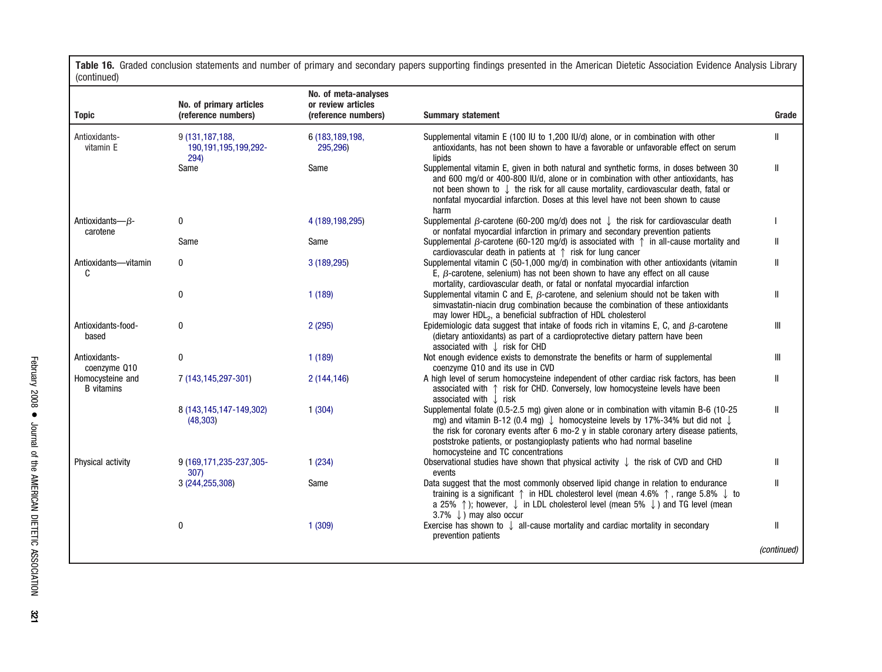**Table 16.** Graded conclusion statements and number of primary and secondary papers supporting findings presented in the American Dietetic Association Evidence Analysis Library (continued)

| Topic | No. of primary articles (reference numbers) | No. of meta-analyses or review articles (reference numbers) | Summary statement | Grade |
|---|---|---|---|---|
| Antioxidants-vitamin E | 9 (131,187,188,190,191,195,199,292-294) | 6 (183,189,198,295,296) | Supplemental vitamin E (100 IU to 1,200 IU/d) alone, or in combination with other antioxidants, has not been shown to have a favorable or unfavorable effect on serum lipids | II |
| | Same | Same | Supplemental vitamin E, given in both natural and synthetic forms, in doses between 30 and 600 mg/d or 400-800 IU/d, alone or in combination with other antioxidants, has not been shown to ↓ the risk for all cause mortality, cardiovascular death, fatal or nonfatal myocardial infarction. Doses at this level have not been shown to cause harm | II |
| Antioxidants—β-carotene | 0 | 4 (189,198,295) | Supplemental β-carotene (60-200 mg/d) does not ↓ the risk for cardiovascular death or nonfatal myocardial infarction in primary and secondary prevention patients | I |
| | Same | Same | Supplemental β-carotene (60-120 mg/d) is associated with ↑ in all-cause mortality and cardiovascular death in patients at ↑ risk for lung cancer | II |
| Antioxidants—vitamin C | 0 | 3 (189,295) | Supplemental vitamin C (50-1,000 mg/d) in combination with other antioxidants (vitamin E, β-carotene, selenium) has not been shown to have any effect on all cause mortality, cardiovascular death, or fatal or nonfatal myocardial infarction | II |
| | 0 | 1 (189) | Supplemental vitamin C and E, β-carotene, and selenium should not be taken with simvastatin-niacin drug combination because the combination of these antioxidants may lower $HDL_2$, a beneficial subfraction of HDL cholesterol | II |
| Antioxidants-food-based | 0 | 2 (295) | Epidemiologic data suggest that intake of foods rich in vitamins E, C, and β-carotene (dietary antioxidants) as part of a cardioprotective dietary pattern have been associated with ↓ risk for CHD | III |
| Antioxidants-coenzyme Q10 | 0 | 1 (189) | Not enough evidence exists to demonstrate the benefits or harm of supplemental coenzyme Q10 and its use in CVD | III |
| Homocysteine and B vitamins | 7 (143,145,297-301) | 2 (144,146) | A high level of serum homocysteine independent of other cardiac risk factors, has been associated with ↑ risk for CHD. Conversely, low homocysteine levels have been associated with ↓ risk | II |
| | 8 (143,145,147-149,302) (48,303) | 1 (304) | Supplemental folate (0.5-2.5 mg) given alone or in combination with vitamin B-6 (10-25 mg) and vitamin B-12 (0.4 mg) ↓ homocysteine levels by 17%-34% but did not ↓ the risk for coronary events after 6 mo-2 y in stable coronary artery disease patients, poststroke patients, or postangioplasty patients who had normal baseline homocysteine and TC concentrations | II |
| Physical activity | 9 (169,171,235-237,305-307) | 1 (234) | Observational studies have shown that physical activity ↓ the risk of CVD and CHD events | II |
| | 3 (244,255,308) | Same | Data suggest that the most commonly observed lipid change in relation to endurance training is a significant ↑ in HDL cholesterol level (mean 4.6% ↑, range 5.8% ↓ to a 25% ↑); however, ↓ in LDL cholesterol level (mean 5% ↓) and TG level (mean 3.7% ↓) may also occur | II |
| | 0 | 1 (309) | Exercise has shown to ↓ all-cause mortality and cardiac mortality in secondary prevention patients | II |

*(continued)*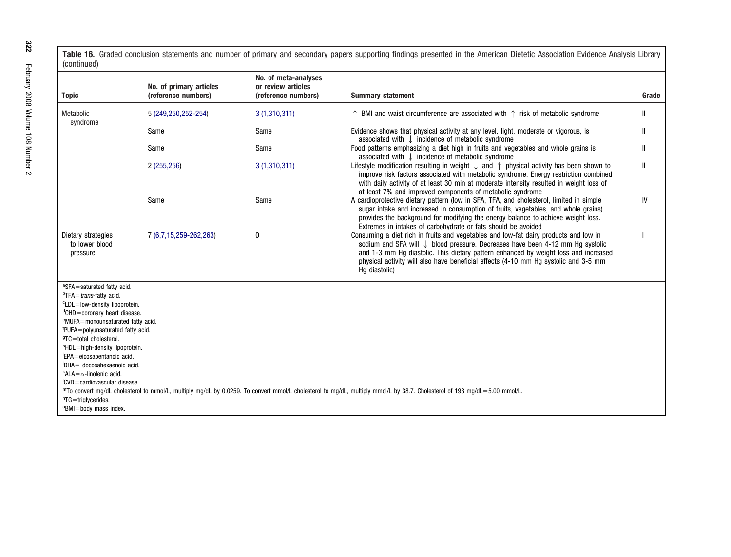**Table 16.** Graded conclusion statements and number of primary and secondary papers supporting findings presented in the American Dietetic Association Evidence Analysis Library (continued)

| Topic | No. of primary articles (reference numbers) | No. of meta-analyses or review articles (reference numbers) | Summary statement | Grade |
|---|---|---|---|---|
| Metabolic syndrome | 5 (249,250,252-254) | 3 (1,310,311) | ↑ BMI and waist circumference are associated with ↑ risk of metabolic syndrome | II |
| | Same | Same | Evidence shows that physical activity at any level, light, moderate or vigorous, is associated with ↓ incidence of metabolic syndrome | II |
| | Same | Same | Food patterns emphasizing a diet high in fruits and vegetables and whole grains is associated with ↓ incidence of metabolic syndrome | II |
| | 2 (255,256) | 3 (1,310,311) | Lifestyle modification resulting in weight ↓ and ↑ physical activity has been shown to improve risk factors associated with metabolic syndrome. Energy restriction combined with daily activity of at least 30 min at moderate intensity resulted in weight loss of at least 7% and improved components of metabolic syndrome | II |
| | Same | Same | A cardioprotective dietary pattern (low in SFA, TFA, and cholesterol, limited in simple sugar intake and increased in consumption of fruits, vegetables, and whole grains) provides the background for modifying the energy balance to achieve weight loss. Extremes in intakes of carbohydrate or fats should be avoided | IV |
| Dietary strategies to lower blood pressure | 7 (6,7,15,259-262,263) | 0 | Consuming a diet rich in fruits and vegetables and low-fat dairy products and low in sodium and SFA will ↓ blood pressure. Decreases have been 4-12 mm Hg systolic and 1-3 mm Hg diastolic. This dietary pattern enhanced by weight loss and increased physical activity will also have beneficial effects (4-10 mm Hg systolic and 3-5 mm Hg diastolic) | I |

[a]SFA=saturated fatty acid.
[b]TFA=*trans*-fatty acid.
[c]LDL=low-density lipoprotein.
[d]CHD=coronary heart disease.
[e]MUFA=monounsaturated fatty acid.
[f]PUFA=polyunsaturated fatty acid.
[g]TC=total cholesterol.
[h]HDL=high-density lipoprotein.
[i]EPA=eicosapentanoic acid.
[j]DHA= docosahexaenoic acid.
[k]ALA=$\alpha$-linolenic acid.
[l]CVD=cardiovascular disease.
[m]To convert mg/dL cholesterol to mmol/L, multiply mg/dL by 0.0259. To convert mmol/L cholesterol to mg/dL, multiply mmol/L by 38.7. Cholesterol of 193 mg/dL=5.00 mmol/L.
[n]TG=triglycerides.
[o]BMI=body mass index.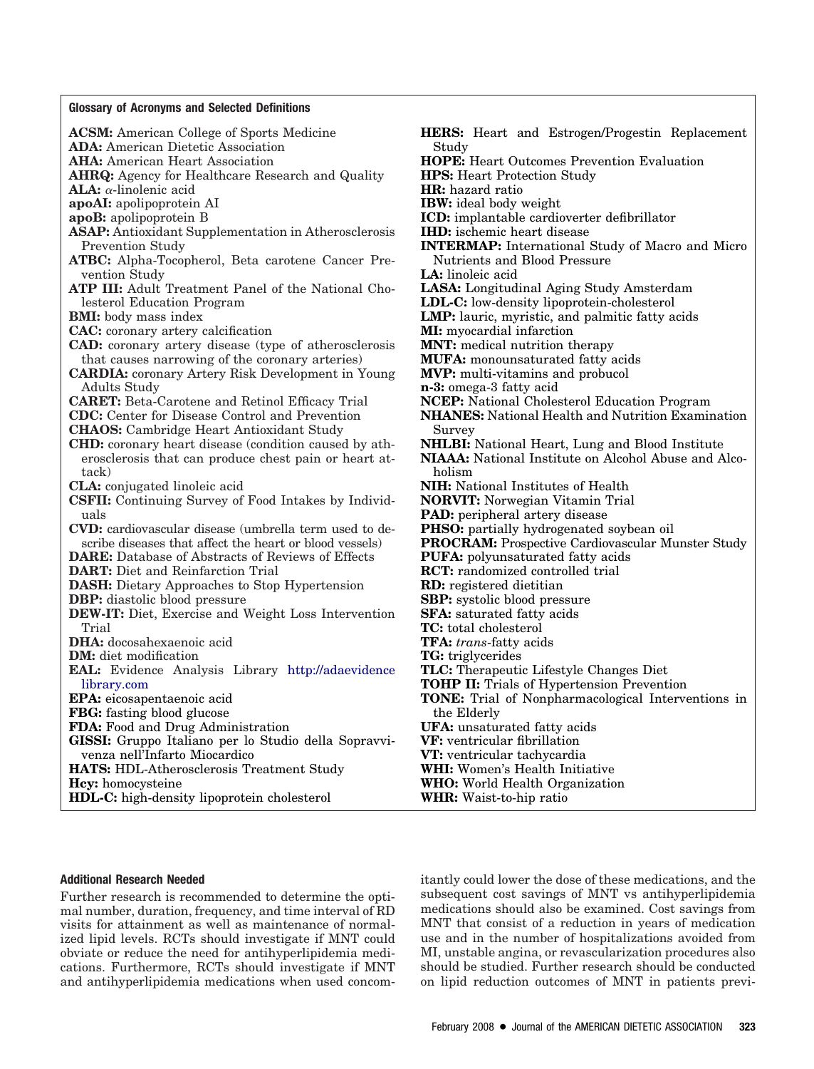## Glossary of Acronyms and Selected Definitions

**ACSM:** American College of Sports Medicine
**ADA:** American Dietetic Association
**AHA:** American Heart Association
**AHRQ:** Agency for Healthcare Research and Quality
**ALA:** α-linolenic acid
**apoAI:** apolipoprotein AI
**apoB:** apolipoprotein B
**ASAP:** Antioxidant Supplementation in Atherosclerosis Prevention Study
**ATBC:** Alpha-Tocopherol, Beta carotene Cancer Prevention Study
**ATP III:** Adult Treatment Panel of the National Cholesterol Education Program
**BMI:** body mass index
**CAC:** coronary artery calcification
**CAD:** coronary artery disease (type of atherosclerosis that causes narrowing of the coronary arteries)
**CARDIA:** coronary Artery Risk Development in Young Adults Study
**CARET:** Beta-Carotene and Retinol Efficacy Trial
**CDC:** Center for Disease Control and Prevention
**CHAOS:** Cambridge Heart Antioxidant Study
**CHD:** coronary heart disease (condition caused by atherosclerosis that can produce chest pain or heart attack)
**CLA:** conjugated linoleic acid
**CSFII:** Continuing Survey of Food Intakes by Individuals
**CVD:** cardiovascular disease (umbrella term used to describe diseases that affect the heart or blood vessels)
**DARE:** Database of Abstracts of Reviews of Effects
**DART:** Diet and Reinfarction Trial
**DASH:** Dietary Approaches to Stop Hypertension
**DBP:** diastolic blood pressure
**DEW-IT:** Diet, Exercise and Weight Loss Intervention Trial
**DHA:** docosahexaenoic acid
**DM:** diet modification
**EAL:** Evidence Analysis Library http://adaevidencelibrary.com
**EPA:** eicosapentaenoic acid
**FBG:** fasting blood glucose
**FDA:** Food and Drug Administration
**GISSI:** Gruppo Italiano per lo Studio della Sopravvivenza nell'Infarto Miocardico
**HATS:** HDL-Atherosclerosis Treatment Study
**Hcy:** homocysteine
**HDL-C:** high-density lipoprotein cholesterol
**HERS:** Heart and Estrogen/Progestin Replacement Study
**HOPE:** Heart Outcomes Prevention Evaluation
**HPS:** Heart Protection Study
**HR:** hazard ratio
**IBW:** ideal body weight
**ICD:** implantable cardioverter defibrillator
**IHD:** ischemic heart disease
**INTERMAP:** International Study of Macro and Micro Nutrients and Blood Pressure
**LA:** linoleic acid
**LASA:** Longitudinal Aging Study Amsterdam
**LDL-C:** low-density lipoprotein-cholesterol
**LMP:** lauric, myristic, and palmitic fatty acids
**MI:** myocardial infarction
**MNT:** medical nutrition therapy
**MUFA:** monounsaturated fatty acids
**MVP:** multi-vitamins and probucol
**n-3:** omega-3 fatty acid
**NCEP:** National Cholesterol Education Program
**NHANES:** National Health and Nutrition Examination Survey
**NHLBI:** National Heart, Lung and Blood Institute
**NIAAA:** National Institute on Alcohol Abuse and Alcoholism
**NIH:** National Institutes of Health
**NORVIT:** Norwegian Vitamin Trial
**PAD:** peripheral artery disease
**PHSO:** partially hydrogenated soybean oil
**PROCRAM:** Prospective Cardiovascular Munster Study
**PUFA:** polyunsaturated fatty acids
**RCT:** randomized controlled trial
**RD:** registered dietitian
**SBP:** systolic blood pressure
**SFA:** saturated fatty acids
**TC:** total cholesterol
**TFA:** *trans*-fatty acids
**TG:** triglycerides
**TLC:** Therapeutic Lifestyle Changes Diet
**TOHP II:** Trials of Hypertension Prevention
**TONE:** Trial of Nonpharmacological Interventions in the Elderly
**UFA:** unsaturated fatty acids
**VF:** ventricular fibrillation
**VT:** ventricular tachycardia
**WHI:** Women's Health Initiative
**WHO:** World Health Organization
**WHR:** Waist-to-hip ratio

### Additional Research Needed

Further research is recommended to determine the optimal number, duration, frequency, and time interval of RD visits for attainment as well as maintenance of normalized lipid levels. RCTs should investigate if MNT could obviate or reduce the need for antihyperlipidemia medications. Furthermore, RCTs should investigate if MNT and antihyperlipidemia medications when used concomitantly could lower the dose of these medications, and the subsequent cost savings of MNT vs antihyperlipidemia medications should also be examined. Cost savings from MNT that consist of a reduction in years of medication use and in the number of hospitalizations avoided from MI, unstable angina, or revascularization procedures also should be studied. Further research should be conducted on lipid reduction outcomes of MNT in patients previ-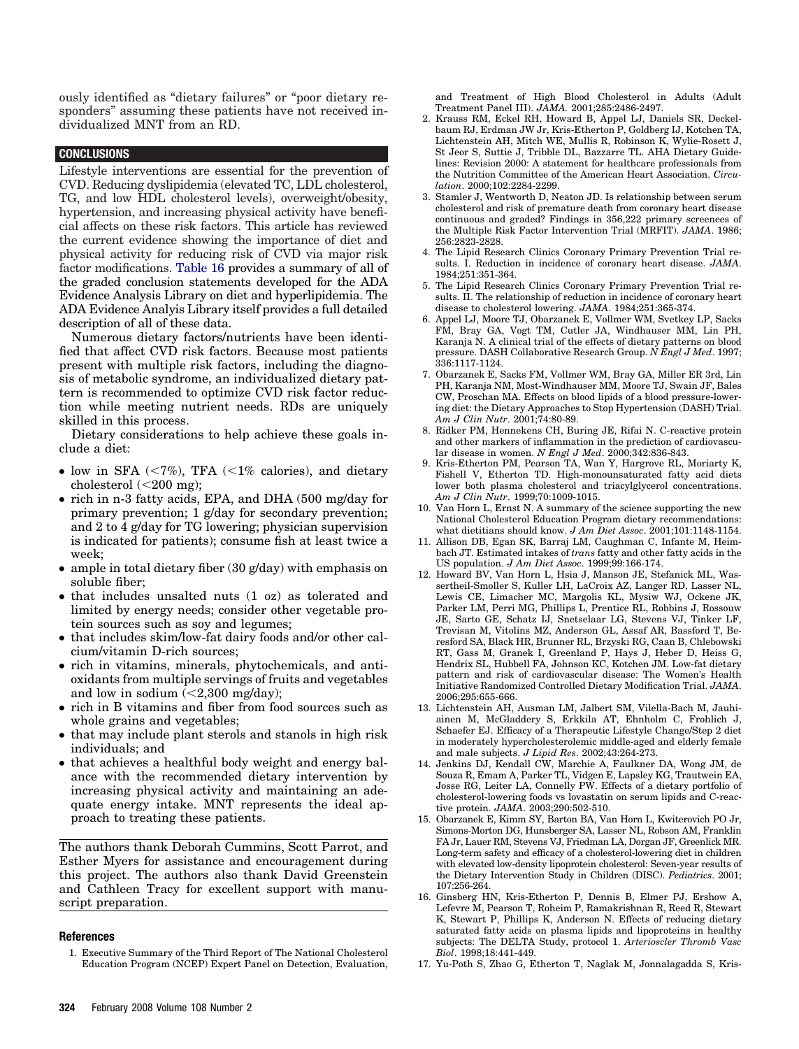ously identified as "dietary failures" or "poor dietary responders" assuming these patients have not received individualized MNT from an RD.

## CONCLUSIONS

Lifestyle interventions are essential for the prevention of CVD. Reducing dyslipidemia (elevated TC, LDL cholesterol, TG, and low HDL cholesterol levels), overweight/obesity, hypertension, and increasing physical activity have beneficial affects on these risk factors. This article has reviewed the current evidence showing the importance of diet and physical activity for reducing risk of CVD via major risk factor modifications. Table 16 provides a summary of all of the graded conclusion statements developed for the ADA Evidence Analysis Library on diet and hyperlipidemia. The ADA Evidence Analyis Library itself provides a full detailed description of all of these data.

Numerous dietary factors/nutrients have been identified that affect CVD risk factors. Because most patients present with multiple risk factors, including the diagnosis of metabolic syndrome, an individualized dietary pattern is recommended to optimize CVD risk factor reduction while meeting nutrient needs. RDs are uniquely skilled in this process.

Dietary considerations to help achieve these goals include a diet:

- low in SFA (<7%), TFA (<1% calories), and dietary cholesterol (<200 mg);
- rich in n-3 fatty acids, EPA, and DHA (500 mg/day for primary prevention; 1 g/day for secondary prevention; and 2 to 4 g/day for TG lowering; physician supervision is indicated for patients); consume fish at least twice a week;
- ample in total dietary fiber (30 g/day) with emphasis on soluble fiber;
- that includes unsalted nuts (1 oz) as tolerated and limited by energy needs; consider other vegetable protein sources such as soy and legumes;
- that includes skim/low-fat dairy foods and/or other calcium/vitamin D-rich sources;
- rich in vitamins, minerals, phytochemicals, and antioxidants from multiple servings of fruits and vegetables and low in sodium (<2,300 mg/day);
- rich in B vitamins and fiber from food sources such as whole grains and vegetables;
- that may include plant sterols and stanols in high risk individuals; and
- that achieves a healthful body weight and energy balance with the recommended dietary intervention by increasing physical activity and maintaining an adequate energy intake. MNT represents the ideal approach to treating these patients.

The authors thank Deborah Cummins, Scott Parrot, and Esther Myers for assistance and encouragement during this project. The authors also thank David Greenstein and Cathleen Tracy for excellent support with manuscript preparation.

### References

1. Executive Summary of the Third Report of The National Cholesterol Education Program (NCEP) Expert Panel on Detection, Evaluation, and Treatment of High Blood Cholesterol in Adults (Adult Treatment Panel III). *JAMA*. 2001;285:2486-2497.
2. Krauss RM, Eckel RH, Howard B, Appel LJ, Daniels SR, Deckelbaum RJ, Erdman JW Jr, Kris-Etherton P, Goldberg IJ, Kotchen TA, Lichtenstein AH, Mitch WE, Mullis R, Robinson K, Wylie-Rosett J, St Jeor S, Suttie J, Tribble DL, Bazzarre TL. AHA Dietary Guidelines: Revision 2000: A statement for healthcare professionals from the Nutrition Committee of the American Heart Association. *Circulation*. 2000;102:2284-2299.
3. Stamler J, Wentworth D, Neaton JD. Is relationship between serum cholesterol and risk of premature death from coronary heart disease continuous and graded? Findings in 356,222 primary screenees of the Multiple Risk Factor Intervention Trial (MRFIT). *JAMA*. 1986; 256:2823-2828.
4. The Lipid Research Clinics Coronary Primary Prevention Trial results. I. Reduction in incidence of coronary heart disease. *JAMA*. 1984;251:351-364.
5. The Lipid Research Clinics Coronary Primary Prevention Trial results. II. The relationship of reduction in incidence of coronary heart disease to cholesterol lowering. *JAMA*. 1984;251:365-374.
6. Appel LJ, Moore TJ, Obarzanek E, Vollmer WM, Svetkey LP, Sacks FM, Bray GA, Vogt TM, Cutler JA, Windhauser MM, Lin PH, Karanja N. A clinical trial of the effects of dietary patterns on blood pressure. DASH Collaborative Research Group. *N Engl J Med*. 1997; 336:1117-1124.
7. Obarzanek E, Sacks FM, Vollmer WM, Bray GA, Miller ER 3rd, Lin PH, Karanja NM, Most-Windhauser MM, Moore TJ, Swain JF, Bales CW, Proschan MA. Effects on blood lipids of a blood pressure-lowering diet: the Dietary Approaches to Stop Hypertension (DASH) Trial. *Am J Clin Nutr*. 2001;74:80-89.
8. Ridker PM, Hennekens CH, Buring JE, Rifai N. C-reactive protein and other markers of inflammation in the prediction of cardiovascular disease in women. *N Engl J Med*. 2000;342:836-843.
9. Kris-Etherton PM, Pearson TA, Wan Y, Hargrove RL, Moriarty K, Fishell V, Etherton TD. High-monounsaturated fatty acid diets lower both plasma cholesterol and triacylglycerol concentrations. *Am J Clin Nutr*. 1999;70:1009-1015.
10. Van Horn L, Ernst N. A summary of the science supporting the new National Cholesterol Education Program dietary recommendations: what dietitians should know. *J Am Diet Assoc*. 2001;101:1148-1154.
11. Allison DB, Egan SK, Barraj LM, Caughman C, Infante M, Heimbach JT. Estimated intakes of *trans* fatty and other fatty acids in the US population. *J Am Diet Assoc*. 1999;99:166-174.
12. Howard BV, Van Horn L, Hsia J, Manson JE, Stefanick ML, Wassertheil-Smoller S, Kuller LH, LaCroix AZ, Langer RD, Lasser NL, Lewis CE, Limacher MC, Margolis KL, Mysiw WJ, Ockene JK, Parker LM, Perri MG, Phillips L, Prentice RL, Robbins J, Rossouw JE, Sarto GE, Schatz IJ, Snetselaar LG, Stevens VJ, Tinker LF, Trevisan M, Vitolins MZ, Anderson GL, Assaf AR, Bassford T, Beresford SA, Black HR, Brunner RL, Brzyski RG, Caan B, Chlebowski RT, Gass M, Granek I, Greenland P, Hays J, Heber D, Heiss G, Hendrix SL, Hubbell FA, Johnson KC, Kotchen JM. Low-fat dietary pattern and risk of cardiovascular disease: The Women's Health Initiative Randomized Controlled Dietary Modification Trial. *JAMA*. 2006;295:655-666.
13. Lichtenstein AH, Ausman LM, Jalbert SM, Vilella-Bach M, Jauhiainen M, McGladdery S, Erkkila AT, Ehnholm C, Frohlich J, Schaefer EJ. Efficacy of a Therapeutic Lifestyle Change/Step 2 diet in moderately hypercholesterolemic middle-aged and elderly female and male subjects. *J Lipid Res*. 2002;43:264-273.
14. Jenkins DJ, Kendall CW, Marchie A, Faulkner DA, Wong JM, de Souza R, Emam A, Parker TL, Vidgen E, Lapsley KG, Trautwein EA, Josse RG, Leiter LA, Connelly PW. Effects of a dietary portfolio of cholesterol-lowering foods vs lovastatin on serum lipids and C-reactive protein. *JAMA*. 2003;290:502-510.
15. Obarzanek E, Kimm SY, Barton BA, Van Horn L, Kwiterovich PO Jr, Simons-Morton DG, Hunsberger SA, Lasser NL, Robson AM, Franklin FA Jr, Lauer RM, Stevens VJ, Friedman LA, Dorgan JF, Greenlick MR. Long-term safety and efficacy of a cholesterol-lowering diet in children with elevated low-density lipoprotein cholesterol: Seven-year results of the Dietary Intervention Study in Children (DISC). *Pediatrics*. 2001; 107:256-264.
16. Ginsberg HN, Kris-Etherton P, Dennis B, Elmer PJ, Ershow A, Lefevre M, Pearson T, Roheim P, Ramakrishnan R, Reed R, Stewart K, Stewart P, Phillips K, Anderson N. Effects of reducing dietary saturated fatty acids on plasma lipids and lipoproteins in healthy subjects: The DELTA Study, protocol 1. *Arterioscler Thromb Vasc Biol*. 1998;18:441-449.
17. Yu-Poth S, Zhao G, Etherton T, Naglak M, Jonnalagadda S, Kris-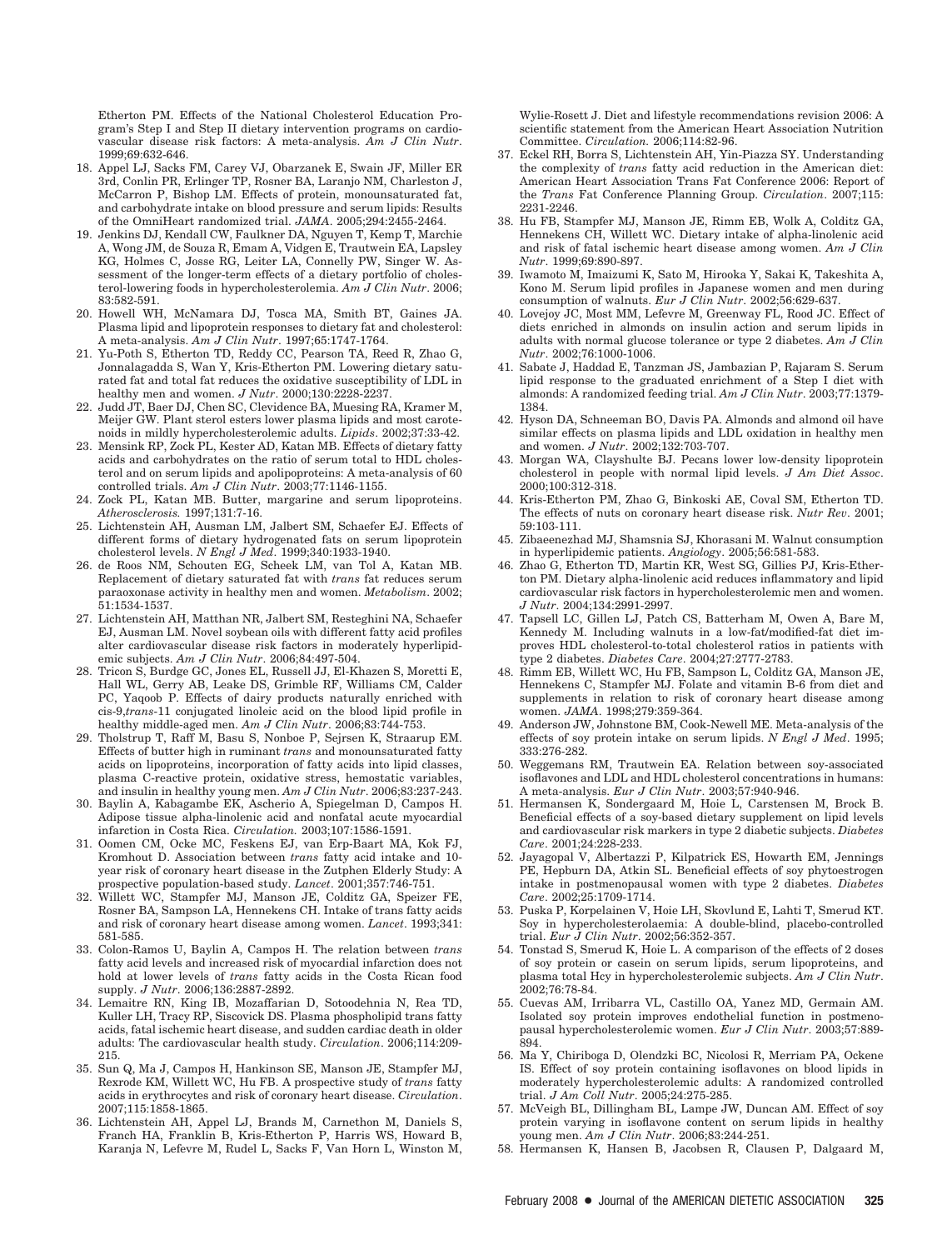Etherton PM. Effects of the National Cholesterol Education Program's Step I and Step II dietary intervention programs on cardiovascular disease risk factors: A meta-analysis. *Am J Clin Nutr*. 1999;69:632-646.

18. Appel LJ, Sacks FM, Carey VJ, Obarzanek E, Swain JF, Miller ER 3rd, Conlin PR, Erlinger TP, Rosner BA, Laranjo NM, Charleston J, McCarron P, Bishop LM. Effects of protein, monounsaturated fat, and carbohydrate intake on blood pressure and serum lipids: Results of the OmniHeart randomized trial. *JAMA*. 2005;294:2455-2464.
19. Jenkins DJ, Kendall CW, Faulkner DA, Nguyen T, Kemp T, Marchie A, Wong JM, de Souza R, Emam A, Vidgen E, Trautwein EA, Lapsley KG, Holmes C, Josse RG, Leiter LA, Connelly PW, Singer W. Assessment of the longer-term effects of a dietary portfolio of cholesterol-lowering foods in hypercholesterolemia. *Am J Clin Nutr*. 2006; 83:582-591.
20. Howell WH, McNamara DJ, Tosca MA, Smith BT, Gaines JA. Plasma lipid and lipoprotein responses to dietary fat and cholesterol: A meta-analysis. *Am J Clin Nutr*. 1997;65:1747-1764.
21. Yu-Poth S, Etherton TD, Reddy CC, Pearson TA, Reed R, Zhao G, Jonnalagadda S, Wan Y, Kris-Etherton PM. Lowering dietary saturated fat and total fat reduces the oxidative susceptibility of LDL in healthy men and women. *J Nutr*. 2000;130:2228-2237.
22. Judd JT, Baer DJ, Chen SC, Clevidence BA, Muesing RA, Kramer M, Meijer GW. Plant sterol esters lower plasma lipids and most carotenoids in mildly hypercholesterolemic adults. *Lipids*. 2002;37:33-42.
23. Mensink RP, Zock PL, Kester AD, Katan MB. Effects of dietary fatty acids and carbohydrates on the ratio of serum total to HDL cholesterol and on serum lipids and apolipoproteins: A meta-analysis of 60 controlled trials. *Am J Clin Nutr*. 2003;77:1146-1155.
24. Zock PL, Katan MB. Butter, margarine and serum lipoproteins. *Atherosclerosis.* 1997;131:7-16.
25. Lichtenstein AH, Ausman LM, Jalbert SM, Schaefer EJ. Effects of different forms of dietary hydrogenated fats on serum lipoprotein cholesterol levels. *N Engl J Med*. 1999;340:1933-1940.
26. de Roos NM, Schouten EG, Scheek LM, van Tol A, Katan MB. Replacement of dietary saturated fat with *trans* fat reduces serum paraoxonase activity in healthy men and women. *Metabolism*. 2002; 51:1534-1537.
27. Lichtenstein AH, Matthan NR, Jalbert SM, Resteghini NA, Schaefer EJ, Ausman LM. Novel soybean oils with different fatty acid profiles alter cardiovascular disease risk factors in moderately hyperlipidemic subjects. *Am J Clin Nutr*. 2006;84:497-504.
28. Tricon S, Burdge GC, Jones EL, Russell JJ, El-Khazen S, Moretti E, Hall WL, Gerry AB, Leake DS, Grimble RF, Williams CM, Calder PC, Yaqoob P. Effects of dairy products naturally enriched with cis-9,*trans*-11 conjugated linoleic acid on the blood lipid profile in healthy middle-aged men. *Am J Clin Nutr*. 2006;83:744-753.
29. Tholstrup T, Raff M, Basu S, Nonboe P, Sejrsen K, Straarup EM. Effects of butter high in ruminant *trans* and monounsaturated fatty acids on lipoproteins, incorporation of fatty acids into lipid classes, plasma C-reactive protein, oxidative stress, hemostatic variables, and insulin in healthy young men. *Am J Clin Nutr*. 2006;83:237-243.
30. Baylin A, Kabagambe EK, Ascherio A, Spiegelman D, Campos H. Adipose tissue alpha-linolenic acid and nonfatal acute myocardial infarction in Costa Rica. *Circulation.* 2003;107:1586-1591.
31. Oomen CM, Ocke MC, Feskens EJ, van Erp-Baart MA, Kok FJ, Kromhout D. Association between *trans* fatty acid intake and 10-year risk of coronary heart disease in the Zutphen Elderly Study: A prospective population-based study. *Lancet*. 2001;357:746-751.
32. Willett WC, Stampfer MJ, Manson JE, Colditz GA, Speizer FE, Rosner BA, Sampson LA, Hennekens CH. Intake of trans fatty acids and risk of coronary heart disease among women. *Lancet*. 1993;341: 581-585.
33. Colon-Ramos U, Baylin A, Campos H. The relation between *trans* fatty acid levels and increased risk of myocardial infarction does not hold at lower levels of *trans* fatty acids in the Costa Rican food supply. *J Nutr*. 2006;136:2887-2892.
34. Lemaitre RN, King IB, Mozaffarian D, Sotoodehnia N, Rea TD, Kuller LH, Tracy RP, Siscovick DS. Plasma phospholipid trans fatty acids, fatal ischemic heart disease, and sudden cardiac death in older adults: The cardiovascular health study. *Circulation*. 2006;114:209-215.
35. Sun Q, Ma J, Campos H, Hankinson SE, Manson JE, Stampfer MJ, Rexrode KM, Willett WC, Hu FB. A prospective study of *trans* fatty acids in erythrocytes and risk of coronary heart disease. *Circulation*. 2007;115:1858-1865.
36. Lichtenstein AH, Appel LJ, Brands M, Carnethon M, Daniels S, Franch HA, Franklin B, Kris-Etherton P, Harris WS, Howard B, Karanja N, Lefevre M, Rudel L, Sacks F, Van Horn L, Winston M, Wylie-Rosett J. Diet and lifestyle recommendations revision 2006: A scientific statement from the American Heart Association Nutrition Committee. *Circulation.* 2006;114:82-96.
37. Eckel RH, Borra S, Lichtenstein AH, Yin-Piazza SY. Understanding the complexity of *trans* fatty acid reduction in the American diet: American Heart Association Trans Fat Conference 2006: Report of the *Trans* Fat Conference Planning Group. *Circulation*. 2007;115: 2231-2246.
38. Hu FB, Stampfer MJ, Manson JE, Rimm EB, Wolk A, Colditz GA, Hennekens CH, Willett WC. Dietary intake of alpha-linolenic acid and risk of fatal ischemic heart disease among women. *Am J Clin Nutr*. 1999;69:890-897.
39. Iwamoto M, Imaizumi K, Sato M, Hirooka Y, Sakai K, Takeshita A, Kono M. Serum lipid profiles in Japanese women and men during consumption of walnuts. *Eur J Clin Nutr*. 2002;56:629-637.
40. Lovejoy JC, Most MM, Lefevre M, Greenway FL, Rood JC. Effect of diets enriched in almonds on insulin action and serum lipids in adults with normal glucose tolerance or type 2 diabetes. *Am J Clin Nutr*. 2002;76:1000-1006.
41. Sabate J, Haddad E, Tanzman JS, Jambazian P, Rajaram S. Serum lipid response to the graduated enrichment of a Step I diet with almonds: A randomized feeding trial. *Am J Clin Nutr*. 2003;77:1379-1384.
42. Hyson DA, Schneeman BO, Davis PA. Almonds and almond oil have similar effects on plasma lipids and LDL oxidation in healthy men and women. *J Nutr*. 2002;132:703-707.
43. Morgan WA, Clayshulte BJ. Pecans lower low-density lipoprotein cholesterol in people with normal lipid levels. *J Am Diet Assoc*. 2000;100:312-318.
44. Kris-Etherton PM, Zhao G, Binkoski AE, Coval SM, Etherton TD. The effects of nuts on coronary heart disease risk. *Nutr Rev*. 2001; 59:103-111.
45. Zibaeenezhad MJ, Shamsnia SJ, Khorasani M. Walnut consumption in hyperlipidemic patients. *Angiology*. 2005;56:581-583.
46. Zhao G, Etherton TD, Martin KR, West SG, Gillies PJ, Kris-Etherton PM. Dietary alpha-linolenic acid reduces inflammatory and lipid cardiovascular risk factors in hypercholesterolemic men and women. *J Nutr*. 2004;134:2991-2997.
47. Tapsell LC, Gillen LJ, Patch CS, Batterham M, Owen A, Bare M, Kennedy M. Including walnuts in a low-fat/modified-fat diet improves HDL cholesterol-to-total cholesterol ratios in patients with type 2 diabetes. *Diabetes Care*. 2004;27:2777-2783.
48. Rimm EB, Willett WC, Hu FB, Sampson L, Colditz GA, Manson JE, Hennekens C, Stampfer MJ. Folate and vitamin B-6 from diet and supplements in relation to risk of coronary heart disease among women. *JAMA*. 1998;279:359-364.
49. Anderson JW, Johnstone BM, Cook-Newell ME. Meta-analysis of the effects of soy protein intake on serum lipids. *N Engl J Med*. 1995; 333:276-282.
50. Weggemans RM, Trautwein EA. Relation between soy-associated isoflavones and LDL and HDL cholesterol concentrations in humans: A meta-analysis. *Eur J Clin Nutr*. 2003;57:940-946.
51. Hermansen K, Sondergaard M, Hoie L, Carstensen M, Brock B. Beneficial effects of a soy-based dietary supplement on lipid levels and cardiovascular risk markers in type 2 diabetic subjects. *Diabetes Care*. 2001;24:228-233.
52. Jayagopal V, Albertazzi P, Kilpatrick ES, Howarth EM, Jennings PE, Hepburn DA, Atkin SL. Beneficial effects of soy phytoestrogen intake in postmenopausal women with type 2 diabetes. *Diabetes Care*. 2002;25:1709-1714.
53. Puska P, Korpelainen V, Hoie LH, Skovlund E, Lahti T, Smerud KT. Soy in hypercholesterolaemia: A double-blind, placebo-controlled trial. *Eur J Clin Nutr*. 2002;56:352-357.
54. Tonstad S, Smerud K, Hoie L. A comparison of the effects of 2 doses of soy protein or casein on serum lipids, serum lipoproteins, and plasma total Hcy in hypercholesterolemic subjects. *Am J Clin Nutr*. 2002;76:78-84.
55. Cuevas AM, Irribarra VL, Castillo OA, Yanez MD, Germain AM. Isolated soy protein improves endothelial function in postmenopausal hypercholesterolemic women. *Eur J Clin Nutr*. 2003;57:889-894.
56. Ma Y, Chiriboga D, Olendzki BC, Nicolosi R, Merriam PA, Ockene IS. Effect of soy protein containing isoflavones on blood lipids in moderately hypercholesterolemic adults: A randomized controlled trial. *J Am Coll Nutr*. 2005;24:275-285.
57. McVeigh BL, Dillingham BL, Lampe JW, Duncan AM. Effect of soy protein varying in isoflavone content on serum lipids in healthy young men. *Am J Clin Nutr*. 2006;83:244-251.
58. Hermansen K, Hansen B, Jacobsen R, Clausen P, Dalgaard M,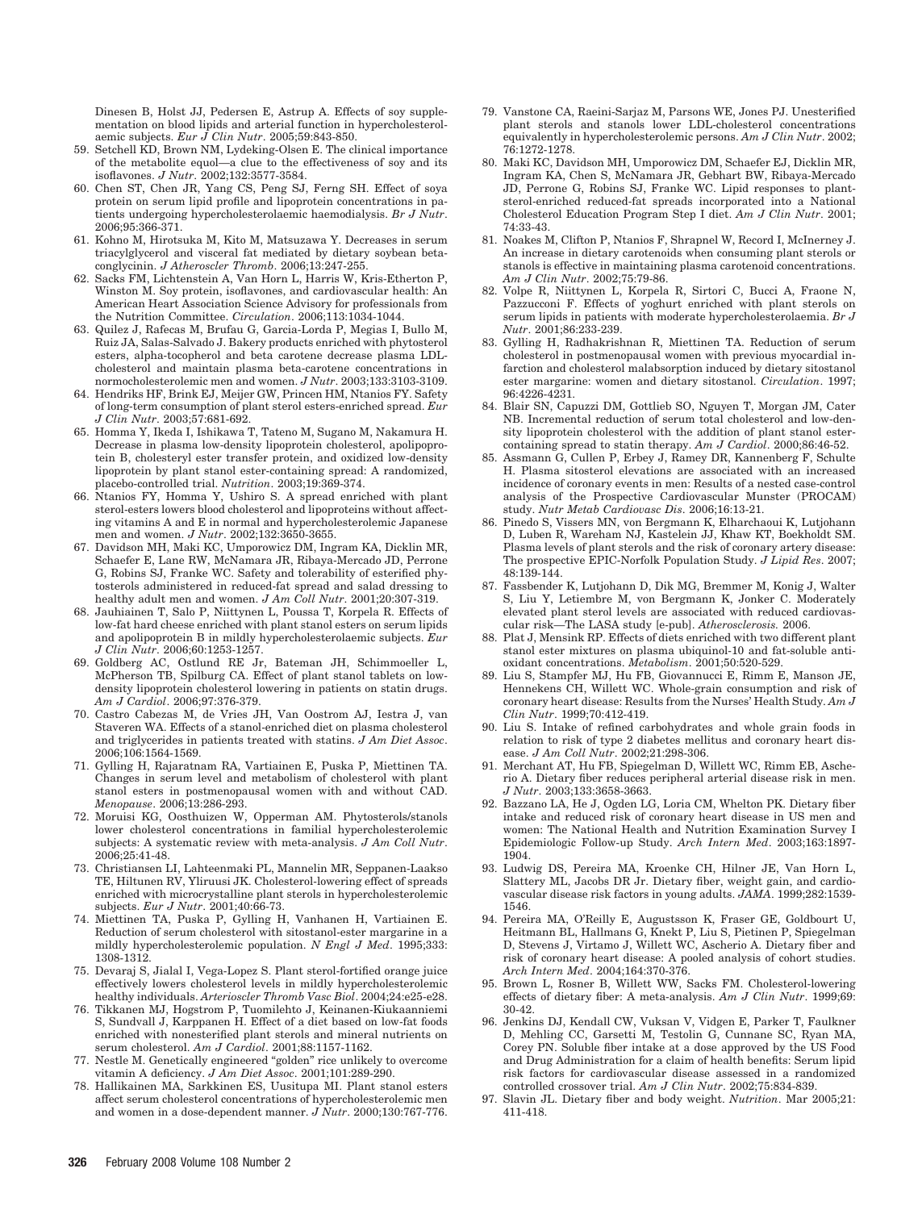Dinesen B, Holst JJ, Pedersen E, Astrup A. Effects of soy supplementation on blood lipids and arterial function in hypercholesterolaemic subjects. *Eur J Clin Nutr*. 2005;59:843-850.

59. Setchell KD, Brown NM, Lydeking-Olsen E. The clinical importance of the metabolite equol—a clue to the effectiveness of soy and its isoflavones. *J Nutr*. 2002;132:3577-3584.
60. Chen ST, Chen JR, Yang CS, Peng SJ, Ferng SH. Effect of soya protein on serum lipid profile and lipoprotein concentrations in patients undergoing hypercholesterolaemic haemodialysis. *Br J Nutr*. 2006;95:366-371.
61. Kohno M, Hirotsuka M, Kito M, Matsuzawa Y. Decreases in serum triacylglycerol and visceral fat mediated by dietary soybean beta-conglycinin. *J Atheroscler Thromb*. 2006;13:247-255.
62. Sacks FM, Lichtenstein A, Van Horn L, Harris W, Kris-Etherton P, Winston M. Soy protein, isoflavones, and cardiovascular health: An American Heart Association Science Advisory for professionals from the Nutrition Committee. *Circulation*. 2006;113:1034-1044.
63. Quilez J, Rafecas M, Brufau G, Garcia-Lorda P, Megias I, Bullo M, Ruiz JA, Salas-Salvado J. Bakery products enriched with phytosterol esters, alpha-tocopherol and beta carotene decrease plasma LDL-cholesterol and maintain plasma beta-carotene concentrations in normocholesterolemic men and women. *J Nutr*. 2003;133:3103-3109.
64. Hendriks HF, Brink EJ, Meijer GW, Princen HM, Ntanios FY. Safety of long-term consumption of plant sterol esters-enriched spread. *Eur J Clin Nutr*. 2003;57:681-692.
65. Homma Y, Ikeda I, Ishikawa T, Tateno M, Sugano M, Nakamura H. Decrease in plasma low-density lipoprotein cholesterol, apolipoprotein B, cholesteryl ester transfer protein, and oxidized low-density lipoprotein by plant stanol ester-containing spread: A randomized, placebo-controlled trial. *Nutrition*. 2003;19:369-374.
66. Ntanios FY, Homma Y, Ushiro S. A spread enriched with plant sterol-esters lowers blood cholesterol and lipoproteins without affecting vitamins A and E in normal and hypercholesterolemic Japanese men and women. *J Nutr*. 2002;132:3650-3655.
67. Davidson MH, Maki KC, Umporowicz DM, Ingram KA, Dicklin MR, Schaefer E, Lane RW, McNamara JR, Ribaya-Mercado JD, Perrone G, Robins SJ, Franke WC. Safety and tolerability of esterified phytosterols administered in reduced-fat spread and salad dressing to healthy adult men and women. *J Am Coll Nutr*. 2001;20:307-319.
68. Jauhiainen T, Salo P, Niittynen L, Poussa T, Korpela R. Effects of low-fat hard cheese enriched with plant stanol esters on serum lipids and apolipoprotein B in mildly hypercholesterolaemic subjects. *Eur J Clin Nutr*. 2006;60:1253-1257.
69. Goldberg AC, Ostlund RE Jr, Bateman JH, Schimmoeller L, McPherson TB, Spilburg CA. Effect of plant stanol tablets on low-density lipoprotein cholesterol lowering in patients on statin drugs. *Am J Cardiol*. 2006;97:376-379.
70. Castro Cabezas M, de Vries JH, Van Oostrom AJ, Iestra J, van Staveren WA. Effects of a stanol-enriched diet on plasma cholesterol and triglycerides in patients treated with statins. *J Am Diet Assoc*. 2006;106:1564-1569.
71. Gylling H, Rajaratnam RA, Vartiainen E, Puska P, Miettinen TA. Changes in serum level and metabolism of cholesterol with plant stanol esters in postmenopausal women with and without CAD. *Menopause*. 2006;13:286-293.
72. Moruisi KG, Oosthuizen W, Opperman AM. Phytosterols/stanols lower cholesterol concentrations in familial hypercholesterolemic subjects: A systematic review with meta-analysis. *J Am Coll Nutr*. 2006;25:41-48.
73. Christiansen LI, Lahteenmaki PL, Mannelin MR, Seppanen-Laakso TE, Hiltunen RV, Yliruusi JK. Cholesterol-lowering effect of spreads enriched with microcrystalline plant sterols in hypercholesterolemic subjects. *Eur J Nutr*. 2001;40:66-73.
74. Miettinen TA, Puska P, Gylling H, Vanhanen H, Vartiainen E. Reduction of serum cholesterol with sitostanol-ester margarine in a mildly hypercholesterolemic population. *N Engl J Med*. 1995;333:1308-1312.
75. Devaraj S, Jialal I, Vega-Lopez S. Plant sterol-fortified orange juice effectively lowers cholesterol levels in mildly hypercholesterolemic healthy individuals. *Arterioscler Thromb Vasc Biol*. 2004;24:e25-e28.
76. Tikkanen MJ, Hogstrom P, Tuomilehto J, Keinanen-Kiukaanniemi S, Sundvall J, Karppanen H. Effect of a diet based on low-fat foods enriched with nonesterified plant sterols and mineral nutrients on serum cholesterol. *Am J Cardiol*. 2001;88:1157-1162.
77. Nestle M. Genetically engineered "golden" rice unlikely to overcome vitamin A deficiency. *J Am Diet Assoc*. 2001;101:289-290.
78. Hallikainen MA, Sarkkinen ES, Uusitupa MI. Plant stanol esters affect serum cholesterol concentrations of hypercholesterolemic men and women in a dose-dependent manner. *J Nutr*. 2000;130:767-776.
79. Vanstone CA, Raeini-Sarjaz M, Parsons WE, Jones PJ. Unesterified plant sterols and stanols lower LDL-cholesterol concentrations equivalently in hypercholesterolemic persons. *Am J Clin Nutr*. 2002;76:1272-1278.
80. Maki KC, Davidson MH, Umporowicz DM, Schaefer EJ, Dicklin MR, Ingram KA, Chen S, McNamara JR, Gebhart BW, Ribaya-Mercado JD, Perrone G, Robins SJ, Franke WC. Lipid responses to plant-sterol-enriched reduced-fat spreads incorporated into a National Cholesterol Education Program Step I diet. *Am J Clin Nutr*. 2001;74:33-43.
81. Noakes M, Clifton P, Ntanios F, Shrapnel W, Record I, McInerney J. An increase in dietary carotenoids when consuming plant sterols or stanols is effective in maintaining plasma carotenoid concentrations. *Am J Clin Nutr*. 2002;75:79-86.
82. Volpe R, Niittynen L, Korpela R, Sirtori C, Bucci A, Fraone N, Pazzucconi F. Effects of yoghurt enriched with plant sterols on serum lipids in patients with moderate hypercholesterolaemia. *Br J Nutr*. 2001;86:233-239.
83. Gylling H, Radhakrishnan R, Miettinen TA. Reduction of serum cholesterol in postmenopausal women with previous myocardial infarction and cholesterol malabsorption induced by dietary sitostanol ester margarine: women and dietary sitostanol. *Circulation*. 1997;96:4226-4231.
84. Blair SN, Capuzzi DM, Gottlieb SO, Nguyen T, Morgan JM, Cater NB. Incremental reduction of serum total cholesterol and low-density lipoprotein cholesterol with the addition of plant stanol ester-containing spread to statin therapy. *Am J Cardiol*. 2000;86:46-52.
85. Assmann G, Cullen P, Erbey J, Ramey DR, Kannenberg F, Schulte H. Plasma sitosterol elevations are associated with an increased incidence of coronary events in men: Results of a nested case-control analysis of the Prospective Cardiovascular Munster (PROCAM) study. *Nutr Metab Cardiovasc Dis*. 2006;16:13-21.
86. Pinedo S, Vissers MN, von Bergmann K, Elharchaoui K, Lutjohann D, Luben R, Wareham NJ, Kastelein JJ, Khaw KT, Boekholdt SM. Plasma levels of plant sterols and the risk of coronary artery disease: The prospective EPIC-Norfolk Population Study. *J Lipid Res*. 2007;48:139-144.
87. Fassbender K, Lutjohann D, Dik MG, Bremmer M, Konig J, Walter S, Liu Y, Letiembre M, von Bergmann K, Jonker C. Moderately elevated plant sterol levels are associated with reduced cardiovascular risk—The LASA study [e-pub]. *Atherosclerosis*. 2006.
88. Plat J, Mensink RP. Effects of diets enriched with two different plant stanol ester mixtures on plasma ubiquinol-10 and fat-soluble antioxidant concentrations. *Metabolism*. 2001;50:520-529.
89. Liu S, Stampfer MJ, Hu FB, Giovannucci E, Rimm E, Manson JE, Hennekens CH, Willett WC. Whole-grain consumption and risk of coronary heart disease: Results from the Nurses' Health Study. *Am J Clin Nutr*. 1999;70:412-419.
90. Liu S. Intake of refined carbohydrates and whole grain foods in relation to risk of type 2 diabetes mellitus and coronary heart disease. *J Am Coll Nutr*. 2002;21:298-306.
91. Merchant AT, Hu FB, Spiegelman D, Willett WC, Rimm EB, Ascherio A. Dietary fiber reduces peripheral arterial disease risk in men. *J Nutr*. 2003;133:3658-3663.
92. Bazzano LA, He J, Ogden LG, Loria CM, Whelton PK. Dietary fiber intake and reduced risk of coronary heart disease in US men and women: The National Health and Nutrition Examination Survey I Epidemiologic Follow-up Study. *Arch Intern Med*. 2003;163:1897-1904.
93. Ludwig DS, Pereira MA, Kroenke CH, Hilner JE, Van Horn L, Slattery ML, Jacobs DR Jr. Dietary fiber, weight gain, and cardiovascular disease risk factors in young adults. *JAMA*. 1999;282:1539-1546.
94. Pereira MA, O'Reilly E, Augustsson K, Fraser GE, Goldbourt U, Heitmann BL, Hallmans G, Knekt P, Liu S, Pietinen P, Spiegelman D, Stevens J, Virtamo J, Willett WC, Ascherio A. Dietary fiber and risk of coronary heart disease: A pooled analysis of cohort studies. *Arch Intern Med*. 2004;164:370-376.
95. Brown L, Rosner B, Willett WW, Sacks FM. Cholesterol-lowering effects of dietary fiber: A meta-analysis. *Am J Clin Nutr*. 1999;69:30-42.
96. Jenkins DJ, Kendall CW, Vuksan V, Vidgen E, Parker T, Faulkner D, Mehling CC, Garsetti M, Testolin G, Cunnane SC, Ryan MA, Corey PN. Soluble fiber intake at a dose approved by the US Food and Drug Administration for a claim of health benefits: Serum lipid risk factors for cardiovascular disease assessed in a randomized controlled crossover trial. *Am J Clin Nutr*. 2002;75:834-839.
97. Slavin JL. Dietary fiber and body weight. *Nutrition*. Mar 2005;21:411-418.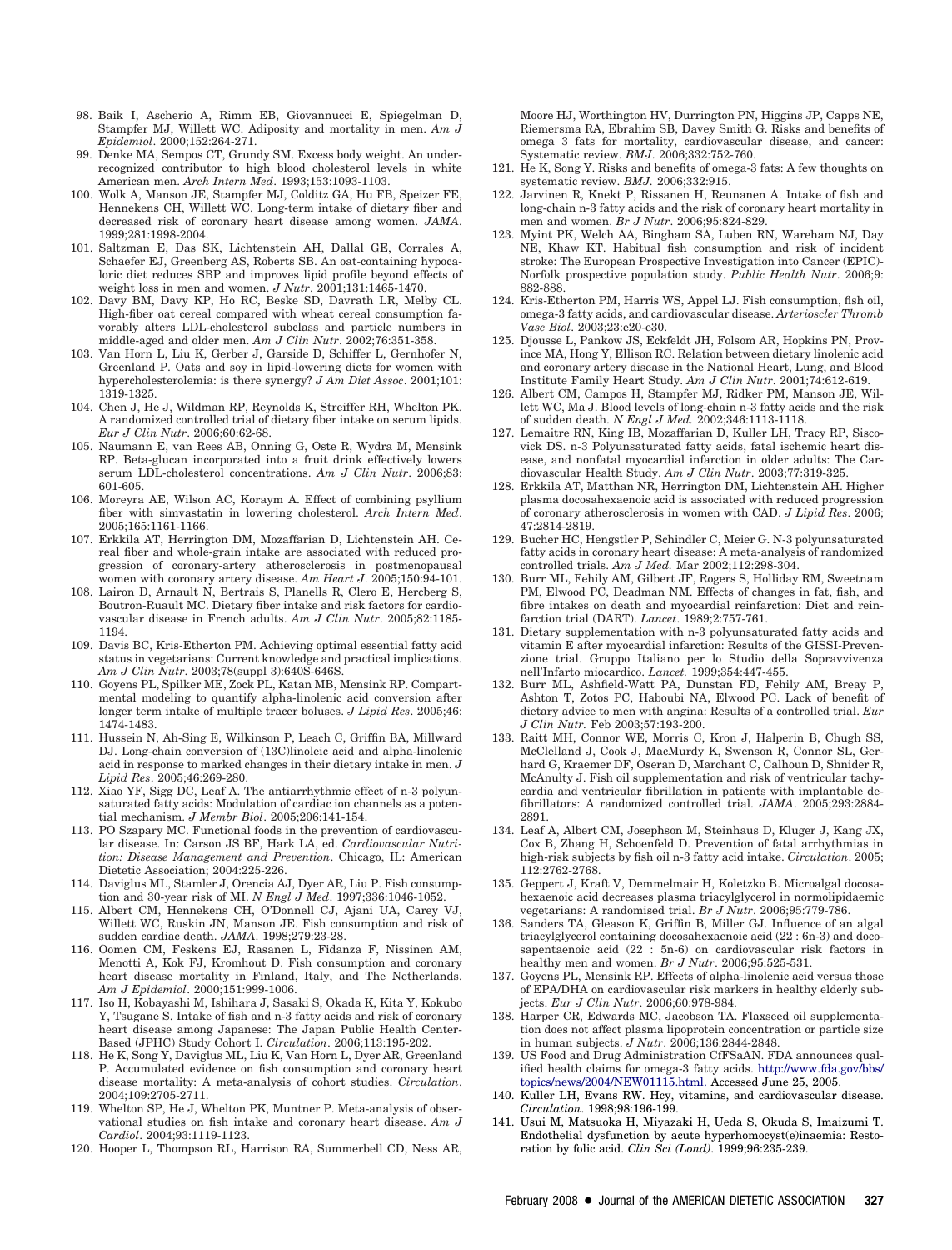98. Baik I, Ascherio A, Rimm EB, Giovannucci E, Spiegelman D, Stampfer MJ, Willett WC. Adiposity and mortality in men. *Am J Epidemiol*. 2000;152:264-271.
99. Denke MA, Sempos CT, Grundy SM. Excess body weight. An underrecognized contributor to high blood cholesterol levels in white American men. *Arch Intern Med*. 1993;153:1093-1103.
100. Wolk A, Manson JE, Stampfer MJ, Colditz GA, Hu FB, Speizer FE, Hennekens CH, Willett WC. Long-term intake of dietary fiber and decreased risk of coronary heart disease among women. *JAMA*. 1999;281:1998-2004.
101. Saltzman E, Das SK, Lichtenstein AH, Dallal GE, Corrales A, Schaefer EJ, Greenberg AS, Roberts SB. An oat-containing hypocaloric diet reduces SBP and improves lipid profile beyond effects of weight loss in men and women. *J Nutr*. 2001;131:1465-1470.
102. Davy BM, Davy KP, Ho RC, Beske SD, Davrath LR, Melby CL. High-fiber oat cereal compared with wheat cereal consumption favorably alters LDL-cholesterol subclass and particle numbers in middle-aged and older men. *Am J Clin Nutr*. 2002;76:351-358.
103. Van Horn L, Liu K, Gerber J, Garside D, Schiffer L, Gernhofer N, Greenland P. Oats and soy in lipid-lowering diets for women with hypercholesterolemia: is there synergy? *J Am Diet Assoc*. 2001;101:1319-1325.
104. Chen J, He J, Wildman RP, Reynolds K, Streiffer RH, Whelton PK. A randomized controlled trial of dietary fiber intake on serum lipids. *Eur J Clin Nutr*. 2006;60:62-68.
105. Naumann E, van Rees AB, Onning G, Oste R, Wydra M, Mensink RP. Beta-glucan incorporated into a fruit drink effectively lowers serum LDL-cholesterol concentrations. *Am J Clin Nutr*. 2006;83:601-605.
106. Moreyra AE, Wilson AC, Koraym A. Effect of combining psyllium fiber with simvastatin in lowering cholesterol. *Arch Intern Med*. 2005;165:1161-1166.
107. Erkkila AT, Herrington DM, Mozaffarian D, Lichtenstein AH. Cereal fiber and whole-grain intake are associated with reduced progression of coronary-artery atherosclerosis in postmenopausal women with coronary artery disease. *Am Heart J*. 2005;150:94-101.
108. Lairon D, Arnault N, Bertrais S, Planells R, Clero E, Hercberg S, Boutron-Ruault MC. Dietary fiber intake and risk factors for cardiovascular disease in French adults. *Am J Clin Nutr*. 2005;82:1185-1194.
109. Davis BC, Kris-Etherton PM. Achieving optimal essential fatty acid status in vegetarians: Current knowledge and practical implications. *Am J Clin Nutr*. 2003;78(suppl 3):640S-646S.
110. Goyens PL, Spilker ME, Zock PL, Katan MB, Mensink RP. Compartmental modeling to quantify alpha-linolenic acid conversion after longer term intake of multiple tracer boluses. *J Lipid Res*. 2005;46:1474-1483.
111. Hussein N, Ah-Sing E, Wilkinson P, Leach C, Griffin BA, Millward DJ. Long-chain conversion of (13C)linoleic acid and alpha-linolenic acid in response to marked changes in their dietary intake in men. *J Lipid Res*. 2005;46:269-280.
112. Xiao YF, Sigg DC, Leaf A. The antiarrhythmic effect of n-3 polyunsaturated fatty acids: Modulation of cardiac ion channels as a potential mechanism. *J Membr Biol*. 2005;206:141-154.
113. PO Szapary MC. Functional foods in the prevention of cardiovascular disease. In: Carson JS BF, Hark LA, ed. *Cardiovascular Nutrition: Disease Management and Prevention*. Chicago, IL: American Dietetic Association; 2004:225-226.
114. Daviglus ML, Stamler J, Orencia AJ, Dyer AR, Liu P. Fish consumption and 30-year risk of MI. *N Engl J Med*. 1997;336:1046-1052.
115. Albert CM, Hennekens CH, O'Donnell CJ, Ajani UA, Carey VJ, Willett WC, Ruskin JN, Manson JE. Fish consumption and risk of sudden cardiac death. *JAMA*. 1998;279:23-28.
116. Oomen CM, Feskens EJ, Rasanen L, Fidanza F, Nissinen AM, Menotti A, Kok FJ, Kromhout D. Fish consumption and coronary heart disease mortality in Finland, Italy, and The Netherlands. *Am J Epidemiol*. 2000;151:999-1006.
117. Iso H, Kobayashi M, Ishihara J, Sasaki S, Okada K, Kita Y, Kokubo Y, Tsugane S. Intake of fish and n-3 fatty acids and risk of coronary heart disease among Japanese: The Japan Public Health Center-Based (JPHC) Study Cohort I. *Circulation*. 2006;113:195-202.
118. He K, Song Y, Daviglus ML, Liu K, Van Horn L, Dyer AR, Greenland P. Accumulated evidence on fish consumption and coronary heart disease mortality: A meta-analysis of cohort studies. *Circulation*. 2004;109:2705-2711.
119. Whelton SP, He J, Whelton PK, Muntner P. Meta-analysis of observational studies on fish intake and coronary heart disease. *Am J Cardiol*. 2004;93:1119-1123.
120. Hooper L, Thompson RL, Harrison RA, Summerbell CD, Ness AR, Moore HJ, Worthington HV, Durrington PN, Higgins JP, Capps NE, Riemersma RA, Ebrahim SB, Davey Smith G. Risks and benefits of omega 3 fats for mortality, cardiovascular disease, and cancer: Systematic review. *BMJ*. 2006;332:752-760.
121. He K, Song Y. Risks and benefits of omega-3 fats: A few thoughts on systematic review. *BMJ*. 2006;332:915.
122. Jarvinen R, Knekt P, Rissanen H, Reunanen A. Intake of fish and long-chain n-3 fatty acids and the risk of coronary heart mortality in men and women. *Br J Nutr*. 2006;95:824-829.
123. Myint PK, Welch AA, Bingham SA, Luben RN, Wareham NJ, Day NE, Khaw KT. Habitual fish consumption and risk of incident stroke: The European Prospective Investigation into Cancer (EPIC)-Norfolk prospective population study. *Public Health Nutr*. 2006;9:882-888.
124. Kris-Etherton PM, Harris WS, Appel LJ. Fish consumption, fish oil, omega-3 fatty acids, and cardiovascular disease. *Arterioscler Thromb Vasc Biol*. 2003;23:e20-e30.
125. Djousse L, Pankow JS, Eckfeldt JH, Folsom AR, Hopkins PN, Province MA, Hong Y, Ellison RC. Relation between dietary linolenic acid and coronary artery disease in the National Heart, Lung, and Blood Institute Family Heart Study. *Am J Clin Nutr*. 2001;74:612-619.
126. Albert CM, Campos H, Stampfer MJ, Ridker PM, Manson JE, Willett WC, Ma J. Blood levels of long-chain n-3 fatty acids and the risk of sudden death. *N Engl J Med*. 2002;346:1113-1118.
127. Lemaitre RN, King IB, Mozaffarian D, Kuller LH, Tracy RP, Siscovick DS. n-3 Polyunsaturated fatty acids, fatal ischemic heart disease, and nonfatal myocardial infarction in older adults: The Cardiovascular Health Study. *Am J Clin Nutr*. 2003;77:319-325.
128. Erkkila AT, Matthan NR, Herrington DM, Lichtenstein AH. Higher plasma docosahexaenoic acid is associated with reduced progression of coronary atherosclerosis in women with CAD. *J Lipid Res*. 2006;47:2814-2819.
129. Bucher HC, Hengstler P, Schindler C, Meier G. N-3 polyunsaturated fatty acids in coronary heart disease: A meta-analysis of randomized controlled trials. *Am J Med*. Mar 2002;112:298-304.
130. Burr ML, Fehily AM, Gilbert JF, Rogers S, Holliday RM, Sweetnam PM, Elwood PC, Deadman NM. Effects of changes in fat, fish, and fibre intakes on death and myocardial reinfarction: Diet and reinfarction trial (DART). *Lancet*. 1989;2:757-761.
131. Dietary supplementation with n-3 polyunsaturated fatty acids and vitamin E after myocardial infarction: Results of the GISSI-Prevenzione trial. Gruppo Italiano per lo Studio della Sopravvivenza nell'Infarto miocardico. *Lancet*. 1999;354:447-455.
132. Burr ML, Ashfield-Watt PA, Dunstan FD, Fehily AM, Breay P, Ashton T, Zotos PC, Haboubi NA, Elwood PC. Lack of benefit of dietary advice to men with angina: Results of a controlled trial. *Eur J Clin Nutr*. Feb 2003;57:193-200.
133. Raitt MH, Connor WE, Morris C, Kron J, Halperin B, Chugh SS, McClelland J, Cook J, MacMurdy K, Swenson R, Connor SL, Gerhard G, Kraemer DF, Oseran D, Marchant C, Calhoun D, Shnider R, McAnulty J. Fish oil supplementation and risk of ventricular tachycardia and ventricular fibrillation in patients with implantable defibrillators: A randomized controlled trial. *JAMA*. 2005;293:2884-2891.
134. Leaf A, Albert CM, Josephson M, Steinhaus D, Kluger J, Kang JX, Cox B, Zhang H, Schoenfeld D. Prevention of fatal arrhythmias in high-risk subjects by fish oil n-3 fatty acid intake. *Circulation*. 2005;112:2762-2768.
135. Geppert J, Kraft V, Demmelmair H, Koletzko B. Microalgal docosahexaenoic acid decreases plasma triacylglycerol in normolipidaemic vegetarians: A randomised trial. *Br J Nutr*. 2006;95:779-786.
136. Sanders TA, Gleason K, Griffin B, Miller GJ. Influence of an algal triacylglycerol containing docosahexaenoic acid (22 : 6n-3) and docosapentaenoic acid (22 : 5n-6) on cardiovascular risk factors in healthy men and women. *Br J Nutr*. 2006;95:525-531.
137. Goyens PL, Mensink RP. Effects of alpha-linolenic acid versus those of EPA/DHA on cardiovascular risk markers in healthy elderly subjects. *Eur J Clin Nutr*. 2006;60:978-984.
138. Harper CR, Edwards MC, Jacobson TA. Flaxseed oil supplementation does not affect plasma lipoprotein concentration or particle size in human subjects. *J Nutr*. 2006;136:2844-2848.
139. US Food and Drug Administration CfFSaAN. FDA announces qualified health claims for omega-3 fatty acids. http://www.fda.gov/bbs/topics/news/2004/NEW01115.html. Accessed June 25, 2005.
140. Kuller LH, Evans RW. Hcy, vitamins, and cardiovascular disease. *Circulation*. 1998;98:196-199.
141. Usui M, Matsuoka H, Miyazaki H, Ueda S, Okuda S, Imaizumi T. Endothelial dysfunction by acute hyperhomocyst(e)inaemia: Restoration by folic acid. *Clin Sci (Lond)*. 1999;96:235-239.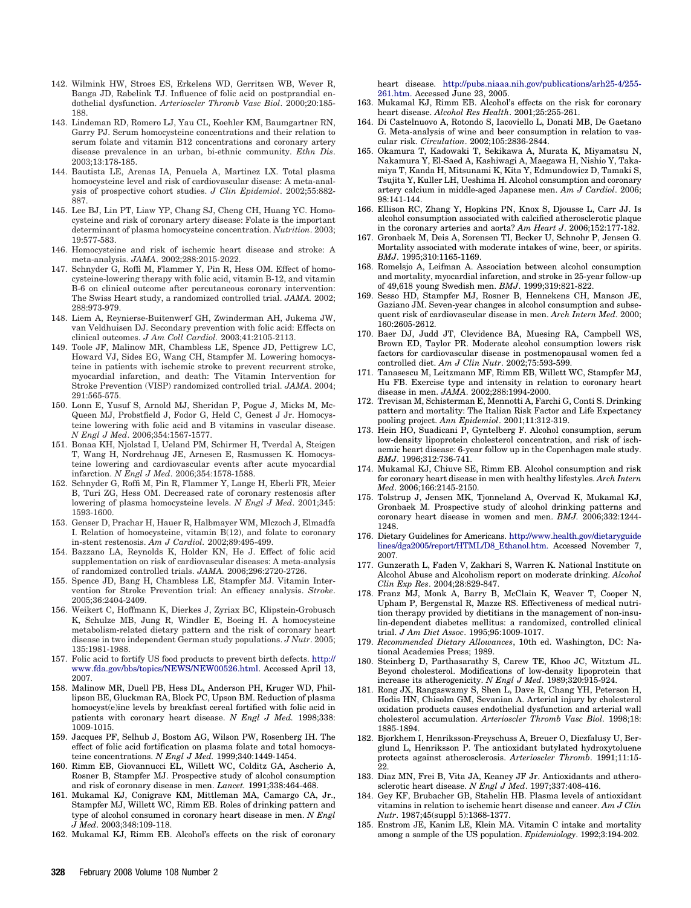142. Wilmink HW, Stroes ES, Erkelens WD, Gerritsen WB, Wever R, Banga JD, Rabelink TJ. Influence of folic acid on postprandial endothelial dysfunction. *Arterioscler Thromb Vasc Biol*. 2000;20:185-188.

143. Lindeman RD, Romero LJ, Yau CL, Koehler KM, Baumgartner RN, Garry PJ. Serum homocysteine concentrations and their relation to serum folate and vitamin B12 concentrations and coronary artery disease prevalence in an urban, bi-ethnic community. *Ethn Dis*. 2003;13:178-185.

144. Bautista LE, Arenas IA, Penuela A, Martinez LX. Total plasma homocysteine level and risk of cardiovascular disease: A meta-analysis of prospective cohort studies. *J Clin Epidemiol*. 2002;55:882-887.

145. Lee BJ, Lin PT, Liaw YP, Chang SJ, Cheng CH, Huang YC. Homocysteine and risk of coronary artery disease: Folate is the important determinant of plasma homocysteine concentration. *Nutrition*. 2003;19:577-583.

146. Homocysteine and risk of ischemic heart disease and stroke: A meta-analysis. *JAMA*. 2002;288:2015-2022.

147. Schnyder G, Roffi M, Flammer Y, Pin R, Hess OM. Effect of homocysteine-lowering therapy with folic acid, vitamin B-12, and vitamin B-6 on clinical outcome after percutaneous coronary intervention: The Swiss Heart study, a randomized controlled trial. *JAMA.* 2002;288:973-979.

148. Liem A, Reynierse-Buitenwerf GH, Zwinderman AH, Jukema JW, van Veldhuisen DJ. Secondary prevention with folic acid: Effects on clinical outcomes. *J Am Coll Cardiol.* 2003;41:2105-2113.

149. Toole JF, Malinow MR, Chambless LE, Spence JD, Pettigrew LC, Howard VJ, Sides EG, Wang CH, Stampfer M. Lowering homocysteine in patients with ischemic stroke to prevent recurrent stroke, myocardial infarction, and death: The Vitamin Intervention for Stroke Prevention (VISP) randomized controlled trial. *JAMA*. 2004;291:565-575.

150. Lonn E, Yusuf S, Arnold MJ, Sheridan P, Pogue J, Micks M, McQueen MJ, Probstfield J, Fodor G, Held C, Genest J Jr. Homocysteine lowering with folic acid and B vitamins in vascular disease. *N Engl J Med*. 2006;354:1567-1577.

151. Bonaa KH, Njolstad I, Ueland PM, Schirmer H, Tverdal A, Steigen T, Wang H, Nordrehaug JE, Arnesen E, Rasmussen K. Homocysteine lowering and cardiovascular events after acute myocardial infarction. *N Engl J Med*. 2006;354:1578-1588.

152. Schnyder G, Roffi M, Pin R, Flammer Y, Lange H, Eberli FR, Meier B, Turi ZG, Hess OM. Decreased rate of coronary restenosis after lowering of plasma homocysteine levels. *N Engl J Med*. 2001;345:1593-1600.

153. Genser D, Prachar H, Hauer R, Halbmayer WM, Mlczoch J, Elmadfa I. Relation of homocysteine, vitamin B(12), and folate to coronary in-stent restenosis. *Am J Cardiol.* 2002;89:495-499.

154. Bazzano LA, Reynolds K, Holder KN, He J. Effect of folic acid supplementation on risk of cardiovascular diseases: A meta-analysis of randomized controlled trials. *JAMA.* 2006;296:2720-2726.

155. Spence JD, Bang H, Chambless LE, Stampfer MJ. Vitamin Intervention for Stroke Prevention trial: An efficacy analysis. *Stroke*. 2005;36:2404-2409.

156. Weikert C, Hoffmann K, Dierkes J, Zyriax BC, Klipstein-Grobusch K, Schulze MB, Jung R, Windler E, Boeing H. A homocysteine metabolism-related dietary pattern and the risk of coronary heart disease in two independent German study populations. *J Nutr*. 2005;135:1981-1988.

157. Folic acid to fortify US food products to prevent birth defects. http://www.fda.gov/bbs/topics/NEWS/NEW00526.html. Accessed April 13, 2007.

158. Malinow MR, Duell PB, Hess DL, Anderson PH, Kruger WD, Phillipson BE, Gluckman RA, Block PC, Upson BM. Reduction of plasma homocyst(e)ine levels by breakfast cereal fortified with folic acid in patients with coronary heart disease. *N Engl J Med.* 1998;338:1009-1015.

159. Jacques PF, Selhub J, Bostom AG, Wilson PW, Rosenberg IH. The effect of folic acid fortification on plasma folate and total homocysteine concentrations. *N Engl J Med.* 1999;340:1449-1454.

160. Rimm EB, Giovannucci EL, Willett WC, Colditz GA, Ascherio A, Rosner B, Stampfer MJ. Prospective study of alcohol consumption and risk of coronary disease in men. *Lancet.* 1991;338:464-468.

161. Mukamal KJ, Conigrave KM, Mittleman MA, Camargo CA, Jr., Stampfer MJ, Willett WC, Rimm EB. Roles of drinking pattern and type of alcohol consumed in coronary heart disease in men. *N Engl J Med*. 2003;348:109-118.

162. Mukamal KJ, Rimm EB. Alcohol's effects on the risk of coronary heart disease. http://pubs.niaaa.nih.gov/publications/arh25-4/255-261.htm. Accessed June 23, 2005.

163. Mukamal KJ, Rimm EB. Alcohol's effects on the risk for coronary heart disease. *Alcohol Res Health*. 2001;25:255-261.

164. Di Castelnuovo A, Rotondo S, Iacoviello L, Donati MB, De Gaetano G. Meta-analysis of wine and beer consumption in relation to vascular risk. *Circulation*. 2002;105:2836-2844.

165. Okamura T, Kadowaki T, Sekikawa A, Murata K, Miyamatsu N, Nakamura Y, El-Saed A, Kashiwagi A, Maegawa H, Nishio Y, Takamiya T, Kanda H, Mitsunami K, Kita Y, Edmundowicz D, Tamaki S, Tsujita Y, Kuller LH, Ueshima H. Alcohol consumption and coronary artery calcium in middle-aged Japanese men. *Am J Cardiol*. 2006;98:141-144.

166. Ellison RC, Zhang Y, Hopkins PN, Knox S, Djousse L, Carr JJ. Is alcohol consumption associated with calcified atherosclerotic plaque in the coronary arteries and aorta? *Am Heart J*. 2006;152:177-182.

167. Gronbaek M, Deis A, Sorensen TI, Becker U, Schnohr P, Jensen G. Mortality associated with moderate intakes of wine, beer, or spirits. *BMJ*. 1995;310:1165-1169.

168. Romelsjo A, Leifman A. Association between alcohol consumption and mortality, myocardial infarction, and stroke in 25-year follow-up of 49,618 young Swedish men. *BMJ*. 1999;319:821-822.

169. Sesso HD, Stampfer MJ, Rosner B, Hennekens CH, Manson JE, Gaziano JM. Seven-year changes in alcohol consumption and subsequent risk of cardiovascular disease in men. *Arch Intern Med*. 2000;160:2605-2612.

170. Baer DJ, Judd JT, Clevidence BA, Muesing RA, Campbell WS, Brown ED, Taylor PR. Moderate alcohol consumption lowers risk factors for cardiovascular disease in postmenopausal women fed a controlled diet. *Am J Clin Nutr*. 2002;75:593-599.

171. Tanasescu M, Leitzmann MF, Rimm EB, Willett WC, Stampfer MJ, Hu FB. Exercise type and intensity in relation to coronary heart disease in men. *JAMA*. 2002;288:1994-2000.

172. Trevisan M, Schisterman E, Mennotti A, Farchi G, Conti S. Drinking pattern and mortality: The Italian Risk Factor and Life Expectancy pooling project. *Ann Epidemiol*. 2001;11:312-319.

173. Hein HO, Suadicani P, Gyntelberg F. Alcohol consumption, serum low-density lipoprotein cholesterol concentration, and risk of ischaemic heart disease: 6-year follow up in the Copenhagen male study. *BMJ*. 1996;312:736-741.

174. Mukamal KJ, Chiuve SE, Rimm EB. Alcohol consumption and risk for coronary heart disease in men with healthy lifestyles. *Arch Intern Med*. 2006;166:2145-2150.

175. Tolstrup J, Jensen MK, Tjonneland A, Overvad K, Mukamal KJ, Gronbaek M. Prospective study of alcohol drinking patterns and coronary heart disease in women and men. *BMJ*. 2006;332:1244-1248.

176. Dietary Guidelines for Americans. http://www.health.gov/dietaryguidelines/dga2005/report/HTML/D8_Ethanol.htm. Accessed November 7, 2007.

177. Gunzerath L, Faden V, Zakhari S, Warren K. National Institute on Alcohol Abuse and Alcoholism report on moderate drinking. *Alcohol Clin Exp Res*. 2004;28:829-847.

178. Franz MJ, Monk A, Barry B, McClain K, Weaver T, Cooper N, Upham P, Bergenstal R, Mazze RS. Effectiveness of medical nutrition therapy provided by dietitians in the management of non-insulin-dependent diabetes mellitus: a randomized, controlled clinical trial. *J Am Diet Assoc*. 1995;95:1009-1017.

179. *Recommended Dietary Allowances*, 10th ed. Washington, DC: National Academies Press; 1989.

180. Steinberg D, Parthasarathy S, Carew TE, Khoo JC, Witztum JL. Beyond cholesterol. Modifications of low-density lipoprotein that increase its atherogenicity. *N Engl J Med*. 1989;320:915-924.

181. Rong JX, Rangaswamy S, Shen L, Dave R, Chang YH, Peterson H, Hodis HN, Chisolm GM, Sevanian A. Arterial injury by cholesterol oxidation products causes endothelial dysfunction and arterial wall cholesterol accumulation. *Arterioscler Thromb Vasc Biol.* 1998;18:1885-1894.

182. Bjorkhem I, Henriksson-Freyschuss A, Breuer O, Diczfalusy U, Berglund L, Henriksson P. The antioxidant butylated hydroxytoluene protects against atherosclerosis. *Arterioscler Thromb*. 1991;11:15-22.

183. Diaz MN, Frei B, Vita JA, Keaney JF Jr. Antioxidants and atherosclerotic heart disease. *N Engl J Med*. 1997;337:408-416.

184. Gey KF, Brubacher GB, Stahelin HB. Plasma levels of antioxidant vitamins in relation to ischemic heart disease and cancer. *Am J Clin Nutr*. 1987;45(suppl 5):1368-1377.

185. Enstrom JE, Kanim LE, Klein MA. Vitamin C intake and mortality among a sample of the US population. *Epidemiology*. 1992;3:194-202.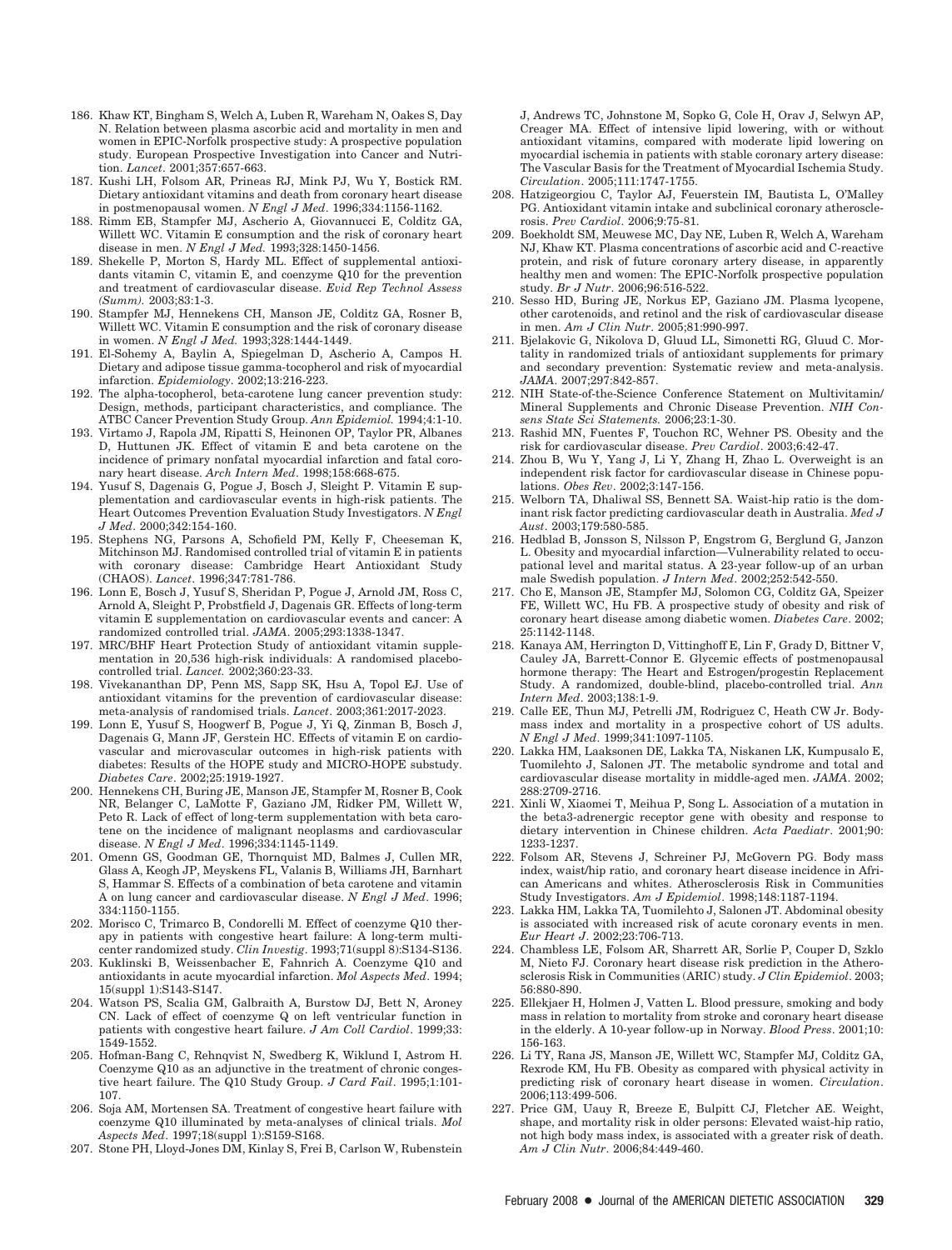186. Khaw KT, Bingham S, Welch A, Luben R, Wareham N, Oakes S, Day N. Relation between plasma ascorbic acid and mortality in men and women in EPIC-Norfolk prospective study: A prospective population study. European Prospective Investigation into Cancer and Nutrition. *Lancet*. 2001;357:657-663.
187. Kushi LH, Folsom AR, Prineas RJ, Mink PJ, Wu Y, Bostick RM. Dietary antioxidant vitamins and death from coronary heart disease in postmenopausal women. *N Engl J Med*. 1996;334:1156-1162.
188. Rimm EB, Stampfer MJ, Ascherio A, Giovannucci E, Colditz GA, Willett WC. Vitamin E consumption and the risk of coronary heart disease in men. *N Engl J Med.* 1993;328:1450-1456.
189. Shekelle P, Morton S, Hardy ML. Effect of supplemental antioxidants vitamin C, vitamin E, and coenzyme Q10 for the prevention and treatment of cardiovascular disease. *Evid Rep Technol Assess (Summ).* 2003;83:1-3.
190. Stampfer MJ, Hennekens CH, Manson JE, Colditz GA, Rosner B, Willett WC. Vitamin E consumption and the risk of coronary disease in women. *N Engl J Med.* 1993;328:1444-1449.
191. El-Sohemy A, Baylin A, Spiegelman D, Ascherio A, Campos H. Dietary and adipose tissue gamma-tocopherol and risk of myocardial infarction. *Epidemiology*. 2002;13:216-223.
192. The alpha-tocopherol, beta-carotene lung cancer prevention study: Design, methods, participant characteristics, and compliance. The ATBC Cancer Prevention Study Group. *Ann Epidemiol.* 1994;4:1-10.
193. Virtamo J, Rapola JM, Ripatti S, Heinonen OP, Taylor PR, Albanes D, Huttunen JK. Effect of vitamin E and beta carotene on the incidence of primary nonfatal myocardial infarction and fatal coronary heart disease. *Arch Intern Med*. 1998;158:668-675.
194. Yusuf S, Dagenais G, Pogue J, Bosch J, Sleight P. Vitamin E supplementation and cardiovascular events in high-risk patients. The Heart Outcomes Prevention Evaluation Study Investigators. *N Engl J Med*. 2000;342:154-160.
195. Stephens NG, Parsons A, Schofield PM, Kelly F, Cheeseman K, Mitchinson MJ. Randomised controlled trial of vitamin E in patients with coronary disease: Cambridge Heart Antioxidant Study (CHAOS). *Lancet*. 1996;347:781-786.
196. Lonn E, Bosch J, Yusuf S, Sheridan P, Pogue J, Arnold JM, Ross C, Arnold A, Sleight P, Probstfield J, Dagenais GR. Effects of long-term vitamin E supplementation on cardiovascular events and cancer: A randomized controlled trial. *JAMA*. 2005;293:1338-1347.
197. MRC/BHF Heart Protection Study of antioxidant vitamin supplementation in 20,536 high-risk individuals: A randomised placebo-controlled trial. *Lancet.* 2002;360:23-33.
198. Vivekananthan DP, Penn MS, Sapp SK, Hsu A, Topol EJ. Use of antioxidant vitamins for the prevention of cardiovascular disease: meta-analysis of randomised trials. *Lancet*. 2003;361:2017-2023.
199. Lonn E, Yusuf S, Hoogwerf B, Pogue J, Yi Q, Zinman B, Bosch J, Dagenais G, Mann JF, Gerstein HC. Effects of vitamin E on cardiovascular and microvascular outcomes in high-risk patients with diabetes: Results of the HOPE study and MICRO-HOPE substudy. *Diabetes Care*. 2002;25:1919-1927.
200. Hennekens CH, Buring JE, Manson JE, Stampfer M, Rosner B, Cook NR, Belanger C, LaMotte F, Gaziano JM, Ridker PM, Willett W, Peto R. Lack of effect of long-term supplementation with beta carotene on the incidence of malignant neoplasms and cardiovascular disease. *N Engl J Med*. 1996;334:1145-1149.
201. Omenn GS, Goodman GE, Thornquist MD, Balmes J, Cullen MR, Glass A, Keogh JP, Meyskens FL, Valanis B, Williams JH, Barnhart S, Hammar S. Effects of a combination of beta carotene and vitamin A on lung cancer and cardiovascular disease. *N Engl J Med*. 1996; 334:1150-1155.
202. Morisco C, Trimarco B, Condorelli M. Effect of coenzyme Q10 therapy in patients with congestive heart failure: A long-term multicenter randomized study. *Clin Investig*. 1993;71(suppl 8):S134-S136.
203. Kuklinski B, Weissenbacher E, Fahnrich A. Coenzyme Q10 and antioxidants in acute myocardial infarction. *Mol Aspects Med*. 1994; 15(suppl 1):S143-S147.
204. Watson PS, Scalia GM, Galbraith A, Burstow DJ, Bett N, Aroney CN. Lack of effect of coenzyme Q on left ventricular function in patients with congestive heart failure. *J Am Coll Cardiol*. 1999;33: 1549-1552.
205. Hofman-Bang C, Rehnqvist N, Swedberg K, Wiklund I, Astrom H. Coenzyme Q10 as an adjunctive in the treatment of chronic congestive heart failure. The Q10 Study Group. *J Card Fail*. 1995;1:101-107.
206. Soja AM, Mortensen SA. Treatment of congestive heart failure with coenzyme Q10 illuminated by meta-analyses of clinical trials. *Mol Aspects Med*. 1997;18(suppl 1):S159-S168.
207. Stone PH, Lloyd-Jones DM, Kinlay S, Frei B, Carlson W, Rubenstein J, Andrews TC, Johnstone M, Sopko G, Cole H, Orav J, Selwyn AP, Creager MA. Effect of intensive lipid lowering, with or without antioxidant vitamins, compared with moderate lipid lowering on myocardial ischemia in patients with stable coronary artery disease: The Vascular Basis for the Treatment of Myocardial Ischemia Study. *Circulation*. 2005;111:1747-1755.
208. Hatzigeorgiou C, Taylor AJ, Feuerstein IM, Bautista L, O'Malley PG. Antioxidant vitamin intake and subclinical coronary atherosclerosis. *Prev Cardiol*. 2006;9:75-81.
209. Boekholdt SM, Meuwese MC, Day NE, Luben R, Welch A, Wareham NJ, Khaw KT. Plasma concentrations of ascorbic acid and C-reactive protein, and risk of future coronary artery disease, in apparently healthy men and women: The EPIC-Norfolk prospective population study. *Br J Nutr*. 2006;96:516-522.
210. Sesso HD, Buring JE, Norkus EP, Gaziano JM. Plasma lycopene, other carotenoids, and retinol and the risk of cardiovascular disease in men. *Am J Clin Nutr*. 2005;81:990-997.
211. Bjelakovic G, Nikolova D, Gluud LL, Simonetti RG, Gluud C. Mortality in randomized trials of antioxidant supplements for primary and secondary prevention: Systematic review and meta-analysis. *JAMA*. 2007;297:842-857.
212. NIH State-of-the-Science Conference Statement on Multivitamin/Mineral Supplements and Chronic Disease Prevention. *NIH Consens State Sci Statements.* 2006;23:1-30.
213. Rashid MN, Fuentes F, Touchon RC, Wehner PS. Obesity and the risk for cardiovascular disease. *Prev Cardiol*. 2003;6:42-47.
214. Zhou B, Wu Y, Yang J, Li Y, Zhang H, Zhao L. Overweight is an independent risk factor for cardiovascular disease in Chinese populations. *Obes Rev*. 2002;3:147-156.
215. Welborn TA, Dhaliwal SS, Bennett SA. Waist-hip ratio is the dominant risk factor predicting cardiovascular death in Australia. *Med J Aust*. 2003;179:580-585.
216. Hedblad B, Jonsson S, Nilsson P, Engstrom G, Berglund G, Janzon L. Obesity and myocardial infarction—Vulnerability related to occupational level and marital status. A 23-year follow-up of an urban male Swedish population. *J Intern Med*. 2002;252:542-550.
217. Cho E, Manson JE, Stampfer MJ, Solomon CG, Colditz GA, Speizer FE, Willett WC, Hu FB. A prospective study of obesity and risk of coronary heart disease among diabetic women. *Diabetes Care*. 2002; 25:1142-1148.
218. Kanaya AM, Herrington D, Vittinghoff E, Lin F, Grady D, Bittner V, Cauley JA, Barrett-Connor E. Glycemic effects of postmenopausal hormone therapy: The Heart and Estrogen/progestin Replacement Study. A randomized, double-blind, placebo-controlled trial. *Ann Intern Med*. 2003;138:1-9.
219. Calle EE, Thun MJ, Petrelli JM, Rodriguez C, Heath CW Jr. Body-mass index and mortality in a prospective cohort of US adults. *N Engl J Med*. 1999;341:1097-1105.
220. Lakka HM, Laaksonen DE, Lakka TA, Niskanen LK, Kumpusalo E, Tuomilehto J, Salonen JT. The metabolic syndrome and total and cardiovascular disease mortality in middle-aged men. *JAMA*. 2002; 288:2709-2716.
221. Xinli W, Xiaomei T, Meihua P, Song L. Association of a mutation in the beta3-adrenergic receptor gene with obesity and response to dietary intervention in Chinese children. *Acta Paediatr*. 2001;90: 1233-1237.
222. Folsom AR, Stevens J, Schreiner PJ, McGovern PG. Body mass index, waist/hip ratio, and coronary heart disease incidence in African Americans and whites. Atherosclerosis Risk in Communities Study Investigators. *Am J Epidemiol*. 1998;148:1187-1194.
223. Lakka HM, Lakka TA, Tuomilehto J, Salonen JT. Abdominal obesity is associated with increased risk of acute coronary events in men. *Eur Heart J*. 2002;23:706-713.
224. Chambless LE, Folsom AR, Sharrett AR, Sorlie P, Couper D, Szklo M, Nieto FJ. Coronary heart disease risk prediction in the Atherosclerosis Risk in Communities (ARIC) study. *J Clin Epidemiol*. 2003; 56:880-890.
225. Ellekjaer H, Holmen J, Vatten L. Blood pressure, smoking and body mass in relation to mortality from stroke and coronary heart disease in the elderly. A 10-year follow-up in Norway. *Blood Press*. 2001;10: 156-163.
226. Li TY, Rana JS, Manson JE, Willett WC, Stampfer MJ, Colditz GA, Rexrode KM, Hu FB. Obesity as compared with physical activity in predicting risk of coronary heart disease in women. *Circulation*. 2006;113:499-506.
227. Price GM, Uauy R, Breeze E, Bulpitt CJ, Fletcher AE. Weight, shape, and mortality risk in older persons: Elevated waist-hip ratio, not high body mass index, is associated with a greater risk of death. *Am J Clin Nutr*. 2006;84:449-460.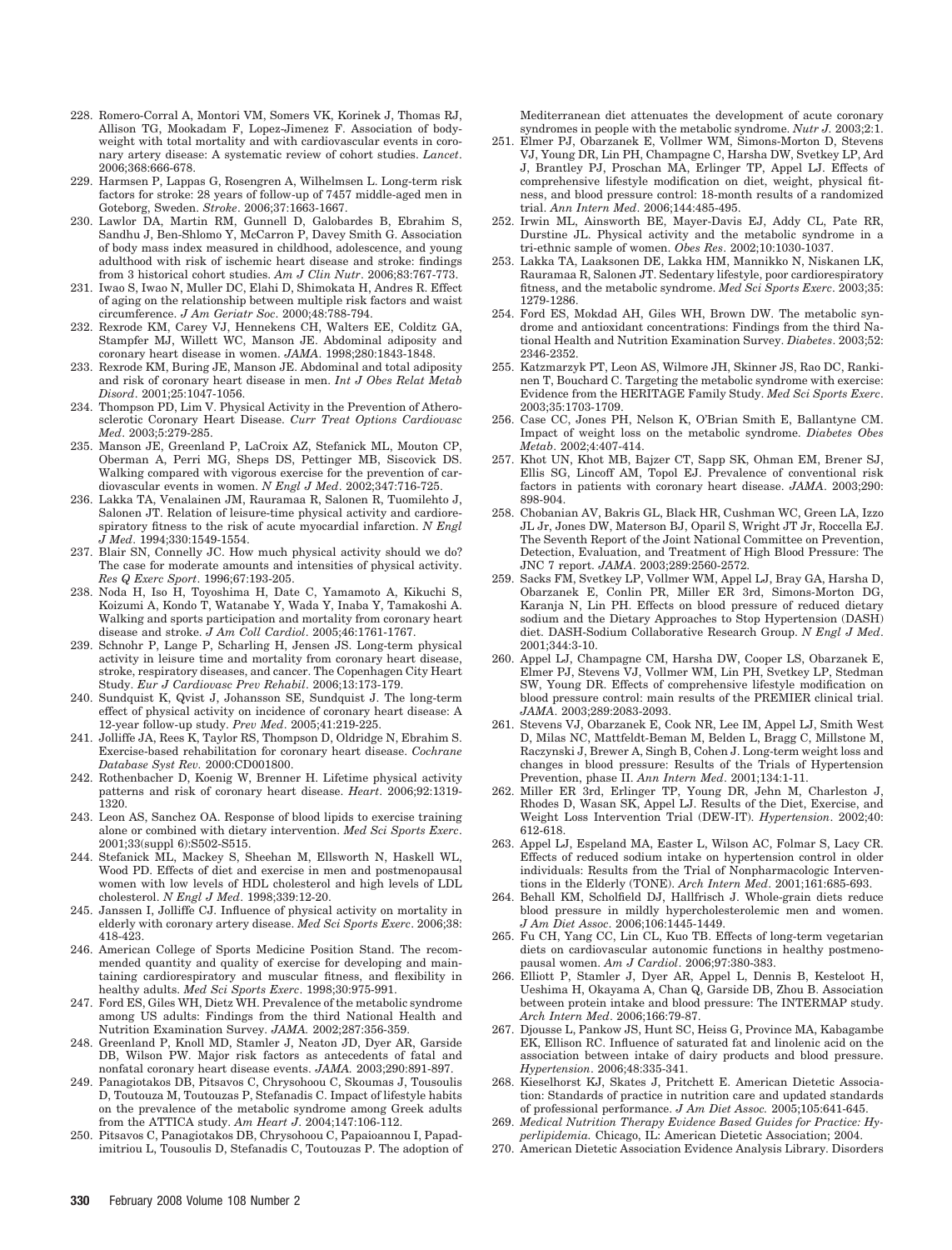228. Romero-Corral A, Montori VM, Somers VK, Korinek J, Thomas RJ, Allison TG, Mookadam F, Lopez-Jimenez F. Association of bodyweight with total mortality and with cardiovascular events in coronary artery disease: A systematic review of cohort studies. *Lancet*. 2006;368:666-678.
229. Harmsen P, Lappas G, Rosengren A, Wilhelmsen L. Long-term risk factors for stroke: 28 years of follow-up of 7457 middle-aged men in Goteborg, Sweden. *Stroke*. 2006;37:1663-1667.
230. Lawlor DA, Martin RM, Gunnell D, Galobardes B, Ebrahim S, Sandhu J, Ben-Shlomo Y, McCarron P, Davey Smith G. Association of body mass index measured in childhood, adolescence, and young adulthood with risk of ischemic heart disease and stroke: findings from 3 historical cohort studies. *Am J Clin Nutr*. 2006;83:767-773.
231. Iwao S, Iwao N, Muller DC, Elahi D, Shimokata H, Andres R. Effect of aging on the relationship between multiple risk factors and waist circumference. *J Am Geriatr Soc*. 2000;48:788-794.
232. Rexrode KM, Carey VJ, Hennekens CH, Walters EE, Colditz GA, Stampfer MJ, Willett WC, Manson JE. Abdominal adiposity and coronary heart disease in women. *JAMA*. 1998;280:1843-1848.
233. Rexrode KM, Buring JE, Manson JE. Abdominal and total adiposity and risk of coronary heart disease in men. *Int J Obes Relat Metab Disord*. 2001;25:1047-1056.
234. Thompson PD, Lim V. Physical Activity in the Prevention of Atherosclerotic Coronary Heart Disease. *Curr Treat Options Cardiovasc Med*. 2003;5:279-285.
235. Manson JE, Greenland P, LaCroix AZ, Stefanick ML, Mouton CP, Oberman A, Perri MG, Sheps DS, Pettinger MB, Siscovick DS. Walking compared with vigorous exercise for the prevention of cardiovascular events in women. *N Engl J Med*. 2002;347:716-725.
236. Lakka TA, Venalainen JM, Rauramaa R, Salonen R, Tuomilehto J, Salonen JT. Relation of leisure-time physical activity and cardiorespiratory fitness to the risk of acute myocardial infarction. *N Engl J Med*. 1994;330:1549-1554.
237. Blair SN, Connelly JC. How much physical activity should we do? The case for moderate amounts and intensities of physical activity. *Res Q Exerc Sport*. 1996;67:193-205.
238. Noda H, Iso H, Toyoshima H, Date C, Yamamoto A, Kikuchi S, Koizumi A, Kondo T, Watanabe Y, Wada Y, Inaba Y, Tamakoshi A. Walking and sports participation and mortality from coronary heart disease and stroke. *J Am Coll Cardiol*. 2005;46:1761-1767.
239. Schnohr P, Lange P, Scharling H, Jensen JS. Long-term physical activity in leisure time and mortality from coronary heart disease, stroke, respiratory diseases, and cancer. The Copenhagen City Heart Study. *Eur J Cardiovasc Prev Rehabil*. 2006;13:173-179.
240. Sundquist K, Qvist J, Johansson SE, Sundquist J. The long-term effect of physical activity on incidence of coronary heart disease: A 12-year follow-up study. *Prev Med*. 2005;41:219-225.
241. Jolliffe JA, Rees K, Taylor RS, Thompson D, Oldridge N, Ebrahim S. Exercise-based rehabilitation for coronary heart disease. *Cochrane Database Syst Rev*. 2000:CD001800.
242. Rothenbacher D, Koenig W, Brenner H. Lifetime physical activity patterns and risk of coronary heart disease. *Heart*. 2006;92:1319-1320.
243. Leon AS, Sanchez OA. Response of blood lipids to exercise training alone or combined with dietary intervention. *Med Sci Sports Exerc*. 2001;33(suppl 6):S502-S515.
244. Stefanick ML, Mackey S, Sheehan M, Ellsworth N, Haskell WL, Wood PD. Effects of diet and exercise in men and postmenopausal women with low levels of HDL cholesterol and high levels of LDL cholesterol. *N Engl J Med*. 1998;339:12-20.
245. Janssen I, Jolliffe CJ. Influence of physical activity on mortality in elderly with coronary artery disease. *Med Sci Sports Exerc*. 2006;38:418-423.
246. American College of Sports Medicine Position Stand. The recommended quantity and quality of exercise for developing and maintaining cardiorespiratory and muscular fitness, and flexibility in healthy adults. *Med Sci Sports Exerc*. 1998;30:975-991.
247. Ford ES, Giles WH, Dietz WH. Prevalence of the metabolic syndrome among US adults: Findings from the third National Health and Nutrition Examination Survey. *JAMA*. 2002;287:356-359.
248. Greenland P, Knoll MD, Stamler J, Neaton JD, Dyer AR, Garside DB, Wilson PW. Major risk factors as antecedents of fatal and nonfatal coronary heart disease events. *JAMA*. 2003;290:891-897.
249. Panagiotakos DB, Pitsavos C, Chrysohoou C, Skoumas J, Tousoulis D, Toutouza M, Toutouzas P, Stefanadis C. Impact of lifestyle habits on the prevalence of the metabolic syndrome among Greek adults from the ATTICA study. *Am Heart J*. 2004;147:106-112.
250. Pitsavos C, Panagiotakos DB, Chrysohoou C, Papaioannou I, Papadimitriou L, Tousoulis D, Stefanadis C, Toutouzas P. The adoption of Mediterranean diet attenuates the development of acute coronary syndromes in people with the metabolic syndrome. *Nutr J*. 2003;2:1.
251. Elmer PJ, Obarzanek E, Vollmer WM, Simons-Morton D, Stevens VJ, Young DR, Lin PH, Champagne C, Harsha DW, Svetkey LP, Ard J, Brantley PJ, Proschan MA, Erlinger TP, Appel LJ. Effects of comprehensive lifestyle modification on diet, weight, physical fitness, and blood pressure control: 18-month results of a randomized trial. *Ann Intern Med*. 2006;144:485-495.
252. Irwin ML, Ainsworth BE, Mayer-Davis EJ, Addy CL, Pate RR, Durstine JL. Physical activity and the metabolic syndrome in a tri-ethnic sample of women. *Obes Res*. 2002;10:1030-1037.
253. Lakka TA, Laaksonen DE, Lakka HM, Mannikko N, Niskanen LK, Rauramaa R, Salonen JT. Sedentary lifestyle, poor cardiorespiratory fitness, and the metabolic syndrome. *Med Sci Sports Exerc*. 2003;35:1279-1286.
254. Ford ES, Mokdad AH, Giles WH, Brown DW. The metabolic syndrome and antioxidant concentrations: Findings from the third National Health and Nutrition Examination Survey. *Diabetes*. 2003;52:2346-2352.
255. Katzmarzyk PT, Leon AS, Wilmore JH, Skinner JS, Rao DC, Rankinen T, Bouchard C. Targeting the metabolic syndrome with exercise: Evidence from the HERITAGE Family Study. *Med Sci Sports Exerc*. 2003;35:1703-1709.
256. Case CC, Jones PH, Nelson K, O'Brian Smith E, Ballantyne CM. Impact of weight loss on the metabolic syndrome. *Diabetes Obes Metab*. 2002;4:407-414.
257. Khot UN, Khot MB, Bajzer CT, Sapp SK, Ohman EM, Brener SJ, Ellis SG, Lincoff AM, Topol EJ. Prevalence of conventional risk factors in patients with coronary heart disease. *JAMA*. 2003;290:898-904.
258. Chobanian AV, Bakris GL, Black HR, Cushman WC, Green LA, Izzo JL Jr, Jones DW, Materson BJ, Oparil S, Wright JT Jr, Roccella EJ. The Seventh Report of the Joint National Committee on Prevention, Detection, Evaluation, and Treatment of High Blood Pressure: The JNC 7 report. *JAMA*. 2003;289:2560-2572.
259. Sacks FM, Svetkey LP, Vollmer WM, Appel LJ, Bray GA, Harsha D, Obarzanek E, Conlin PR, Miller ER 3rd, Simons-Morton DG, Karanja N, Lin PH. Effects on blood pressure of reduced dietary sodium and the Dietary Approaches to Stop Hypertension (DASH) diet. DASH-Sodium Collaborative Research Group. *N Engl J Med*. 2001;344:3-10.
260. Appel LJ, Champagne CM, Harsha DW, Cooper LS, Obarzanek E, Elmer PJ, Stevens VJ, Vollmer WM, Lin PH, Svetkey LP, Stedman SW, Young DR. Effects of comprehensive lifestyle modification on blood pressure control: main results of the PREMIER clinical trial. *JAMA*. 2003;289:2083-2093.
261. Stevens VJ, Obarzanek E, Cook NR, Lee IM, Appel LJ, Smith West D, Milas NC, Mattfeldt-Beman M, Belden L, Bragg C, Millstone M, Raczynski J, Brewer A, Singh B, Cohen J. Long-term weight loss and changes in blood pressure: Results of the Trials of Hypertension Prevention, phase II. *Ann Intern Med*. 2001;134:1-11.
262. Miller ER 3rd, Erlinger TP, Young DR, Jehn M, Charleston J, Rhodes D, Wasan SK, Appel LJ. Results of the Diet, Exercise, and Weight Loss Intervention Trial (DEW-IT). *Hypertension*. 2002;40:612-618.
263. Appel LJ, Espeland MA, Easter L, Wilson AC, Folmar S, Lacy CR. Effects of reduced sodium intake on hypertension control in older individuals: Results from the Trial of Nonpharmacologic Interventions in the Elderly (TONE). *Arch Intern Med*. 2001;161:685-693.
264. Behall KM, Scholfield DJ, Hallfrisch J. Whole-grain diets reduce blood pressure in mildly hypercholesterolemic men and women. *J Am Diet Assoc*. 2006;106:1445-1449.
265. Fu CH, Yang CC, Lin CL, Kuo TB. Effects of long-term vegetarian diets on cardiovascular autonomic functions in healthy postmenopausal women. *Am J Cardiol*. 2006;97:380-383.
266. Elliott P, Stamler J, Dyer AR, Appel L, Dennis B, Kesteloot H, Ueshima H, Okayama A, Chan Q, Garside DB, Zhou B. Association between protein intake and blood pressure: The INTERMAP study. *Arch Intern Med*. 2006;166:79-87.
267. Djousse L, Pankow JS, Hunt SC, Heiss G, Province MA, Kabagambe EK, Ellison RC. Influence of saturated fat and linolenic acid on the association between intake of dairy products and blood pressure. *Hypertension*. 2006;48:335-341.
268. Kieselhorst KJ, Skates J, Pritchett E. American Dietetic Association: Standards of practice in nutrition care and updated standards of professional performance. *J Am Diet Assoc*. 2005;105:641-645.
269. *Medical Nutrition Therapy Evidence Based Guides for Practice: Hyperlipidemia.* Chicago, IL: American Dietetic Association; 2004.
270. American Dietetic Association Evidence Analysis Library. Disorders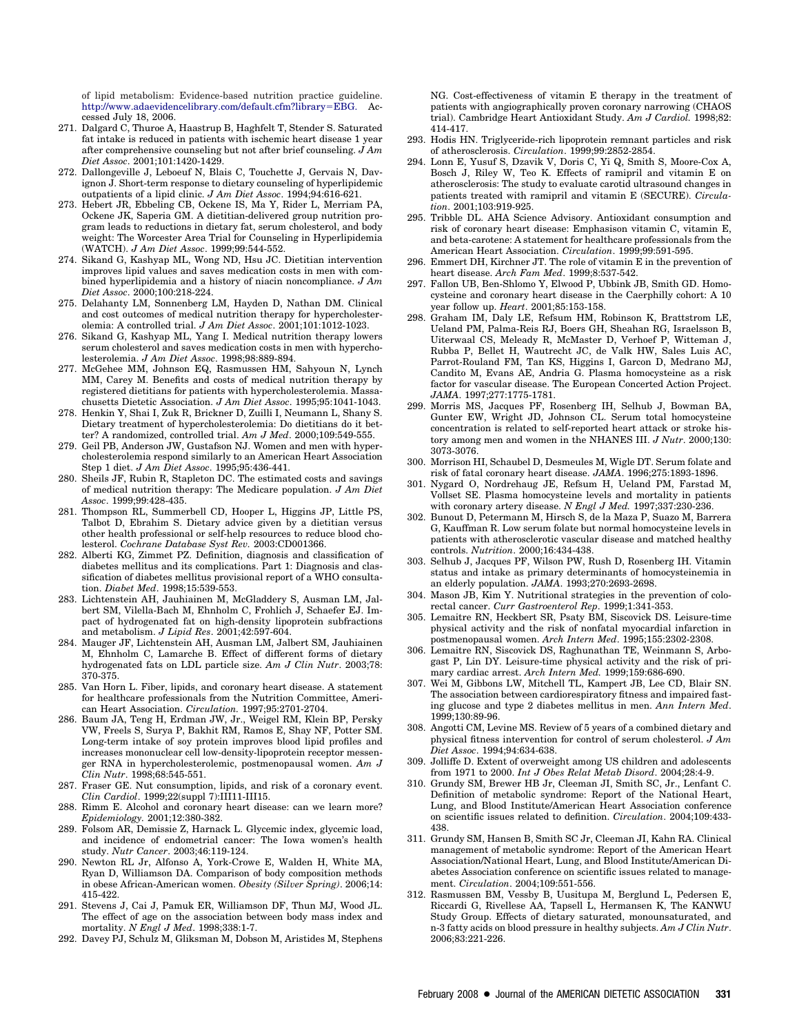of lipid metabolism: Evidence-based nutrition practice guideline. http://www.adaevidencelibrary.com/default.cfm?library=EBG. Accessed July 18, 2006.

271. Dalgard C, Thuroe A, Haastrup B, Haghfelt T, Stender S. Saturated fat intake is reduced in patients with ischemic heart disease 1 year after comprehensive counseling but not after brief counseling. *J Am Diet Assoc*. 2001;101:1420-1429.
272. Dallongeville J, Leboeuf N, Blais C, Touchette J, Gervais N, Davignon J. Short-term response to dietary counseling of hyperlipidemic outpatients of a lipid clinic. *J Am Diet Assoc*. 1994;94:616-621.
273. Hebert JR, Ebbeling CB, Ockene IS, Ma Y, Rider L, Merriam PA, Ockene JK, Saperia GM. A dietitian-delivered group nutrition program leads to reductions in dietary fat, serum cholesterol, and body weight: The Worcester Area Trial for Counseling in Hyperlipidemia (WATCH). *J Am Diet Assoc*. 1999;99:544-552.
274. Sikand G, Kashyap ML, Wong ND, Hsu JC. Dietitian intervention improves lipid values and saves medication costs in men with combined hyperlipidemia and a history of niacin noncompliance. *J Am Diet Assoc*. 2000;100:218-224.
275. Delahanty LM, Sonnenberg LM, Hayden D, Nathan DM. Clinical and cost outcomes of medical nutrition therapy for hypercholesterolemia: A controlled trial. *J Am Diet Assoc*. 2001;101:1012-1023.
276. Sikand G, Kashyap ML, Yang I. Medical nutrition therapy lowers serum cholesterol and saves medication costs in men with hypercholesterolemia. *J Am Diet Assoc*. 1998;98:889-894.
277. McGehee MM, Johnson EQ, Rasmussen HM, Sahyoun N, Lynch MM, Carey M. Benefits and costs of medical nutrition therapy by registered dietitians for patients with hypercholesterolemia. Massachusetts Dietetic Association. *J Am Diet Assoc*. 1995;95:1041-1043.
278. Henkin Y, Shai I, Zuk R, Brickner D, Zuilli I, Neumann L, Shany S. Dietary treatment of hypercholesterolemia: Do dietitians do it better? A randomized, controlled trial. *Am J Med*. 2000;109:549-555.
279. Geil PB, Anderson JW, Gustafson NJ. Women and men with hypercholesterolemia respond similarly to an American Heart Association Step 1 diet. *J Am Diet Assoc*. 1995;95:436-441.
280. Sheils JF, Rubin R, Stapleton DC. The estimated costs and savings of medical nutrition therapy: The Medicare population. *J Am Diet Assoc*. 1999;99:428-435.
281. Thompson RL, Summerbell CD, Hooper L, Higgins JP, Little PS, Talbot D, Ebrahim S. Dietary advice given by a dietitian versus other health professional or self-help resources to reduce blood cholesterol. *Cochrane Database Syst Rev*. 2003:CD001366.
282. Alberti KG, Zimmet PZ. Definition, diagnosis and classification of diabetes mellitus and its complications. Part 1: Diagnosis and classification of diabetes mellitus provisional report of a WHO consultation. *Diabet Med*. 1998;15:539-553.
283. Lichtenstein AH, Jauhiainen M, McGladdery S, Ausman LM, Jalbert SM, Vilella-Bach M, Ehnholm C, Frohlich J, Schaefer EJ. Impact of hydrogenated fat on high-density lipoprotein subfractions and metabolism. *J Lipid Res*. 2001;42:597-604.
284. Mauger JF, Lichtenstein AH, Ausman LM, Jalbert SM, Jauhiainen M, Ehnholm C, Lamarche B. Effect of different forms of dietary hydrogenated fats on LDL particle size. *Am J Clin Nutr*. 2003;78: 370-375.
285. Van Horn L. Fiber, lipids, and coronary heart disease. A statement for healthcare professionals from the Nutrition Committee, American Heart Association. *Circulation.* 1997;95:2701-2704.
286. Baum JA, Teng H, Erdman JW, Jr., Weigel RM, Klein BP, Persky VW, Freels S, Surya P, Bakhit RM, Ramos E, Shay NF, Potter SM. Long-term intake of soy protein improves blood lipid profiles and increases mononuclear cell low-density-lipoprotein receptor messenger RNA in hypercholesterolemic, postmenopausal women. *Am J Clin Nutr*. 1998;68:545-551.
287. Fraser GE. Nut consumption, lipids, and risk of a coronary event. *Clin Cardiol*. 1999;22(suppl 7):III11-III15.
288. Rimm E. Alcohol and coronary heart disease: can we learn more? *Epidemiology.* 2001;12:380-382.
289. Folsom AR, Demissie Z, Harnack L. Glycemic index, glycemic load, and incidence of endometrial cancer: The Iowa women's health study. *Nutr Cancer*. 2003;46:119-124.
290. Newton RL Jr, Alfonso A, York-Crowe E, Walden H, White MA, Ryan D, Williamson DA. Comparison of body composition methods in obese African-American women. *Obesity (Silver Spring)*. 2006;14: 415-422.
291. Stevens J, Cai J, Pamuk ER, Williamson DF, Thun MJ, Wood JL. The effect of age on the association between body mass index and mortality. *N Engl J Med*. 1998;338:1-7.
292. Davey PJ, Schulz M, Gliksman M, Dobson M, Aristides M, Stephens NG. Cost-effectiveness of vitamin E therapy in the treatment of patients with angiographically proven coronary narrowing (CHAOS trial). Cambridge Heart Antioxidant Study. *Am J Cardiol.* 1998;82: 414-417.
293. Hodis HN. Triglyceride-rich lipoprotein remnant particles and risk of atherosclerosis. *Circulation*. 1999;99:2852-2854.
294. Lonn E, Yusuf S, Dzavik V, Doris C, Yi Q, Smith S, Moore-Cox A, Bosch J, Riley W, Teo K. Effects of ramipril and vitamin E on atherosclerosis: The study to evaluate carotid ultrasound changes in patients treated with ramipril and vitamin E (SECURE). *Circulation*. 2001;103:919-925.
295. Tribble DL. AHA Science Advisory. Antioxidant consumption and risk of coronary heart disease: Emphasison vitamin C, vitamin E, and beta-carotene: A statement for healthcare professionals from the American Heart Association. *Circulation*. 1999;99:591-595.
296. Emmert DH, Kirchner JT. The role of vitamin E in the prevention of heart disease. *Arch Fam Med*. 1999;8:537-542.
297. Fallon UB, Ben-Shlomo Y, Elwood P, Ubbink JB, Smith GD. Homocysteine and coronary heart disease in the Caerphilly cohort: A 10 year follow up. *Heart*. 2001;85:153-158.
298. Graham IM, Daly LE, Refsum HM, Robinson K, Brattstrom LE, Ueland PM, Palma-Reis RJ, Boers GH, Sheahan RG, Israelsson B, Uiterwaal CS, Meleady R, McMaster D, Verhoef P, Witteman J, Rubba P, Bellet H, Wautrecht JC, de Valk HW, Sales Luis AC, Parrot-Rouland FM, Tan KS, Higgins I, Garcon D, Medrano MJ, Candito M, Evans AE, Andria G. Plasma homocysteine as a risk factor for vascular disease. The European Concerted Action Project. *JAMA*. 1997;277:1775-1781.
299. Morris MS, Jacques PF, Rosenberg IH, Selhub J, Bowman BA, Gunter EW, Wright JD, Johnson CL. Serum total homocysteine concentration is related to self-reported heart attack or stroke history among men and women in the NHANES III. *J Nutr*. 2000;130: 3073-3076.
300. Morrison HI, Schaubel D, Desmeules M, Wigle DT. Serum folate and risk of fatal coronary heart disease. *JAMA*. 1996;275:1893-1896.
301. Nygard O, Nordrehaug JE, Refsum H, Ueland PM, Farstad M, Vollset SE. Plasma homocysteine levels and mortality in patients with coronary artery disease. *N Engl J Med.* 1997;337:230-236.
302. Bunout D, Petermann M, Hirsch S, de la Maza P, Suazo M, Barrera G, Kauffman R. Low serum folate but normal homocysteine levels in patients with atherosclerotic vascular disease and matched healthy controls. *Nutrition*. 2000;16:434-438.
303. Selhub J, Jacques PF, Wilson PW, Rush D, Rosenberg IH. Vitamin status and intake as primary determinants of homocysteinemia in an elderly population. *JAMA*. 1993;270:2693-2698.
304. Mason JB, Kim Y. Nutritional strategies in the prevention of colorectal cancer. *Curr Gastroenterol Rep*. 1999;1:341-353.
305. Lemaitre RN, Heckbert SR, Psaty BM, Siscovick DS. Leisure-time physical activity and the risk of nonfatal myocardial infarction in postmenopausal women. *Arch Intern Med*. 1995;155:2302-2308.
306. Lemaitre RN, Siscovick DS, Raghunathan TE, Weinmann S, Arbogast P, Lin DY. Leisure-time physical activity and the risk of primary cardiac arrest. *Arch Intern Med.* 1999;159:686-690.
307. Wei M, Gibbons LW, Mitchell TL, Kampert JB, Lee CD, Blair SN. The association between cardiorespiratory fitness and impaired fasting glucose and type 2 diabetes mellitus in men. *Ann Intern Med*. 1999;130:89-96.
308. Angotti CM, Levine MS. Review of 5 years of a combined dietary and physical fitness intervention for control of serum cholesterol. *J Am Diet Assoc*. 1994;94:634-638.
309. Jolliffe D. Extent of overweight among US children and adolescents from 1971 to 2000. *Int J Obes Relat Metab Disord*. 2004;28:4-9.
310. Grundy SM, Brewer HB Jr, Cleeman JI, Smith SC, Jr., Lenfant C. Definition of metabolic syndrome: Report of the National Heart, Lung, and Blood Institute/American Heart Association conference on scientific issues related to definition. *Circulation*. 2004;109:433-438.
311. Grundy SM, Hansen B, Smith SC Jr, Cleeman JI, Kahn RA. Clinical management of metabolic syndrome: Report of the American Heart Association/National Heart, Lung, and Blood Institute/American Diabetes Association conference on scientific issues related to management. *Circulation*. 2004;109:551-556.
312. Rasmussen BM, Vessby B, Uusitupa M, Berglund L, Pedersen E, Riccardi G, Rivellese AA, Tapsell L, Hermansen K, The KANWU Study Group. Effects of dietary saturated, monounsaturated, and n-3 fatty acids on blood pressure in healthy subjects. *Am J Clin Nutr*. 2006;83:221-226.